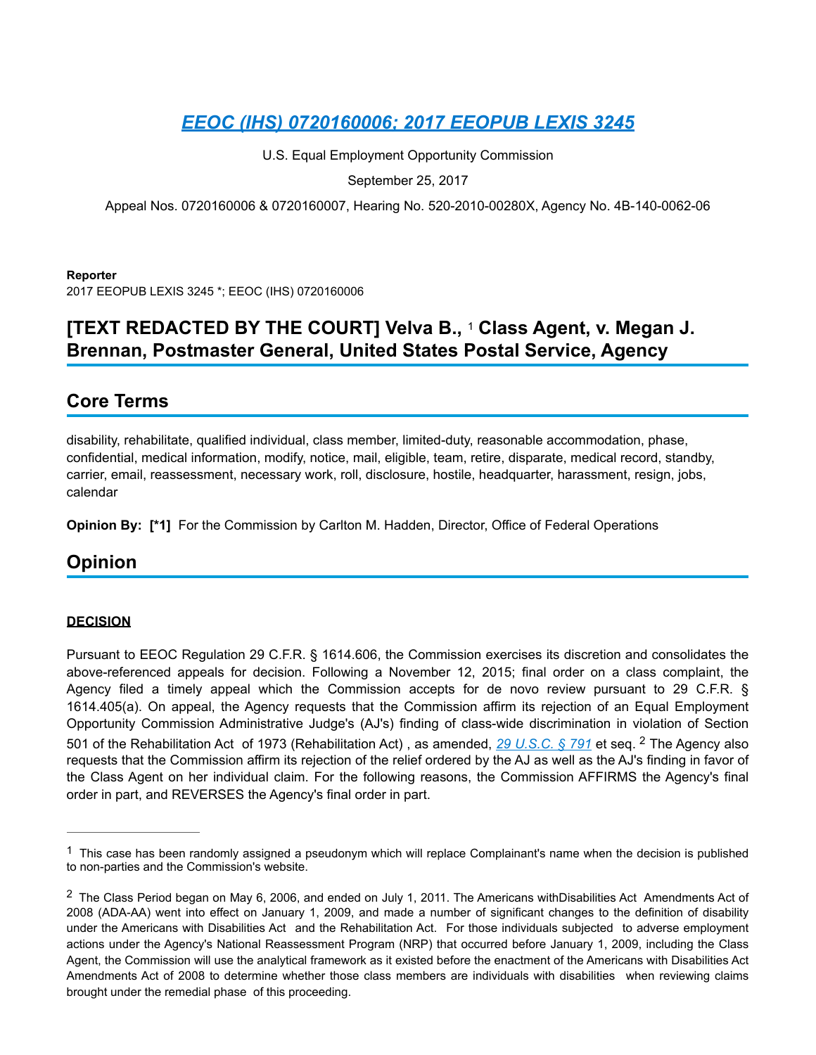# *EEOC (IHS) 0720160006; 2017 EEOPUB LEXIS 3245*

U.S. Equal Employment Opportunity Commission

September 25, 2017

Appeal Nos. 0720160006 & 0720160007, Hearing No. 520-2010-00280X, Agency No. 4B-140-0062-06

**Reporter**

2017 EEOPUB LEXIS 3245 *; EEOC (IHS) 0720160006

## [TEXT REDACTED BY THE COURT] Velva B., [1] Class Agent, v. Megan J. Brennan, Postmaster General, United States Postal Service, Agency

## Core Terms

disability, rehabilitate, qualified individual, class member, limited-duty, reasonable accommodation, phase, confidential, medical information, modify, notice, mail, eligible, team, retire, disparate, medical record, standby, carrier, email, reassessment, necessary work, roll, disclosure, hostile, headquarter, harassment, resign, jobs, calendar

**Opinion By:** **[*1]** For the Commission by Carlton M. Hadden, Director, Office of Federal Operations

## Opinion

**DECISION**

Pursuant to EEOC Regulation 29 C.F.R. § 1614.606, the Commission exercises its discretion and consolidates the above-referenced appeals for decision. Following a November 12, 2015; final order on a class complaint, the Agency filed a timely appeal which the Commission accepts for de novo review pursuant to 29 C.F.R. § 1614.405(a). On appeal, the Agency requests that the Commission affirm its rejection of an Equal Employment Opportunity Commission Administrative Judge's (AJ's) finding of class-wide discrimination in violation of Section 501 of the Rehabilitation Act of 1973 (Rehabilitation Act) , as amended, *29 U.S.C. § 791* et seq. [2] The Agency also requests that the Commission affirm its rejection of the relief ordered by the AJ as well as the AJ's finding in favor of the Class Agent on her individual claim. For the following reasons, the Commission AFFIRMS the Agency's final order in part, and REVERSES the Agency's final order in part.

---

[1] This case has been randomly assigned a pseudonym which will replace Complainant's name when the decision is published to non-parties and the Commission's website.

[2] The Class Period began on May 6, 2006, and ended on July 1, 2011. The Americans withDisabilities Act Amendments Act of 2008 (ADA-AA) went into effect on January 1, 2009, and made a number of significant changes to the definition of disability under the Americans with Disabilities Act and the Rehabilitation Act. For those individuals subjected to adverse employment actions under the Agency's National Reassessment Program (NRP) that occurred before January 1, 2009, including the Class Agent, the Commission will use the analytical framework as it existed before the enactment of the Americans with Disabilities Act Amendments Act of 2008 to determine whether those class members are individuals with disabilities when reviewing claims brought under the remedial phase of this proceeding.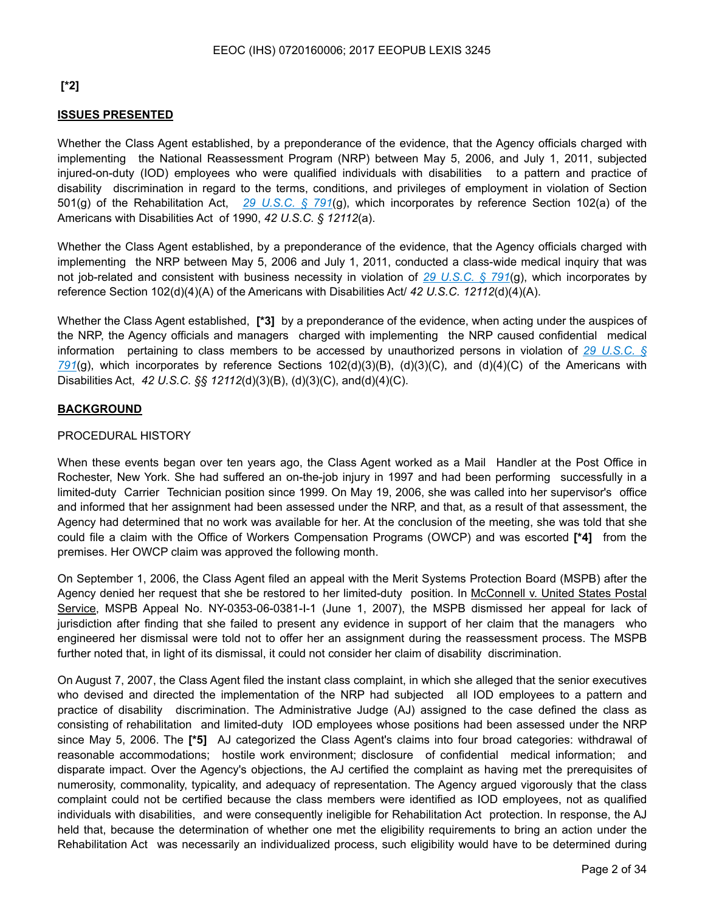**[*2]**

**ISSUES PRESENTED**

Whether the Class Agent established, by a preponderance of the evidence, that the Agency officials charged with implementing the National Reassessment Program (NRP) between May 5, 2006, and July 1, 2011, subjected injured-on-duty (IOD) employees who were qualified individuals with disabilities to a pattern and practice of disability discrimination in regard to the terms, conditions, and privileges of employment in violation of Section 501(g) of the Rehabilitation Act, *29 U.S.C. § 791*(g), which incorporates by reference Section 102(a) of the Americans with Disabilities Act of 1990, *42 U.S.C. § 12112*(a).

Whether the Class Agent established, by a preponderance of the evidence, that the Agency officials charged with implementing the NRP between May 5, 2006 and July 1, 2011, conducted a class-wide medical inquiry that was not job-related and consistent with business necessity in violation of *29 U.S.C. § 791*(g), which incorporates by reference Section 102(d)(4)(A) of the Americans with Disabilities Act/ *42 U.S.C. 12112*(d)(4)(A).

Whether the Class Agent established, **[*3]** by a preponderance of the evidence, when acting under the auspices of the NRP, the Agency officials and managers charged with implementing the NRP caused confidential medical information pertaining to class members to be accessed by unauthorized persons in violation of *29 U.S.C. § 791*(g), which incorporates by reference Sections 102(d)(3)(B), (d)(3)(C), and (d)(4)(C) of the Americans with Disabilities Act, *42 U.S.C. §§ 12112*(d)(3)(B), (d)(3)(C), and(d)(4)(C).

**BACKGROUND**

PROCEDURAL HISTORY

When these events began over ten years ago, the Class Agent worked as a Mail Handler at the Post Office in Rochester, New York. She had suffered an on-the-job injury in 1997 and had been performing successfully in a limited-duty Carrier Technician position since 1999. On May 19, 2006, she was called into her supervisor's office and informed that her assignment had been assessed under the NRP, and that, as a result of that assessment, the Agency had determined that no work was available for her. At the conclusion of the meeting, she was told that she could file a claim with the Office of Workers Compensation Programs (OWCP) and was escorted **[*4]** from the premises. Her OWCP claim was approved the following month.

On September 1, 2006, the Class Agent filed an appeal with the Merit Systems Protection Board (MSPB) after the Agency denied her request that she be restored to her limited-duty position. In McConnell v. United States Postal Service, MSPB Appeal No. NY-0353-06-0381-I-1 (June 1, 2007), the MSPB dismissed her appeal for lack of jurisdiction after finding that she failed to present any evidence in support of her claim that the managers who engineered her dismissal were told not to offer her an assignment during the reassessment process. The MSPB further noted that, in light of its dismissal, it could not consider her claim of disability discrimination.

On August 7, 2007, the Class Agent filed the instant class complaint, in which she alleged that the senior executives who devised and directed the implementation of the NRP had subjected all IOD employees to a pattern and practice of disability discrimination. The Administrative Judge (AJ) assigned to the case defined the class as consisting of rehabilitation and limited-duty IOD employees whose positions had been assessed under the NRP since May 5, 2006. The **[*5]** AJ categorized the Class Agent's claims into four broad categories: withdrawal of reasonable accommodations; hostile work environment; disclosure of confidential medical information; and disparate impact. Over the Agency's objections, the AJ certified the complaint as having met the prerequisites of numerosity, commonality, typicality, and adequacy of representation. The Agency argued vigorously that the class complaint could not be certified because the class members were identified as IOD employees, not as qualified individuals with disabilities, and were consequently ineligible for Rehabilitation Act protection. In response, the AJ held that, because the determination of whether one met the eligibility requirements to bring an action under the Rehabilitation Act was necessarily an individualized process, such eligibility would have to be determined during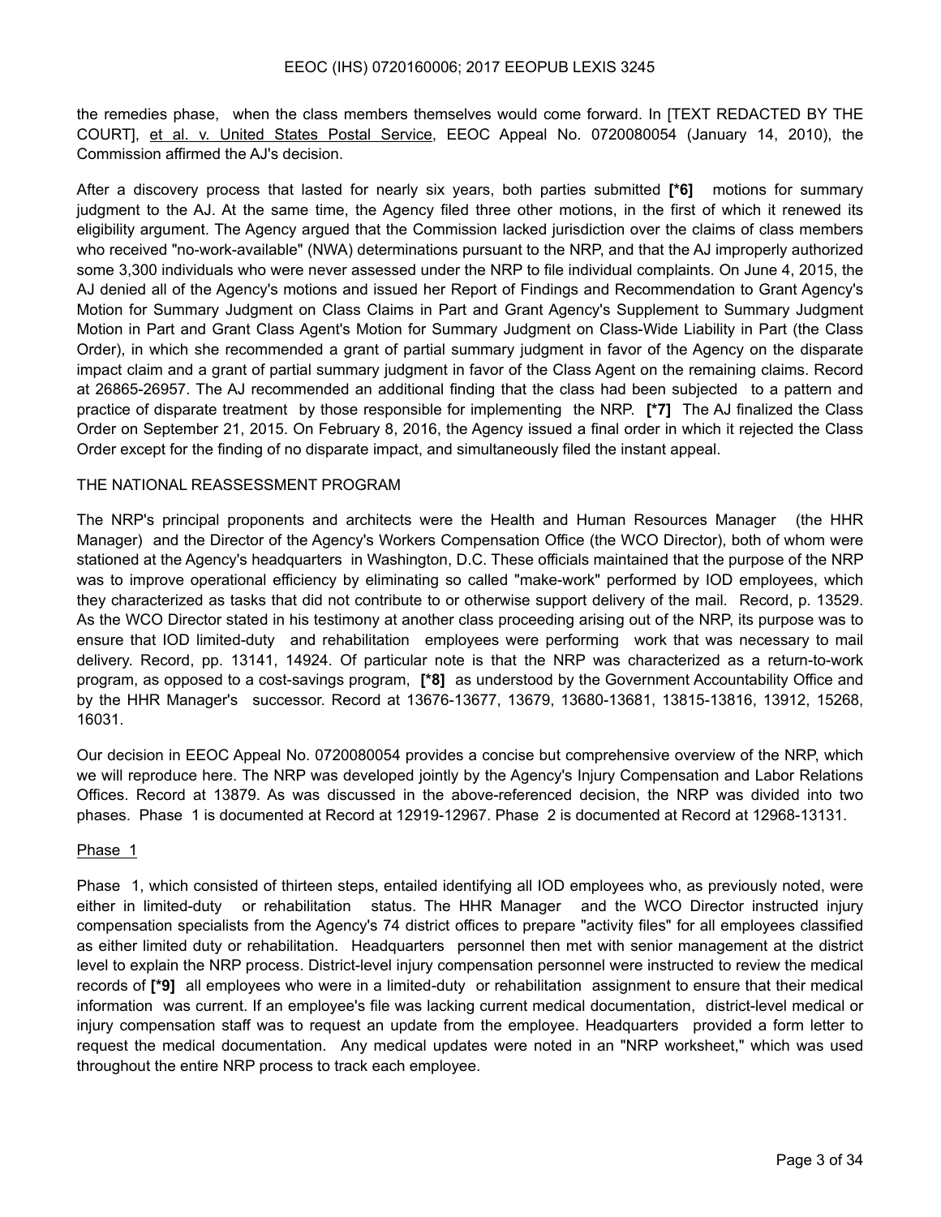the remedies phase, when the class members themselves would come forward. In [TEXT REDACTED BY THE COURT], et al. v. United States Postal Service, EEOC Appeal No. 0720080054 (January 14, 2010), the Commission affirmed the AJ's decision.

After a discovery process that lasted for nearly six years, both parties submitted **[*6]** motions for summary judgment to the AJ. At the same time, the Agency filed three other motions, in the first of which it renewed its eligibility argument. The Agency argued that the Commission lacked jurisdiction over the claims of class members who received "no-work-available" (NWA) determinations pursuant to the NRP, and that the AJ improperly authorized some 3,300 individuals who were never assessed under the NRP to file individual complaints. On June 4, 2015, the AJ denied all of the Agency's motions and issued her Report of Findings and Recommendation to Grant Agency's Motion for Summary Judgment on Class Claims in Part and Grant Agency's Supplement to Summary Judgment Motion in Part and Grant Class Agent's Motion for Summary Judgment on Class-Wide Liability in Part (the Class Order), in which she recommended a grant of partial summary judgment in favor of the Agency on the disparate impact claim and a grant of partial summary judgment in favor of the Class Agent on the remaining claims. Record at 26865-26957. The AJ recommended an additional finding that the class had been subjected to a pattern and practice of disparate treatment by those responsible for implementing the NRP. **[*7]** The AJ finalized the Class Order on September 21, 2015. On February 8, 2016, the Agency issued a final order in which it rejected the Class Order except for the finding of no disparate impact, and simultaneously filed the instant appeal.

THE NATIONAL REASSESSMENT PROGRAM

The NRP's principal proponents and architects were the Health and Human Resources Manager (the HHR Manager) and the Director of the Agency's Workers Compensation Office (the WCO Director), both of whom were stationed at the Agency's headquarters in Washington, D.C. These officials maintained that the purpose of the NRP was to improve operational efficiency by eliminating so called "make-work" performed by IOD employees, which they characterized as tasks that did not contribute to or otherwise support delivery of the mail. Record, p. 13529. As the WCO Director stated in his testimony at another class proceeding arising out of the NRP, its purpose was to ensure that IOD limited-duty and rehabilitation employees were performing work that was necessary to mail delivery. Record, pp. 13141, 14924. Of particular note is that the NRP was characterized as a return-to-work program, as opposed to a cost-savings program, **[*8]** as understood by the Government Accountability Office and by the HHR Manager's successor. Record at 13676-13677, 13679, 13680-13681, 13815-13816, 13912, 15268, 16031.

Our decision in EEOC Appeal No. 0720080054 provides a concise but comprehensive overview of the NRP, which we will reproduce here. The NRP was developed jointly by the Agency's Injury Compensation and Labor Relations Offices. Record at 13879. As was discussed in the above-referenced decision, the NRP was divided into two phases. Phase 1 is documented at Record at 12919-12967. Phase 2 is documented at Record at 12968-13131.

Phase 1

Phase 1, which consisted of thirteen steps, entailed identifying all IOD employees who, as previously noted, were either in limited-duty or rehabilitation status. The HHR Manager and the WCO Director instructed injury compensation specialists from the Agency's 74 district offices to prepare "activity files" for all employees classified as either limited duty or rehabilitation. Headquarters personnel then met with senior management at the district level to explain the NRP process. District-level injury compensation personnel were instructed to review the medical records of **[*9]** all employees who were in a limited-duty or rehabilitation assignment to ensure that their medical information was current. If an employee's file was lacking current medical documentation, district-level medical or injury compensation staff was to request an update from the employee. Headquarters provided a form letter to request the medical documentation. Any medical updates were noted in an "NRP worksheet," which was used throughout the entire NRP process to track each employee.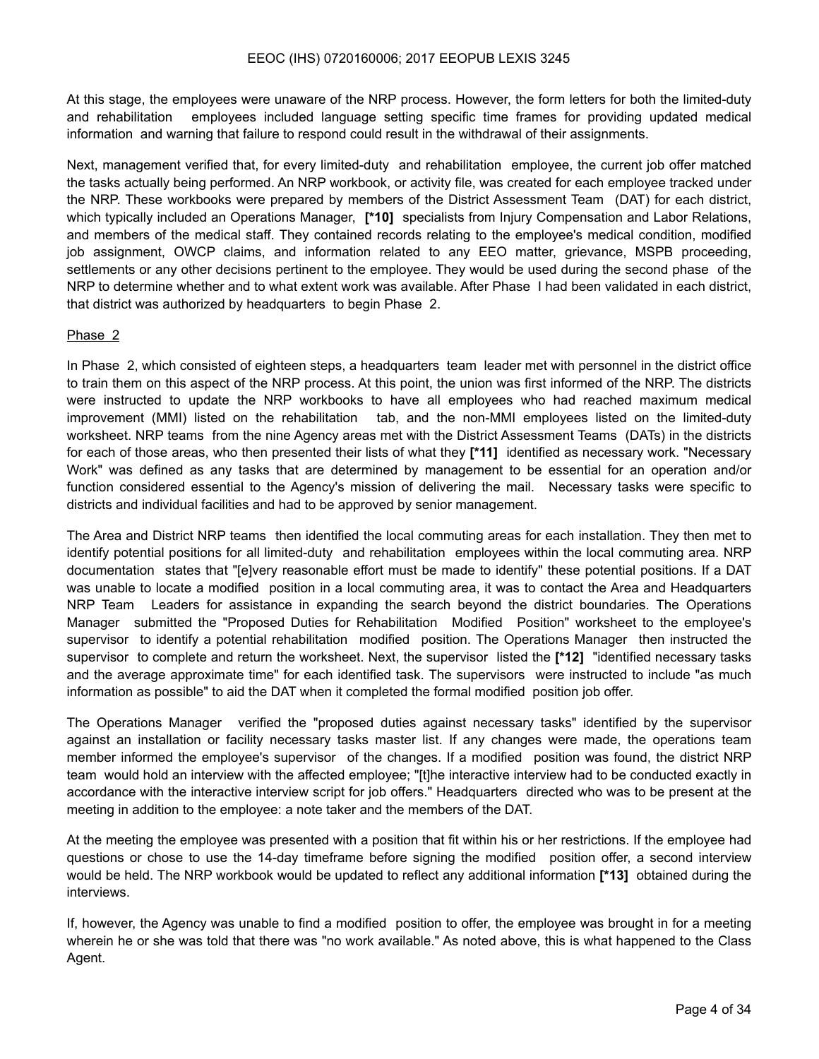At this stage, the employees were unaware of the NRP process. However, the form letters for both the limited-duty and rehabilitation employees included language setting specific time frames for providing updated medical information and warning that failure to respond could result in the withdrawal of their assignments.

Next, management verified that, for every limited-duty and rehabilitation employee, the current job offer matched the tasks actually being performed. An NRP workbook, or activity file, was created for each employee tracked under the NRP. These workbooks were prepared by members of the District Assessment Team (DAT) for each district, which typically included an Operations Manager, **[*10]** specialists from Injury Compensation and Labor Relations, and members of the medical staff. They contained records relating to the employee's medical condition, modified job assignment, OWCP claims, and information related to any EEO matter, grievance, MSPB proceeding, settlements or any other decisions pertinent to the employee. They would be used during the second phase of the NRP to determine whether and to what extent work was available. After Phase I had been validated in each district, that district was authorized by headquarters to begin Phase 2.

Phase 2

In Phase 2, which consisted of eighteen steps, a headquarters team leader met with personnel in the district office to train them on this aspect of the NRP process. At this point, the union was first informed of the NRP. The districts were instructed to update the NRP workbooks to have all employees who had reached maximum medical improvement (MMI) listed on the rehabilitation tab, and the non-MMI employees listed on the limited-duty worksheet. NRP teams from the nine Agency areas met with the District Assessment Teams (DATs) in the districts for each of those areas, who then presented their lists of what they **[*11]** identified as necessary work. "Necessary Work" was defined as any tasks that are determined by management to be essential for an operation and/or function considered essential to the Agency's mission of delivering the mail. Necessary tasks were specific to districts and individual facilities and had to be approved by senior management.

The Area and District NRP teams then identified the local commuting areas for each installation. They then met to identify potential positions for all limited-duty and rehabilitation employees within the local commuting area. NRP documentation states that "[e]very reasonable effort must be made to identify" these potential positions. If a DAT was unable to locate a modified position in a local commuting area, it was to contact the Area and Headquarters NRP Team Leaders for assistance in expanding the search beyond the district boundaries. The Operations Manager submitted the "Proposed Duties for Rehabilitation Modified Position" worksheet to the employee's supervisor to identify a potential rehabilitation modified position. The Operations Manager then instructed the supervisor to complete and return the worksheet. Next, the supervisor listed the **[*12]** "identified necessary tasks and the average approximate time" for each identified task. The supervisors were instructed to include "as much information as possible" to aid the DAT when it completed the formal modified position job offer.

The Operations Manager verified the "proposed duties against necessary tasks" identified by the supervisor against an installation or facility necessary tasks master list. If any changes were made, the operations team member informed the employee's supervisor of the changes. If a modified position was found, the district NRP team would hold an interview with the affected employee; "[t]he interactive interview had to be conducted exactly in accordance with the interactive interview script for job offers." Headquarters directed who was to be present at the meeting in addition to the employee: a note taker and the members of the DAT.

At the meeting the employee was presented with a position that fit within his or her restrictions. If the employee had questions or chose to use the 14-day timeframe before signing the modified position offer, a second interview would be held. The NRP workbook would be updated to reflect any additional information **[*13]** obtained during the interviews.

If, however, the Agency was unable to find a modified position to offer, the employee was brought in for a meeting wherein he or she was told that there was "no work available." As noted above, this is what happened to the Class Agent.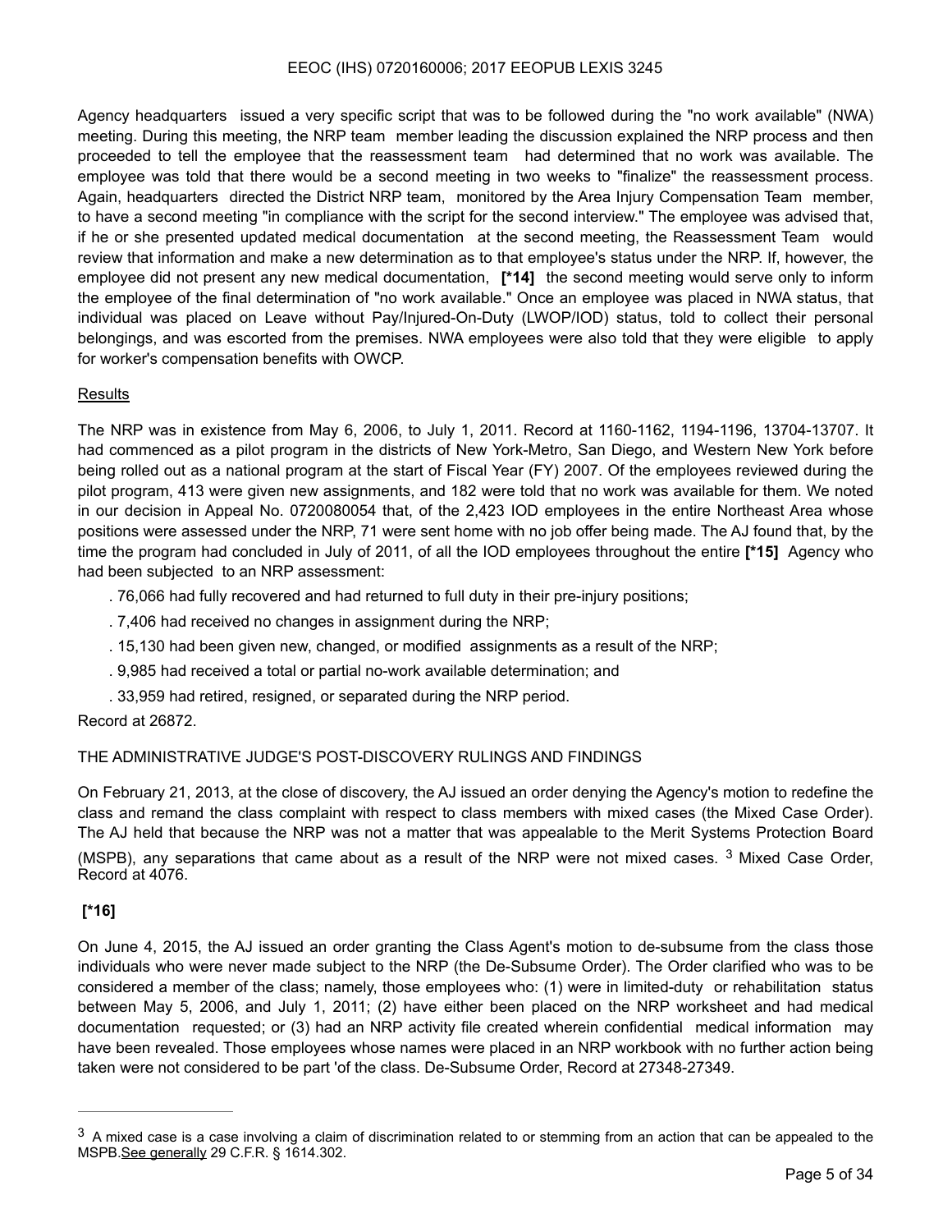Agency headquarters issued a very specific script that was to be followed during the "no work available" (NWA) meeting. During this meeting, the NRP team member leading the discussion explained the NRP process and then proceeded to tell the employee that the reassessment team had determined that no work was available. The employee was told that there would be a second meeting in two weeks to "finalize" the reassessment process. Again, headquarters directed the District NRP team, monitored by the Area Injury Compensation Team member, to have a second meeting "in compliance with the script for the second interview." The employee was advised that, if he or she presented updated medical documentation at the second meeting, the Reassessment Team would review that information and make a new determination as to that employee's status under the NRP. If, however, the employee did not present any new medical documentation, **[*14]** the second meeting would serve only to inform the employee of the final determination of "no work available." Once an employee was placed in NWA status, that individual was placed on Leave without Pay/Injured-On-Duty (LWOP/IOD) status, told to collect their personal belongings, and was escorted from the premises. NWA employees were also told that they were eligible to apply for worker's compensation benefits with OWCP.

Results

The NRP was in existence from May 6, 2006, to July 1, 2011. Record at 1160-1162, 1194-1196, 13704-13707. It had commenced as a pilot program in the districts of New York-Metro, San Diego, and Western New York before being rolled out as a national program at the start of Fiscal Year (FY) 2007. Of the employees reviewed during the pilot program, 413 were given new assignments, and 182 were told that no work was available for them. We noted in our decision in Appeal No. 0720080054 that, of the 2,423 IOD employees in the entire Northeast Area whose positions were assessed under the NRP, 71 were sent home with no job offer being made. The AJ found that, by the time the program had concluded in July of 2011, of all the IOD employees throughout the entire **[*15]** Agency who had been subjected to an NRP assessment:

. 76,066 had fully recovered and had returned to full duty in their pre-injury positions;

. 7,406 had received no changes in assignment during the NRP;

. 15,130 had been given new, changed, or modified assignments as a result of the NRP;

. 9,985 had received a total or partial no-work available determination; and

. 33,959 had retired, resigned, or separated during the NRP period.

Record at 26872.

THE ADMINISTRATIVE JUDGE'S POST-DISCOVERY RULINGS AND FINDINGS

On February 21, 2013, at the close of discovery, the AJ issued an order denying the Agency's motion to redefine the class and remand the class complaint with respect to class members with mixed cases (the Mixed Case Order). The AJ held that because the NRP was not a matter that was appealable to the Merit Systems Protection Board (MSPB), any separations that came about as a result of the NRP were not mixed cases. [3] Mixed Case Order, Record at 4076.

**[*16]**

On June 4, 2015, the AJ issued an order granting the Class Agent's motion to de-subsume from the class those individuals who were never made subject to the NRP (the De-Subsume Order). The Order clarified who was to be considered a member of the class; namely, those employees who: (1) were in limited-duty or rehabilitation status between May 5, 2006, and July 1, 2011; (2) have either been placed on the NRP worksheet and had medical documentation requested; or (3) had an NRP activity file created wherein confidential medical information may have been revealed. Those employees whose names were placed in an NRP workbook with no further action being taken were not considered to be part 'of the class. De-Subsume Order, Record at 27348-27349.

---

[3] A mixed case is a case involving a claim of discrimination related to or stemming from an action that can be appealed to the MSPB. See generally 29 C.F.R. § 1614.302.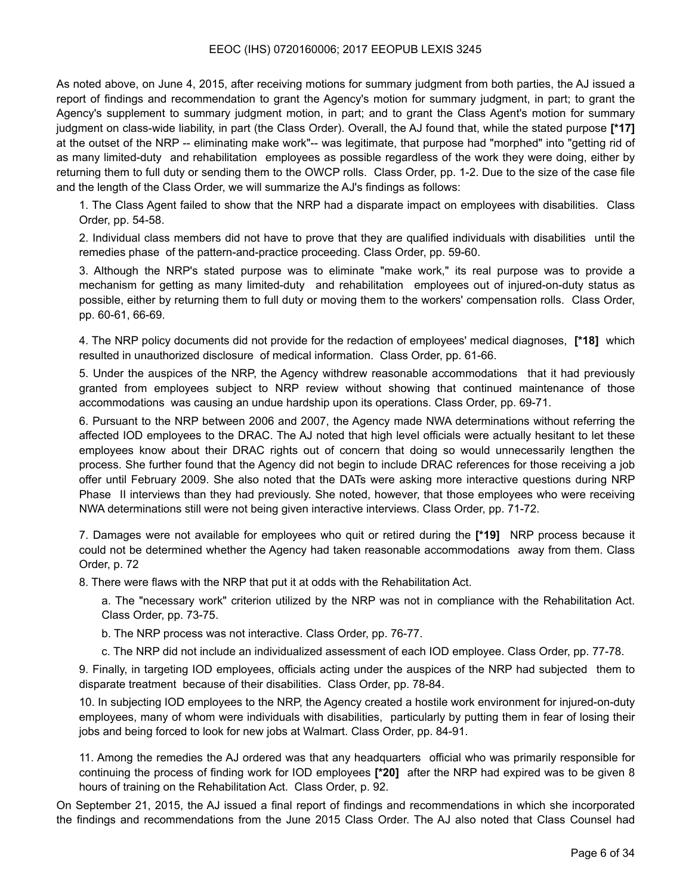As noted above, on June 4, 2015, after receiving motions for summary judgment from both parties, the AJ issued a report of findings and recommendation to grant the Agency's motion for summary judgment, in part; to grant the Agency's supplement to summary judgment motion, in part; and to grant the Class Agent's motion for summary judgment on class-wide liability, in part (the Class Order). Overall, the AJ found that, while the stated purpose **[*17]** at the outset of the NRP -- eliminating make work"-- was legitimate, that purpose had "morphed" into "getting rid of as many limited-duty and rehabilitation employees as possible regardless of the work they were doing, either by returning them to full duty or sending them to the OWCP rolls. Class Order, pp. 1-2. Due to the size of the case file and the length of the Class Order, we will summarize the AJ's findings as follows:

1. The Class Agent failed to show that the NRP had a disparate impact on employees with disabilities. Class Order, pp. 54-58.

2. Individual class members did not have to prove that they are qualified individuals with disabilities until the remedies phase of the pattern-and-practice proceeding. Class Order, pp. 59-60.

3. Although the NRP's stated purpose was to eliminate "make work," its real purpose was to provide a mechanism for getting as many limited-duty and rehabilitation employees out of injured-on-duty status as possible, either by returning them to full duty or moving them to the workers' compensation rolls. Class Order, pp. 60-61, 66-69.

4. The NRP policy documents did not provide for the redaction of employees' medical diagnoses, **[*18]** which resulted in unauthorized disclosure of medical information. Class Order, pp. 61-66.

5. Under the auspices of the NRP, the Agency withdrew reasonable accommodations that it had previously granted from employees subject to NRP review without showing that continued maintenance of those accommodations was causing an undue hardship upon its operations. Class Order, pp. 69-71.

6. Pursuant to the NRP between 2006 and 2007, the Agency made NWA determinations without referring the affected IOD employees to the DRAC. The AJ noted that high level officials were actually hesitant to let these employees know about their DRAC rights out of concern that doing so would unnecessarily lengthen the process. She further found that the Agency did not begin to include DRAC references for those receiving a job offer until February 2009. She also noted that the DATs were asking more interactive questions during NRP Phase II interviews than they had previously. She noted, however, that those employees who were receiving NWA determinations still were not being given interactive interviews. Class Order, pp. 71-72.

7. Damages were not available for employees who quit or retired during the **[*19]** NRP process because it could not be determined whether the Agency had taken reasonable accommodations away from them. Class Order, p. 72

8. There were flaws with the NRP that put it at odds with the Rehabilitation Act.

   a. The "necessary work" criterion utilized by the NRP was not in compliance with the Rehabilitation Act. Class Order, pp. 73-75.

   b. The NRP process was not interactive. Class Order, pp. 76-77.

   c. The NRP did not include an individualized assessment of each IOD employee. Class Order, pp. 77-78.

9. Finally, in targeting IOD employees, officials acting under the auspices of the NRP had subjected them to disparate treatment because of their disabilities. Class Order, pp. 78-84.

10. In subjecting IOD employees to the NRP, the Agency created a hostile work environment for injured-on-duty employees, many of whom were individuals with disabilities, particularly by putting them in fear of losing their jobs and being forced to look for new jobs at Walmart. Class Order, pp. 84-91.

11. Among the remedies the AJ ordered was that any headquarters official who was primarily responsible for continuing the process of finding work for IOD employees **[*20]** after the NRP had expired was to be given 8 hours of training on the Rehabilitation Act. Class Order, p. 92.

On September 21, 2015, the AJ issued a final report of findings and recommendations in which she incorporated the findings and recommendations from the June 2015 Class Order. The AJ also noted that Class Counsel had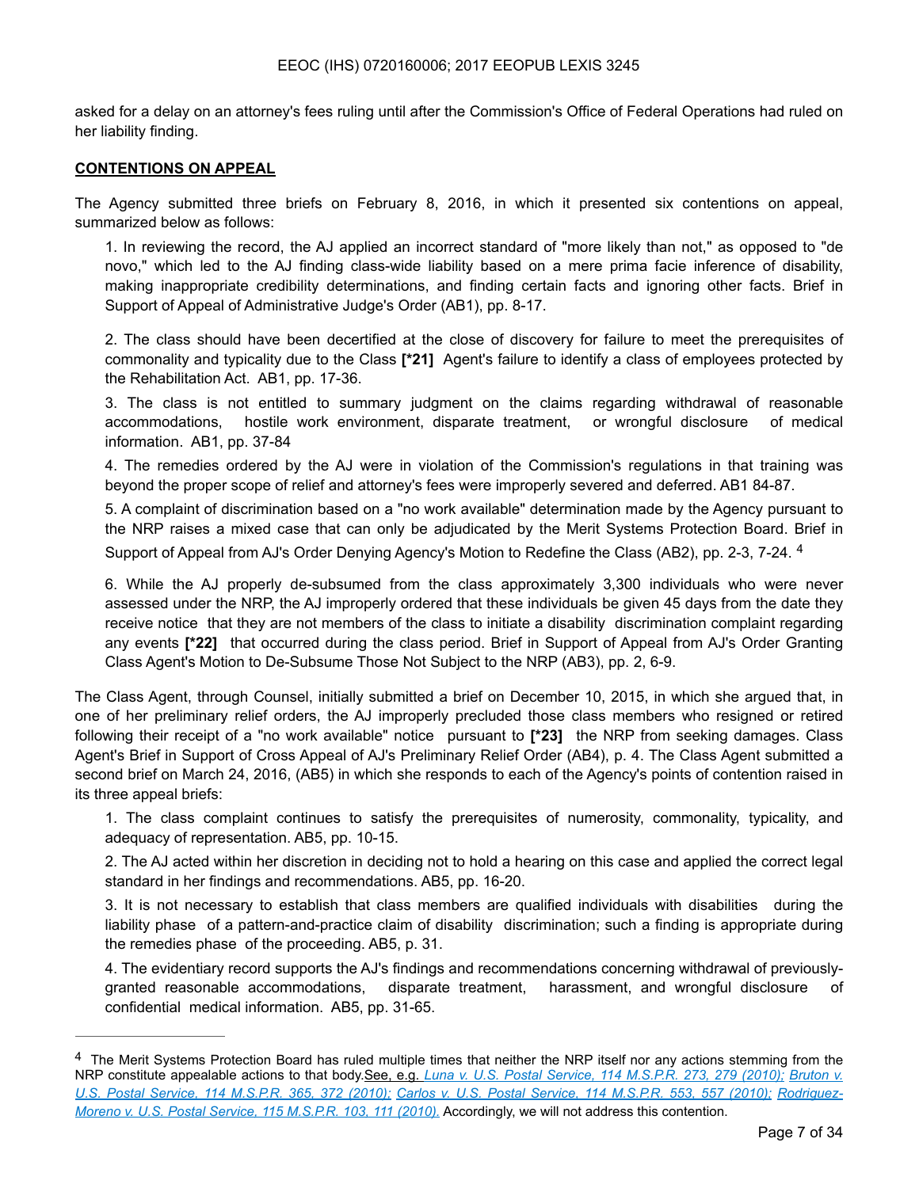asked for a delay on an attorney's fees ruling until after the Commission's Office of Federal Operations had ruled on her liability finding.

**CONTENTIONS ON APPEAL**

The Agency submitted three briefs on February 8, 2016, in which it presented six contentions on appeal, summarized below as follows:

1. In reviewing the record, the AJ applied an incorrect standard of "more likely than not," as opposed to "de novo," which led to the AJ finding class-wide liability based on a mere prima facie inference of disability, making inappropriate credibility determinations, and finding certain facts and ignoring other facts. Brief in Support of Appeal of Administrative Judge's Order (AB1), pp. 8-17.

2. The class should have been decertified at the close of discovery for failure to meet the prerequisites of commonality and typicality due to the Class **[*21]** Agent's failure to identify a class of employees protected by the Rehabilitation Act. AB1, pp. 17-36.

3. The class is not entitled to summary judgment on the claims regarding withdrawal of reasonable accommodations, hostile work environment, disparate treatment, or wrongful disclosure of medical information. AB1, pp. 37-84

4. The remedies ordered by the AJ were in violation of the Commission's regulations in that training was beyond the proper scope of relief and attorney's fees were improperly severed and deferred. AB1 84-87.

5. A complaint of discrimination based on a "no work available" determination made by the Agency pursuant to the NRP raises a mixed case that can only be adjudicated by the Merit Systems Protection Board. Brief in Support of Appeal from AJ's Order Denying Agency's Motion to Redefine the Class (AB2), pp. 2-3, 7-24. [4]

6. While the AJ properly de-subsumed from the class approximately 3,300 individuals who were never assessed under the NRP, the AJ improperly ordered that these individuals be given 45 days from the date they receive notice that they are not members of the class to initiate a disability discrimination complaint regarding any events **[*22]** that occurred during the class period. Brief in Support of Appeal from AJ's Order Granting Class Agent's Motion to De-Subsume Those Not Subject to the NRP (AB3), pp. 2, 6-9.

The Class Agent, through Counsel, initially submitted a brief on December 10, 2015, in which she argued that, in one of her preliminary relief orders, the AJ improperly precluded those class members who resigned or retired following their receipt of a "no work available" notice pursuant to **[*23]** the NRP from seeking damages. Class Agent's Brief in Support of Cross Appeal of AJ's Preliminary Relief Order (AB4), p. 4. The Class Agent submitted a second brief on March 24, 2016, (AB5) in which she responds to each of the Agency's points of contention raised in its three appeal briefs:

1. The class complaint continues to satisfy the prerequisites of numerosity, commonality, typicality, and adequacy of representation. AB5, pp. 10-15.

2. The AJ acted within her discretion in deciding not to hold a hearing on this case and applied the correct legal standard in her findings and recommendations. AB5, pp. 16-20.

3. It is not necessary to establish that class members are qualified individuals with disabilities during the liability phase of a pattern-and-practice claim of disability discrimination; such a finding is appropriate during the remedies phase of the proceeding. AB5, p. 31.

4. The evidentiary record supports the AJ's findings and recommendations concerning withdrawal of previously-granted reasonable accommodations, disparate treatment, harassment, and wrongful disclosure of confidential medical information. AB5, pp. 31-65.

---

[4] The Merit Systems Protection Board has ruled multiple times that neither the NRP itself nor any actions stemming from the NRP constitute appealable actions to that body. See, e.g. *Luna v. U.S. Postal Service, 114 M.S.P.R. 273, 279 (2010); Bruton v. U.S. Postal Service, 114 M.S.P.R. 365, 372 (2010); Carlos v. U.S. Postal Service, 114 M.S.P.R. 553, 557 (2010); Rodriguez-Moreno v. U.S. Postal Service, 115 M.S.P.R. 103, 111 (2010).* Accordingly, we will not address this contention.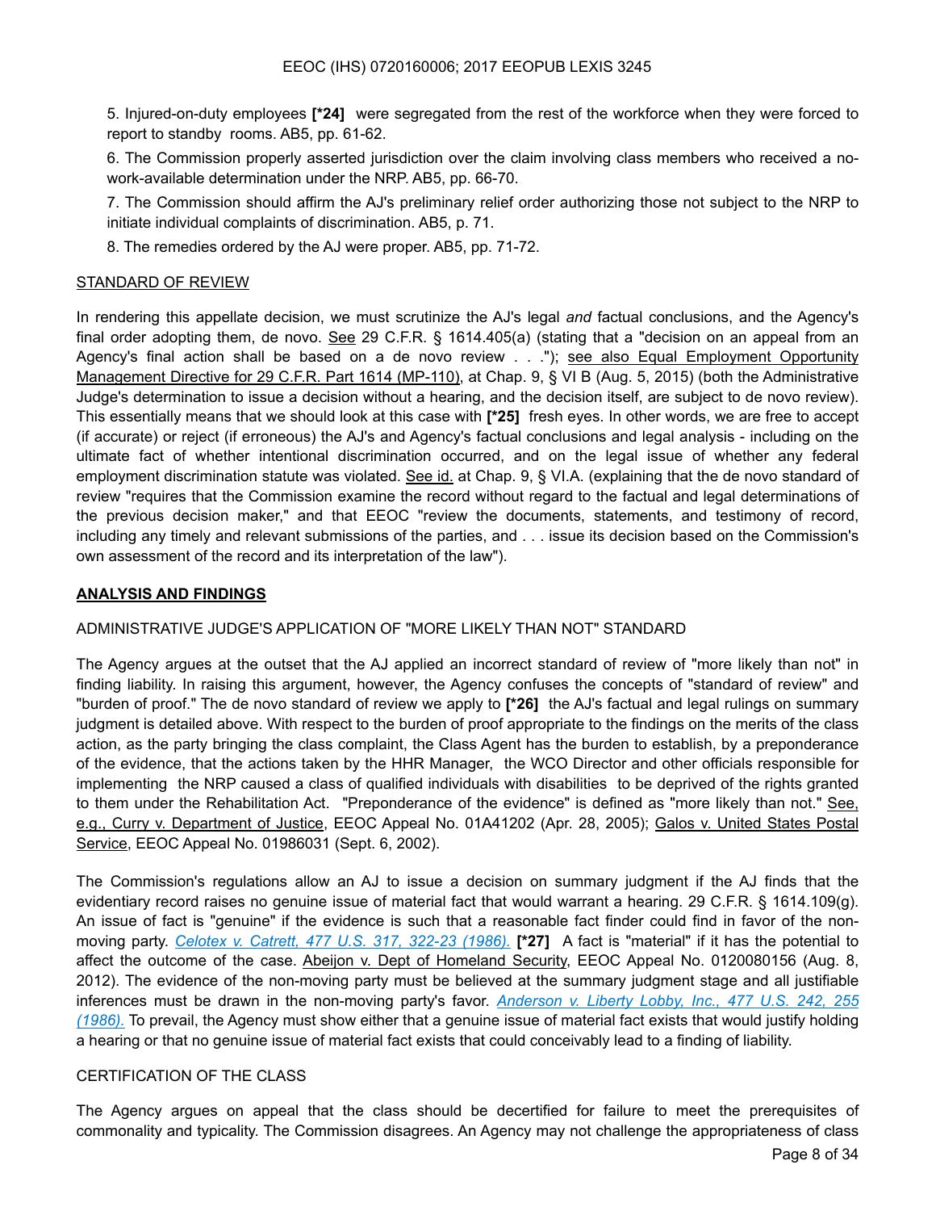5. Injured-on-duty employees **[*24]** were segregated from the rest of the workforce when they were forced to report to standby rooms. AB5, pp. 61-62.

6. The Commission properly asserted jurisdiction over the claim involving class members who received a no-work-available determination under the NRP. AB5, pp. 66-70.

7. The Commission should affirm the AJ's preliminary relief order authorizing those not subject to the NRP to initiate individual complaints of discrimination. AB5, p. 71.

8. The remedies ordered by the AJ were proper. AB5, pp. 71-72.

STANDARD OF REVIEW

In rendering this appellate decision, we must scrutinize the AJ's legal *and* factual conclusions, and the Agency's final order adopting them, de novo. See 29 C.F.R. § 1614.405(a) (stating that a "decision on an appeal from an Agency's final action shall be based on a de novo review . . ."); see also Equal Employment Opportunity Management Directive for 29 C.F.R. Part 1614 (MP-110), at Chap. 9, § VI B (Aug. 5, 2015) (both the Administrative Judge's determination to issue a decision without a hearing, and the decision itself, are subject to de novo review). This essentially means that we should look at this case with **[*25]** fresh eyes. In other words, we are free to accept (if accurate) or reject (if erroneous) the AJ's and Agency's factual conclusions and legal analysis - including on the ultimate fact of whether intentional discrimination occurred, and on the legal issue of whether any federal employment discrimination statute was violated. See id. at Chap. 9, § VI.A. (explaining that the de novo standard of review "requires that the Commission examine the record without regard to the factual and legal determinations of the previous decision maker," and that EEOC "review the documents, statements, and testimony of record, including any timely and relevant submissions of the parties, and . . . issue its decision based on the Commission's own assessment of the record and its interpretation of the law").

**ANALYSIS AND FINDINGS**

ADMINISTRATIVE JUDGE'S APPLICATION OF "MORE LIKELY THAN NOT" STANDARD

The Agency argues at the outset that the AJ applied an incorrect standard of review of "more likely than not" in finding liability. In raising this argument, however, the Agency confuses the concepts of "standard of review" and "burden of proof." The de novo standard of review we apply to **[*26]** the AJ's factual and legal rulings on summary judgment is detailed above. With respect to the burden of proof appropriate to the findings on the merits of the class action, as the party bringing the class complaint, the Class Agent has the burden to establish, by a preponderance of the evidence, that the actions taken by the HHR Manager, the WCO Director and other officials responsible for implementing the NRP caused a class of qualified individuals with disabilities to be deprived of the rights granted to them under the Rehabilitation Act. "Preponderance of the evidence" is defined as "more likely than not." See, e.g., Curry v. Department of Justice, EEOC Appeal No. 01A41202 (Apr. 28, 2005); Galos v. United States Postal Service, EEOC Appeal No. 01986031 (Sept. 6, 2002).

The Commission's regulations allow an AJ to issue a decision on summary judgment if the AJ finds that the evidentiary record raises no genuine issue of material fact that would warrant a hearing. 29 C.F.R. § 1614.109(g). An issue of fact is "genuine" if the evidence is such that a reasonable fact finder could find in favor of the non-moving party. *Celotex v. Catrett, 477 U.S. 317, 322-23 (1986).* **[*27]** A fact is "material" if it has the potential to affect the outcome of the case. Abeijon v. Dept of Homeland Security, EEOC Appeal No. 0120080156 (Aug. 8, 2012). The evidence of the non-moving party must be believed at the summary judgment stage and all justifiable inferences must be drawn in the non-moving party's favor. *Anderson v. Liberty Lobby, Inc., 477 U.S. 242, 255 (1986).* To prevail, the Agency must show either that a genuine issue of material fact exists that would justify holding a hearing or that no genuine issue of material fact exists that could conceivably lead to a finding of liability.

CERTIFICATION OF THE CLASS

The Agency argues on appeal that the class should be decertified for failure to meet the prerequisites of commonality and typicality. The Commission disagrees. An Agency may not challenge the appropriateness of class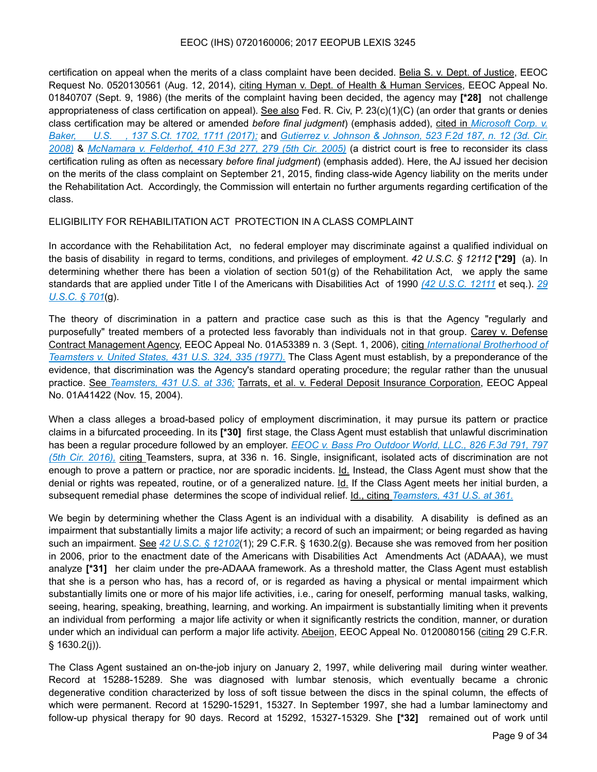certification on appeal when the merits of a class complaint have been decided. Belia S. v. Dept. of Justice, EEOC Request No. 0520130561 (Aug. 12, 2014), citing Hyman v. Dept. of Health & Human Services, EEOC Appeal No. 01840707 (Sept. 9, 1986) (the merits of the complaint having been decided, the agency may **[*28]** not challenge appropriateness of class certification on appeal). See also Fed. R. Civ, P. 23(c)(1)(C) (an order that grants or denies class certification may be altered or amended *before final judgment*) (emphasis added), cited in *Microsoft Corp. v. Baker, U.S. , 137 S.Ct. 1702, 1711 (2017);* and *Gutierrez v. Johnson & Johnson, 523 F.2d 187, n. 12 (3d. Cir. 2008)* & *McNamara v. Felderhof, 410 F.3d 277, 279 (5th Cir. 2005)* (a district court is free to reconsider its class certification ruling as often as necessary *before final judgment*) (emphasis added). Here, the AJ issued her decision on the merits of the class complaint on September 21, 2015, finding class-wide Agency liability on the merits under the Rehabilitation Act. Accordingly, the Commission will entertain no further arguments regarding certification of the class.

ELIGIBILITY FOR REHABILITATION ACT PROTECTION IN A CLASS COMPLAINT

In accordance with the Rehabilitation Act, no federal employer may discriminate against a qualified individual on the basis of disability in regard to terms, conditions, and privileges of employment. *42 U.S.C. § 12112* **[*29]** (a). In determining whether there has been a violation of section 501(g) of the Rehabilitation Act, we apply the same standards that are applied under Title I of the Americans with Disabilities Act of 1990 *(42 U.S.C. 12111* et seq.). *29 U.S.C. § 701*(g).

The theory of discrimination in a pattern and practice case such as this is that the Agency "regularly and purposefully" treated members of a protected less favorably than individuals not in that group. Carey v. Defense Contract Management Agency, EEOC Appeal No. 01A53389 n. 3 (Sept. 1, 2006), citing *International Brotherhood of Teamsters v. United States, 431 U.S. 324, 335 (1977).* The Class Agent must establish, by a preponderance of the evidence, that discrimination was the Agency's standard operating procedure; the regular rather than the unusual practice. See *Teamsters, 431 U.S. at 336;* Tarrats, et al. v. Federal Deposit Insurance Corporation, EEOC Appeal No. 01A41422 (Nov. 15, 2004).

When a class alleges a broad-based policy of employment discrimination, it may pursue its pattern or practice claims in a bifurcated proceeding. In its **[*30]** first stage, the Class Agent must establish that unlawful discrimination has been a regular procedure followed by an employer. *EEOC v. Bass Pro Outdoor World, LLC., 826 F.3d 791, 797 (5th Cir. 2016),* citing Teamsters, supra, at 336 n. 16. Single, insignificant, isolated acts of discrimination are not enough to prove a pattern or practice, nor are sporadic incidents. Id. Instead, the Class Agent must show that the denial or rights was repeated, routine, or of a generalized nature. Id. If the Class Agent meets her initial burden, a subsequent remedial phase determines the scope of individual relief. Id., citing *Teamsters, 431 U.S. at 361.*

We begin by determining whether the Class Agent is an individual with a disability. A disability is defined as an impairment that substantially limits a major life activity; a record of such an impairment; or being regarded as having such an impairment. See *42 U.S.C. § 12102*(1); 29 C.F.R. § 1630.2(g). Because she was removed from her position in 2006, prior to the enactment date of the Americans with Disabilities Act Amendments Act (ADAAA), we must analyze **[*31]** her claim under the pre-ADAAA framework. As a threshold matter, the Class Agent must establish that she is a person who has, has a record of, or is regarded as having a physical or mental impairment which substantially limits one or more of his major life activities, i.e., caring for oneself, performing manual tasks, walking, seeing, hearing, speaking, breathing, learning, and working. An impairment is substantially limiting when it prevents an individual from performing a major life activity or when it significantly restricts the condition, manner, or duration under which an individual can perform a major life activity. Abeijon, EEOC Appeal No. 0120080156 (citing 29 C.F.R. § 1630.2(j)).

The Class Agent sustained an on-the-job injury on January 2, 1997, while delivering mail during winter weather. Record at 15288-15289. She was diagnosed with lumbar stenosis, which eventually became a chronic degenerative condition characterized by loss of soft tissue between the discs in the spinal column, the effects of which were permanent. Record at 15290-15291, 15327. In September 1997, she had a lumbar laminectomy and follow-up physical therapy for 90 days. Record at 15292, 15327-15329. She **[*32]** remained out of work until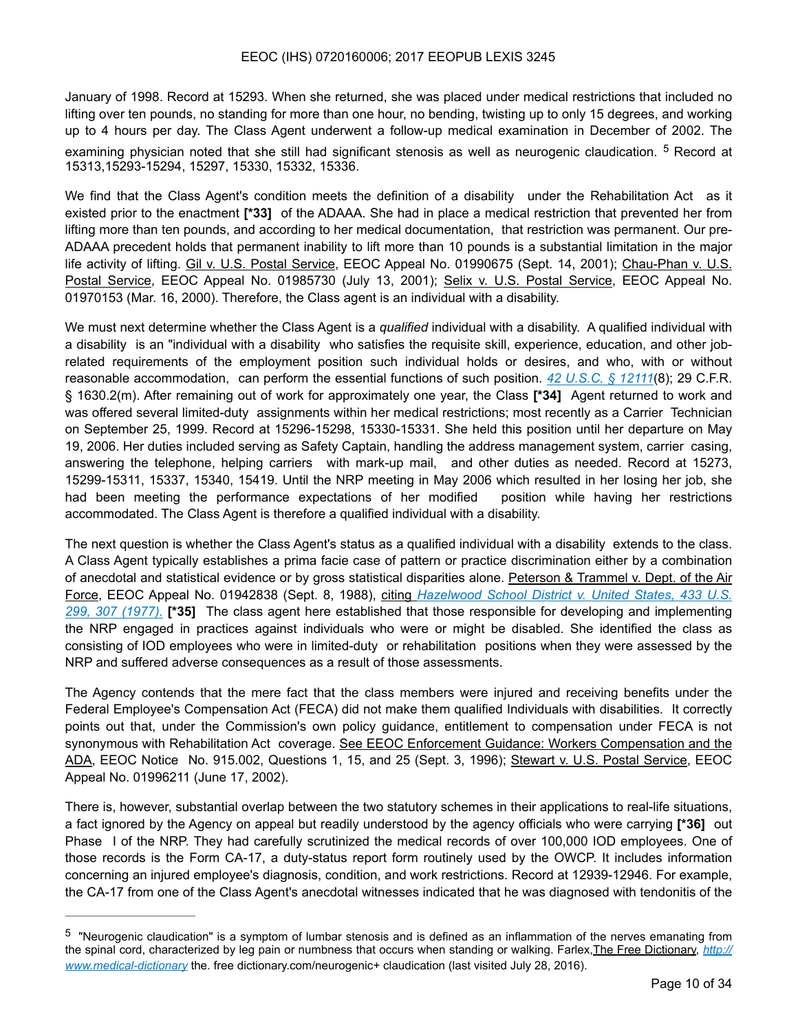January of 1998. Record at 15293. When she returned, she was placed under medical restrictions that included no lifting over ten pounds, no standing for more than one hour, no bending, twisting up to only 15 degrees, and working up to 4 hours per day. The Class Agent underwent a follow-up medical examination in December of 2002. The examining physician noted that she still had significant stenosis as well as neurogenic claudication. [5] Record at 15313,15293-15294, 15297, 15330, 15332, 15336.

We find that the Class Agent's condition meets the definition of a disability under the Rehabilitation Act as it existed prior to the enactment **[*33]** of the ADAAA. She had in place a medical restriction that prevented her from lifting more than ten pounds, and according to her medical documentation, that restriction was permanent. Our pre-ADAAA precedent holds that permanent inability to lift more than 10 pounds is a substantial limitation in the major life activity of lifting. Gil v. U.S. Postal Service, EEOC Appeal No. 01990675 (Sept. 14, 2001); Chau-Phan v. U.S. Postal Service, EEOC Appeal No. 01985730 (July 13, 2001); Selix v. U.S. Postal Service, EEOC Appeal No. 01970153 (Mar. 16, 2000). Therefore, the Class agent is an individual with a disability.

We must next determine whether the Class Agent is a *qualified* individual with a disability. A qualified individual with a disability is an "individual with a disability who satisfies the requisite skill, experience, education, and other job-related requirements of the employment position such individual holds or desires, and who, with or without reasonable accommodation, can perform the essential functions of such position. *42 U.S.C. § 12111*(8); 29 C.F.R. § 1630.2(m). After remaining out of work for approximately one year, the Class **[*34]** Agent returned to work and was offered several limited-duty assignments within her medical restrictions; most recently as a Carrier Technician on September 25, 1999. Record at 15296-15298, 15330-15331. She held this position until her departure on May 19, 2006. Her duties included serving as Safety Captain, handling the address management system, carrier casing, answering the telephone, helping carriers with mark-up mail, and other duties as needed. Record at 15273, 15299-15311, 15337, 15340, 15419. Until the NRP meeting in May 2006 which resulted in her losing her job, she had been meeting the performance expectations of her modified position while having her restrictions accommodated. The Class Agent is therefore a qualified individual with a disability.

The next question is whether the Class Agent's status as a qualified individual with a disability extends to the class. A Class Agent typically establishes a prima facie case of pattern or practice discrimination either by a combination of anecdotal and statistical evidence or by gross statistical disparities alone. Peterson & Trammel v. Dept. of the Air Force, EEOC Appeal No. 01942838 (Sept. 8, 1988), citing *Hazelwood School District v. United States, 433 U.S. 299, 307 (1977).* **[*35]** The class agent here established that those responsible for developing and implementing the NRP engaged in practices against individuals who were or might be disabled. She identified the class as consisting of IOD employees who were in limited-duty or rehabilitation positions when they were assessed by the NRP and suffered adverse consequences as a result of those assessments.

The Agency contends that the mere fact that the class members were injured and receiving benefits under the Federal Employee's Compensation Act (FECA) did not make them qualified Individuals with disabilities. It correctly points out that, under the Commission's own policy guidance, entitlement to compensation under FECA is not synonymous with Rehabilitation Act coverage. See EEOC Enforcement Guidance: Workers Compensation and the ADA, EEOC Notice No. 915.002, Questions 1, 15, and 25 (Sept. 3, 1996); Stewart v. U.S. Postal Service, EEOC Appeal No. 01996211 (June 17, 2002).

There is, however, substantial overlap between the two statutory schemes in their applications to real-life situations, a fact ignored by the Agency on appeal but readily understood by the agency officials who were carrying **[*36]** out Phase I of the NRP. They had carefully scrutinized the medical records of over 100,000 IOD employees. One of those records is the Form CA-17, a duty-status report form routinely used by the OWCP. It includes information concerning an injured employee's diagnosis, condition, and work restrictions. Record at 12939-12946. For example, the CA-17 from one of the Class Agent's anecdotal witnesses indicated that he was diagnosed with tendonitis of the

---

[5] "Neurogenic claudication" is a symptom of lumbar stenosis and is defined as an inflammation of the nerves emanating from the spinal cord, characterized by leg pain or numbness that occurs when standing or walking. Farlex, The Free Dictionary, *http://www.medical-dictionary* the. free dictionary.com/neurogenic+ claudication (last visited July 28, 2016).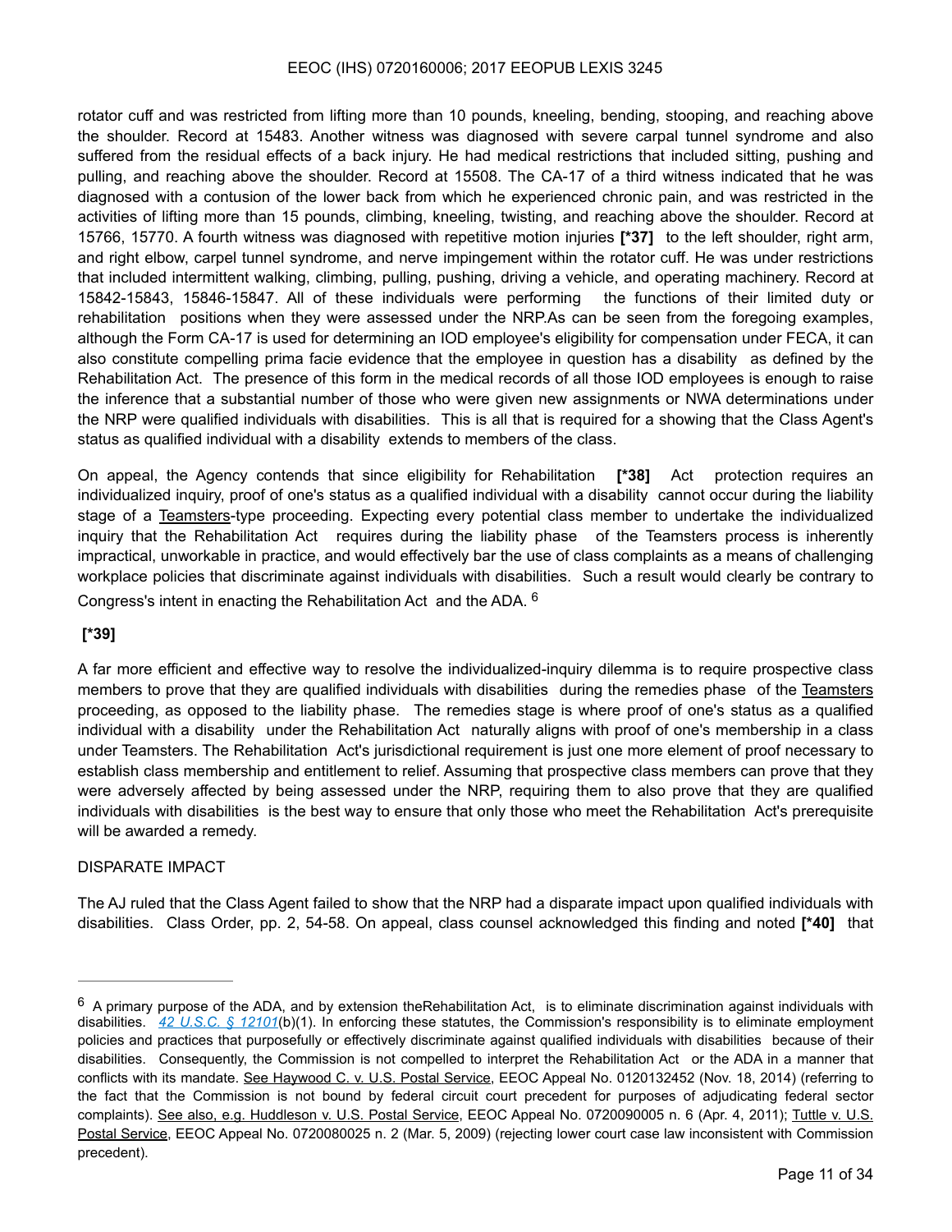rotator cuff and was restricted from lifting more than 10 pounds, kneeling, bending, stooping, and reaching above the shoulder. Record at 15483. Another witness was diagnosed with severe carpal tunnel syndrome and also suffered from the residual effects of a back injury. He had medical restrictions that included sitting, pushing and pulling, and reaching above the shoulder. Record at 15508. The CA-17 of a third witness indicated that he was diagnosed with a contusion of the lower back from which he experienced chronic pain, and was restricted in the activities of lifting more than 15 pounds, climbing, kneeling, twisting, and reaching above the shoulder. Record at 15766, 15770. A fourth witness was diagnosed with repetitive motion injuries **[*37]** to the left shoulder, right arm, and right elbow, carpel tunnel syndrome, and nerve impingement within the rotator cuff. He was under restrictions that included intermittent walking, climbing, pulling, pushing, driving a vehicle, and operating machinery. Record at 15842-15843, 15846-15847. All of these individuals were performing the functions of their limited duty or rehabilitation positions when they were assessed under the NRP.As can be seen from the foregoing examples, although the Form CA-17 is used for determining an IOD employee's eligibility for compensation under FECA, it can also constitute compelling prima facie evidence that the employee in question has a disability as defined by the Rehabilitation Act. The presence of this form in the medical records of all those IOD employees is enough to raise the inference that a substantial number of those who were given new assignments or NWA determinations under the NRP were qualified individuals with disabilities. This is all that is required for a showing that the Class Agent's status as qualified individual with a disability extends to members of the class.

On appeal, the Agency contends that since eligibility for Rehabilitation **[*38]** Act protection requires an individualized inquiry, proof of one's status as a qualified individual with a disability cannot occur during the liability stage of a Teamsters-type proceeding. Expecting every potential class member to undertake the individualized inquiry that the Rehabilitation Act requires during the liability phase of the Teamsters process is inherently impractical, unworkable in practice, and would effectively bar the use of class complaints as a means of challenging workplace policies that discriminate against individuals with disabilities. Such a result would clearly be contrary to Congress's intent in enacting the Rehabilitation Act and the ADA. [6]

**[*39]**

A far more efficient and effective way to resolve the individualized-inquiry dilemma is to require prospective class members to prove that they are qualified individuals with disabilities during the remedies phase of the Teamsters proceeding, as opposed to the liability phase. The remedies stage is where proof of one's status as a qualified individual with a disability under the Rehabilitation Act naturally aligns with proof of one's membership in a class under Teamsters. The Rehabilitation Act's jurisdictional requirement is just one more element of proof necessary to establish class membership and entitlement to relief. Assuming that prospective class members can prove that they were adversely affected by being assessed under the NRP, requiring them to also prove that they are qualified individuals with disabilities is the best way to ensure that only those who meet the Rehabilitation Act's prerequisite will be awarded a remedy.

DISPARATE IMPACT

The AJ ruled that the Class Agent failed to show that the NRP had a disparate impact upon qualified individuals with disabilities. Class Order, pp. 2, 54-58. On appeal, class counsel acknowledged this finding and noted **[*40]** that

---

[6] A primary purpose of the ADA, and by extension theRehabilitation Act, is to eliminate discrimination against individuals with disabilities. *42 U.S.C. § 12101*(b)(1). In enforcing these statutes, the Commission's responsibility is to eliminate employment policies and practices that purposefully or effectively discriminate against qualified individuals with disabilities because of their disabilities. Consequently, the Commission is not compelled to interpret the Rehabilitation Act or the ADA in a manner that conflicts with its mandate. See Haywood C. v. U.S. Postal Service, EEOC Appeal No. 0120132452 (Nov. 18, 2014) (referring to the fact that the Commission is not bound by federal circuit court precedent for purposes of adjudicating federal sector complaints). See also, e.g. Huddleson v. U.S. Postal Service, EEOC Appeal No. 0720090005 n. 6 (Apr. 4, 2011); Tuttle v. U.S. Postal Service, EEOC Appeal No. 0720080025 n. 2 (Mar. 5, 2009) (rejecting lower court case law inconsistent with Commission precedent).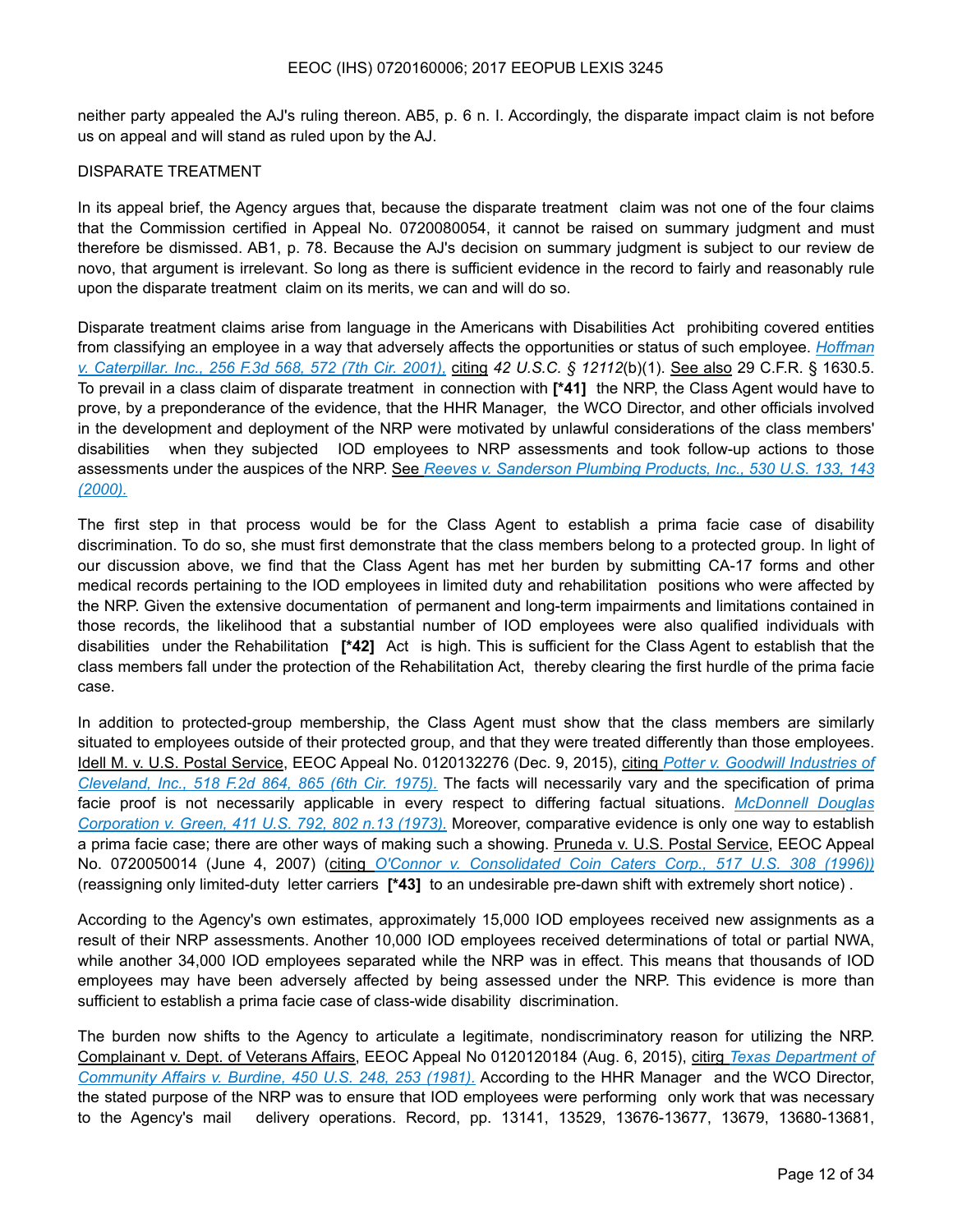neither party appealed the AJ's ruling thereon. AB5, p. 6 n. I. Accordingly, the disparate impact claim is not before us on appeal and will stand as ruled upon by the AJ.

DISPARATE TREATMENT

In its appeal brief, the Agency argues that, because the disparate treatment claim was not one of the four claims that the Commission certified in Appeal No. 0720080054, it cannot be raised on summary judgment and must therefore be dismissed. AB1, p. 78. Because the AJ's decision on summary judgment is subject to our review de novo, that argument is irrelevant. So long as there is sufficient evidence in the record to fairly and reasonably rule upon the disparate treatment claim on its merits, we can and will do so.

Disparate treatment claims arise from language in the Americans with Disabilities Act prohibiting covered entities from classifying an employee in a way that adversely affects the opportunities or status of such employee. *Hoffman v. Caterpillar. Inc., 256 F.3d 568, 572 (7th Cir. 2001),* citing *42 U.S.C. § 12112*(b)(1). See also 29 C.F.R. § 1630.5. To prevail in a class claim of disparate treatment in connection with **[*41]** the NRP, the Class Agent would have to prove, by a preponderance of the evidence, that the HHR Manager, the WCO Director, and other officials involved in the development and deployment of the NRP were motivated by unlawful considerations of the class members' disabilities when they subjected IOD employees to NRP assessments and took follow-up actions to those assessments under the auspices of the NRP. See *Reeves v. Sanderson Plumbing Products, Inc., 530 U.S. 133, 143 (2000).*

The first step in that process would be for the Class Agent to establish a prima facie case of disability discrimination. To do so, she must first demonstrate that the class members belong to a protected group. In light of our discussion above, we find that the Class Agent has met her burden by submitting CA-17 forms and other medical records pertaining to the IOD employees in limited duty and rehabilitation positions who were affected by the NRP. Given the extensive documentation of permanent and long-term impairments and limitations contained in those records, the likelihood that a substantial number of IOD employees were also qualified individuals with disabilities under the Rehabilitation **[*42]** Act is high. This is sufficient for the Class Agent to establish that the class members fall under the protection of the Rehabilitation Act, thereby clearing the first hurdle of the prima facie case.

In addition to protected-group membership, the Class Agent must show that the class members are similarly situated to employees outside of their protected group, and that they were treated differently than those employees. Idell M. v. U.S. Postal Service, EEOC Appeal No. 0120132276 (Dec. 9, 2015), citing *Potter v. Goodwill Industries of Cleveland, Inc., 518 F.2d 864, 865 (6th Cir. 1975).* The facts will necessarily vary and the specification of prima facie proof is not necessarily applicable in every respect to differing factual situations. *McDonnell Douglas Corporation v. Green, 411 U.S. 792, 802 n.13 (1973).* Moreover, comparative evidence is only one way to establish a prima facie case; there are other ways of making such a showing. Pruneda v. U.S. Postal Service, EEOC Appeal No. 0720050014 (June 4, 2007) (citing *O'Connor v. Consolidated Coin Caters Corp., 517 U.S. 308 (1996))* (reassigning only limited-duty letter carriers **[*43]** to an undesirable pre-dawn shift with extremely short notice) .

According to the Agency's own estimates, approximately 15,000 IOD employees received new assignments as a result of their NRP assessments. Another 10,000 IOD employees received determinations of total or partial NWA, while another 34,000 IOD employees separated while the NRP was in effect. This means that thousands of IOD employees may have been adversely affected by being assessed under the NRP. This evidence is more than sufficient to establish a prima facie case of class-wide disability discrimination.

The burden now shifts to the Agency to articulate a legitimate, nondiscriminatory reason for utilizing the NRP. Complainant v. Dept. of Veterans Affairs, EEOC Appeal No 0120120184 (Aug. 6, 2015), citirg *Texas Department of Community Affairs v. Burdine, 450 U.S. 248, 253 (1981).* According to the HHR Manager and the WCO Director, the stated purpose of the NRP was to ensure that IOD employees were performing only work that was necessary to the Agency's mail delivery operations. Record, pp. 13141, 13529, 13676-13677, 13679, 13680-13681,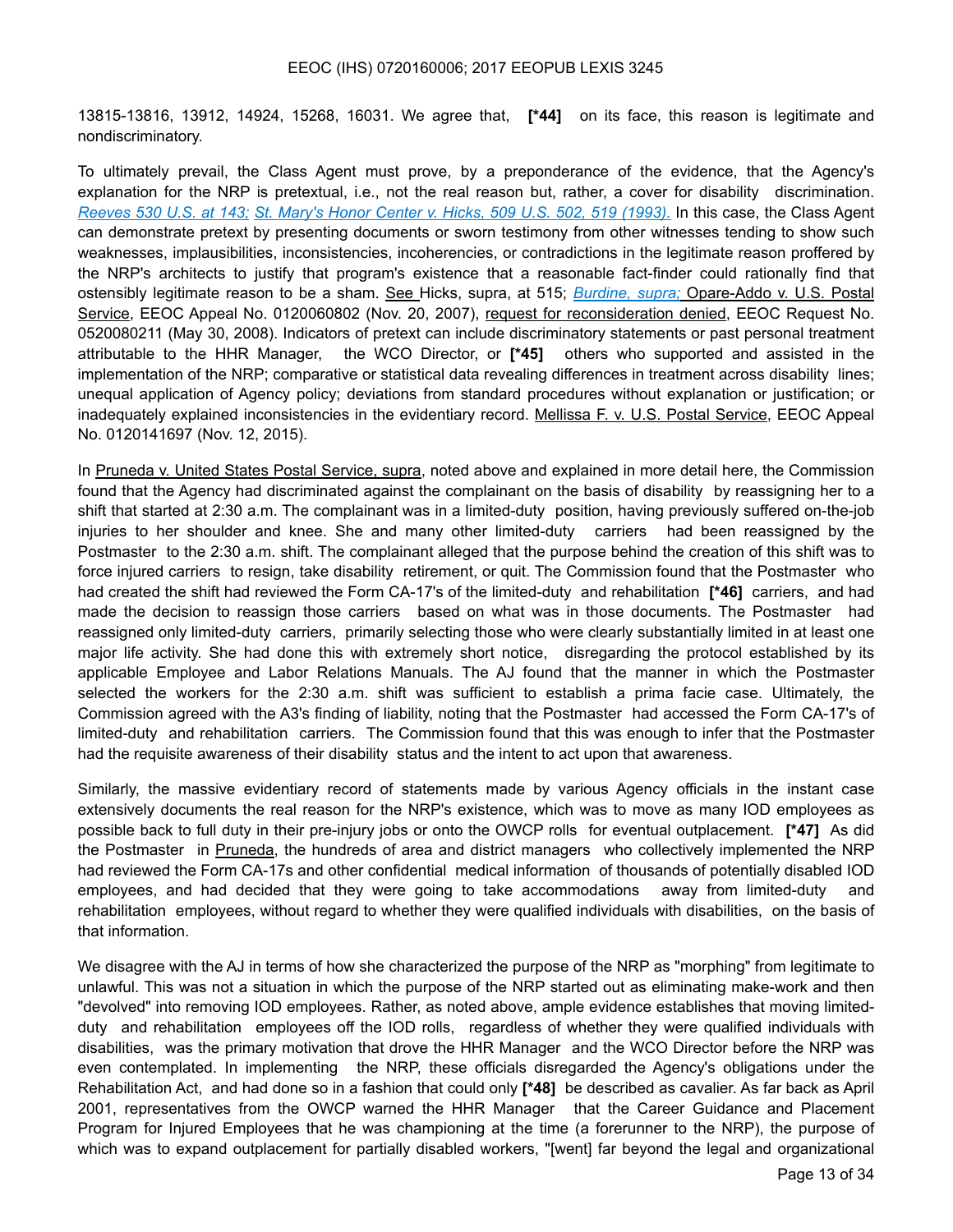13815-13816, 13912, 14924, 15268, 16031. We agree that, **[*44]** on its face, this reason is legitimate and nondiscriminatory.

To ultimately prevail, the Class Agent must prove, by a preponderance of the evidence, that the Agency's explanation for the NRP is pretextual, i.e., not the real reason but, rather, a cover for disability discrimination. *Reeves 530 U.S. at 143; St. Mary's Honor Center v. Hicks, 509 U.S. 502, 519 (1993).* In this case, the Class Agent can demonstrate pretext by presenting documents or sworn testimony from other witnesses tending to show such weaknesses, implausibilities, inconsistencies, incoherencies, or contradictions in the legitimate reason proffered by the NRP's architects to justify that program's existence that a reasonable fact-finder could rationally find that ostensibly legitimate reason to be a sham. See Hicks, supra, at 515; *Burdine, supra;* Opare-Addo v. U.S. Postal Service, EEOC Appeal No. 0120060802 (Nov. 20, 2007), request for reconsideration denied, EEOC Request No. 0520080211 (May 30, 2008). Indicators of pretext can include discriminatory statements or past personal treatment attributable to the HHR Manager, the WCO Director, or **[*45]** others who supported and assisted in the implementation of the NRP; comparative or statistical data revealing differences in treatment across disability lines; unequal application of Agency policy; deviations from standard procedures without explanation or justification; or inadequately explained inconsistencies in the evidentiary record. Mellissa F. v. U.S. Postal Service, EEOC Appeal No. 0120141697 (Nov. 12, 2015).

In Pruneda v. United States Postal Service, supra, noted above and explained in more detail here, the Commission found that the Agency had discriminated against the complainant on the basis of disability by reassigning her to a shift that started at 2:30 a.m. The complainant was in a limited-duty position, having previously suffered on-the-job injuries to her shoulder and knee. She and many other limited-duty carriers had been reassigned by the Postmaster to the 2:30 a.m. shift. The complainant alleged that the purpose behind the creation of this shift was to force injured carriers to resign, take disability retirement, or quit. The Commission found that the Postmaster who had created the shift had reviewed the Form CA-17's of the limited-duty and rehabilitation **[*46]** carriers, and had made the decision to reassign those carriers based on what was in those documents. The Postmaster had reassigned only limited-duty carriers, primarily selecting those who were clearly substantially limited in at least one major life activity. She had done this with extremely short notice, disregarding the protocol established by its applicable Employee and Labor Relations Manuals. The AJ found that the manner in which the Postmaster selected the workers for the 2:30 a.m. shift was sufficient to establish a prima facie case. Ultimately, the Commission agreed with the A3's finding of liability, noting that the Postmaster had accessed the Form CA-17's of limited-duty and rehabilitation carriers. The Commission found that this was enough to infer that the Postmaster had the requisite awareness of their disability status and the intent to act upon that awareness.

Similarly, the massive evidentiary record of statements made by various Agency officials in the instant case extensively documents the real reason for the NRP's existence, which was to move as many IOD employees as possible back to full duty in their pre-injury jobs or onto the OWCP rolls for eventual outplacement. **[*47]** As did the Postmaster in Pruneda, the hundreds of area and district managers who collectively implemented the NRP had reviewed the Form CA-17s and other confidential medical information of thousands of potentially disabled IOD employees, and had decided that they were going to take accommodations away from limited-duty and rehabilitation employees, without regard to whether they were qualified individuals with disabilities, on the basis of that information.

We disagree with the AJ in terms of how she characterized the purpose of the NRP as "morphing" from legitimate to unlawful. This was not a situation in which the purpose of the NRP started out as eliminating make-work and then "devolved" into removing IOD employees. Rather, as noted above, ample evidence establishes that moving limited-duty and rehabilitation employees off the IOD rolls, regardless of whether they were qualified individuals with disabilities, was the primary motivation that drove the HHR Manager and the WCO Director before the NRP was even contemplated. In implementing the NRP, these officials disregarded the Agency's obligations under the Rehabilitation Act, and had done so in a fashion that could only **[*48]** be described as cavalier. As far back as April 2001, representatives from the OWCP warned the HHR Manager that the Career Guidance and Placement Program for Injured Employees that he was championing at the time (a forerunner to the NRP), the purpose of which was to expand outplacement for partially disabled workers, "[went] far beyond the legal and organizational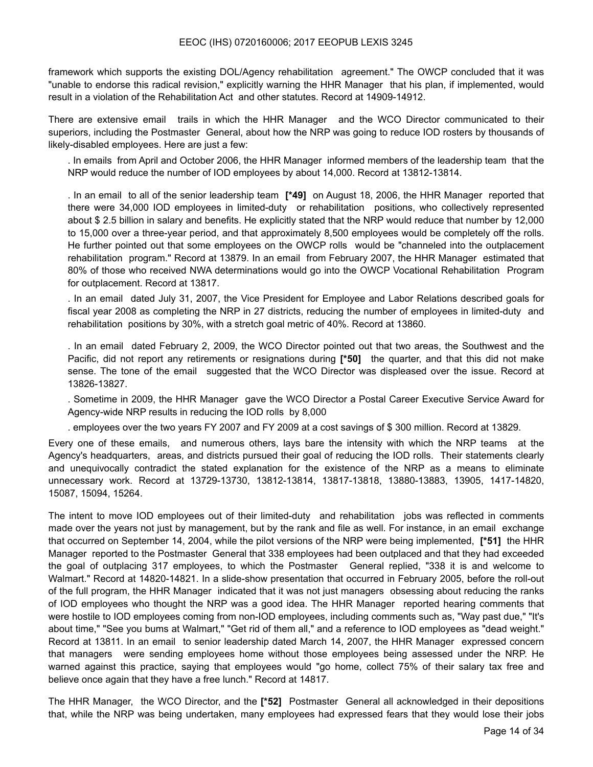framework which supports the existing DOL/Agency rehabilitation agreement." The OWCP concluded that it was "unable to endorse this radical revision," explicitly warning the HHR Manager that his plan, if implemented, would result in a violation of the Rehabilitation Act and other statutes. Record at 14909-14912.

There are extensive email trails in which the HHR Manager and the WCO Director communicated to their superiors, including the Postmaster General, about how the NRP was going to reduce IOD rosters by thousands of likely-disabled employees. Here are just a few:

. In emails from April and October 2006, the HHR Manager informed members of the leadership team that the NRP would reduce the number of IOD employees by about 14,000. Record at 13812-13814.

. In an email to all of the senior leadership team **[*49]** on August 18, 2006, the HHR Manager reported that there were 34,000 IOD employees in limited-duty or rehabilitation positions, who collectively represented about $ 2.5 billion in salary and benefits. He explicitly stated that the NRP would reduce that number by 12,000 to 15,000 over a three-year period, and that approximately 8,500 employees would be completely off the rolls. He further pointed out that some employees on the OWCP rolls would be "channeled into the outplacement rehabilitation program." Record at 13879. In an email from February 2007, the HHR Manager estimated that 80% of those who received NWA determinations would go into the OWCP Vocational Rehabilitation Program for outplacement. Record at 13817.

. In an email dated July 31, 2007, the Vice President for Employee and Labor Relations described goals for fiscal year 2008 as completing the NRP in 27 districts, reducing the number of employees in limited-duty and rehabilitation positions by 30%, with a stretch goal metric of 40%. Record at 13860.

. In an email dated February 2, 2009, the WCO Director pointed out that two areas, the Southwest and the Pacific, did not report any retirements or resignations during **[*50]** the quarter, and that this did not make sense. The tone of the email suggested that the WCO Director was displeased over the issue. Record at 13826-13827.

. Sometime in 2009, the HHR Manager gave the WCO Director a Postal Career Executive Service Award for Agency-wide NRP results in reducing the IOD rolls by 8,000

. employees over the two years FY 2007 and FY 2009 at a cost savings of $ 300 million. Record at 13829.

Every one of these emails, and numerous others, lays bare the intensity with which the NRP teams at the Agency's headquarters, areas, and districts pursued their goal of reducing the IOD rolls. Their statements clearly and unequivocally contradict the stated explanation for the existence of the NRP as a means to eliminate unnecessary work. Record at 13729-13730, 13812-13814, 13817-13818, 13880-13883, 13905, 1417-14820, 15087, 15094, 15264.

The intent to move IOD employees out of their limited-duty and rehabilitation jobs was reflected in comments made over the years not just by management, but by the rank and file as well. For instance, in an email exchange that occurred on September 14, 2004, while the pilot versions of the NRP were being implemented, **[*51]** the HHR Manager reported to the Postmaster General that 338 employees had been outplaced and that they had exceeded the goal of outplacing 317 employees, to which the Postmaster General replied, "338 it is and welcome to Walmart." Record at 14820-14821. In a slide-show presentation that occurred in February 2005, before the roll-out of the full program, the HHR Manager indicated that it was not just managers obsessing about reducing the ranks of IOD employees who thought the NRP was a good idea. The HHR Manager reported hearing comments that were hostile to IOD employees coming from non-IOD employees, including comments such as, "Way past due," "It's about time," "See you bums at Walmart," "Get rid of them all," and a reference to IOD employees as "dead weight." Record at 13811. In an email to senior leadership dated March 14, 2007, the HHR Manager expressed concern that managers were sending employees home without those employees being assessed under the NRP. He warned against this practice, saying that employees would "go home, collect 75% of their salary tax free and believe once again that they have a free lunch." Record at 14817.

The HHR Manager, the WCO Director, and the **[*52]** Postmaster General all acknowledged in their depositions that, while the NRP was being undertaken, many employees had expressed fears that they would lose their jobs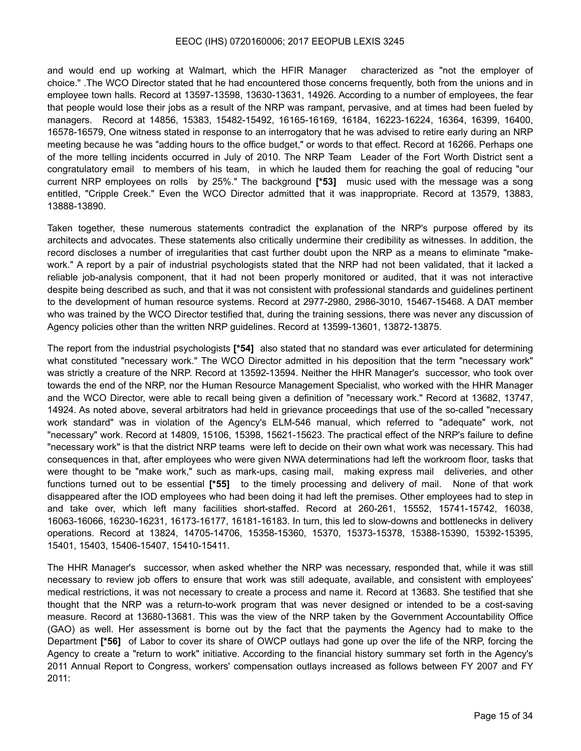and would end up working at Walmart, which the HFIR Manager characterized as "not the employer of choice." .The WCO Director stated that he had encountered those concerns frequently, both from the unions and in employee town halls. Record at 13597-13598, 13630-13631, 14926. According to a number of employees, the fear that people would lose their jobs as a result of the NRP was rampant, pervasive, and at times had been fueled by managers. Record at 14856, 15383, 15482-15492, 16165-16169, 16184, 16223-16224, 16364, 16399, 16400, 16578-16579, One witness stated in response to an interrogatory that he was advised to retire early during an NRP meeting because he was "adding hours to the office budget," or words to that effect. Record at 16266. Perhaps one of the more telling incidents occurred in July of 2010. The NRP Team Leader of the Fort Worth District sent a congratulatory email to members of his team, in which he lauded them for reaching the goal of reducing "our current NRP employees on rolls by 25%." The background **[*53]** music used with the message was a song entitled, "Cripple Creek." Even the WCO Director admitted that it was inappropriate. Record at 13579, 13883, 13888-13890.

Taken together, these numerous statements contradict the explanation of the NRP's purpose offered by its architects and advocates. These statements also critically undermine their credibility as witnesses. In addition, the record discloses a number of irregularities that cast further doubt upon the NRP as a means to eliminate "make-work." A report by a pair of industrial psychologists stated that the NRP had not been validated, that it lacked a reliable job-analysis component, that it had not been properly monitored or audited, that it was not interactive despite being described as such, and that it was not consistent with professional standards and guidelines pertinent to the development of human resource systems. Record at 2977-2980, 2986-3010, 15467-15468. A DAT member who was trained by the WCO Director testified that, during the training sessions, there was never any discussion of Agency policies other than the written NRP guidelines. Record at 13599-13601, 13872-13875.

The report from the industrial psychologists **[*54]** also stated that no standard was ever articulated for determining what constituted "necessary work." The WCO Director admitted in his deposition that the term "necessary work" was strictly a creature of the NRP. Record at 13592-13594. Neither the HHR Manager's successor, who took over towards the end of the NRP, nor the Human Resource Management Specialist, who worked with the HHR Manager and the WCO Director, were able to recall being given a definition of "necessary work." Record at 13682, 13747, 14924. As noted above, several arbitrators had held in grievance proceedings that use of the so-called "necessary work standard" was in violation of the Agency's ELM-546 manual, which referred to "adequate" work, not "necessary" work. Record at 14809, 15106, 15398, 15621-15623. The practical effect of the NRP's failure to define "necessary work" is that the district NRP teams were left to decide on their own what work was necessary. This had consequences in that, after employees who were given NWA determinations had left the workroom floor, tasks that were thought to be "make work," such as mark-ups, casing mail, making express mail deliveries, and other functions turned out to be essential **[*55]** to the timely processing and delivery of mail. None of that work disappeared after the IOD employees who had been doing it had left the premises. Other employees had to step in and take over, which left many facilities short-staffed. Record at 260-261, 15552, 15741-15742, 16038, 16063-16066, 16230-16231, 16173-16177, 16181-16183. In turn, this led to slow-downs and bottlenecks in delivery operations. Record at 13824, 14705-14706, 15358-15360, 15370, 15373-15378, 15388-15390, 15392-15395, 15401, 15403, 15406-15407, 15410-15411.

The HHR Manager's successor, when asked whether the NRP was necessary, responded that, while it was still necessary to review job offers to ensure that work was still adequate, available, and consistent with employees' medical restrictions, it was not necessary to create a process and name it. Record at 13683. She testified that she thought that the NRP was a return-to-work program that was never designed or intended to be a cost-saving measure. Record at 13680-13681. This was the view of the NRP taken by the Government Accountability Office (GAO) as well. Her assessment is borne out by the fact that the payments the Agency had to make to the Department **[*56]** of Labor to cover its share of OWCP outlays had gone up over the life of the NRP, forcing the Agency to create a "return to work" initiative. According to the financial history summary set forth in the Agency's 2011 Annual Report to Congress, workers' compensation outlays increased as follows between FY 2007 and FY 2011: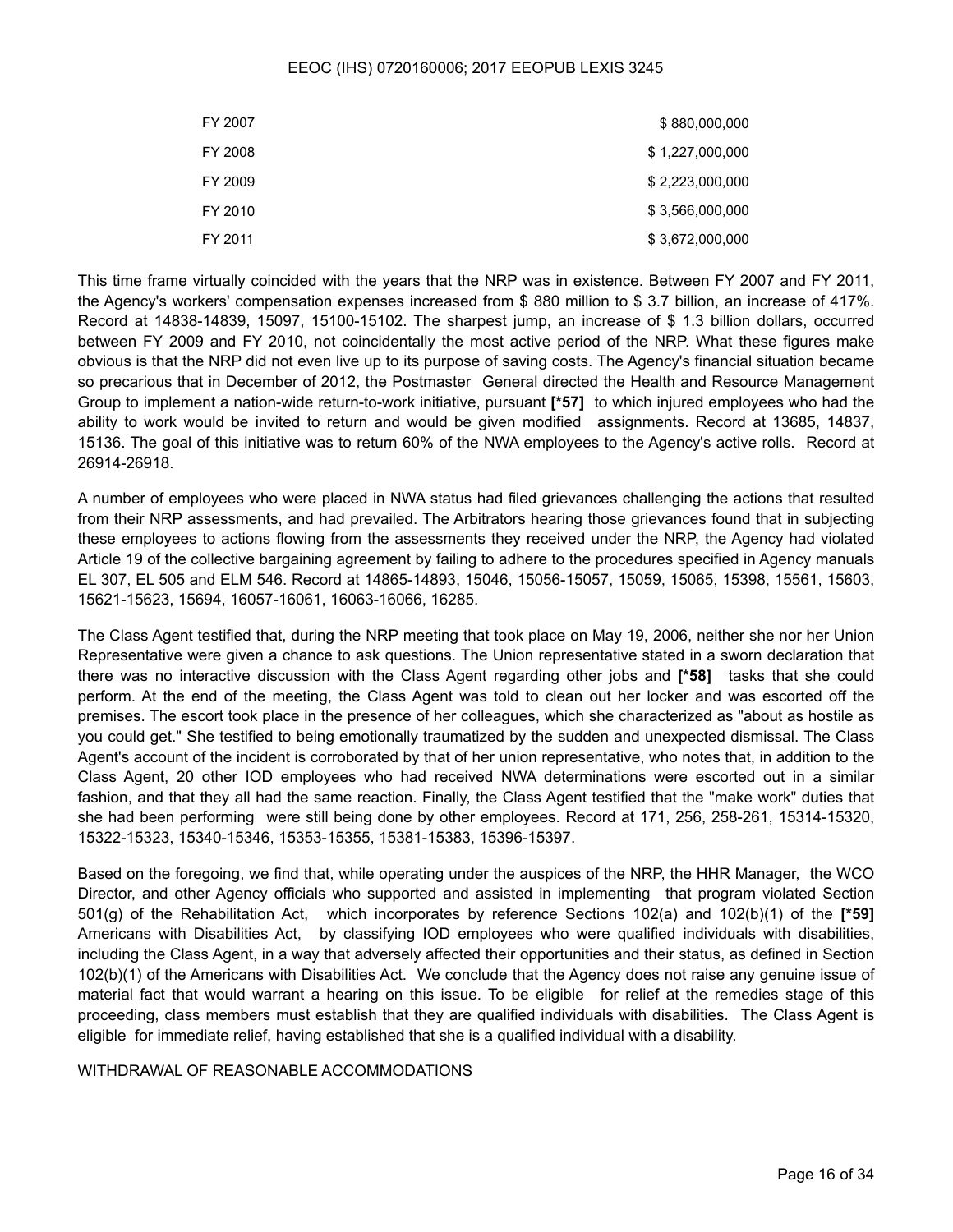| | |
|---|---|
| FY 2007 | $ 880,000,000 |
| FY 2008 | $ 1,227,000,000 |
| FY 2009 | $ 2,223,000,000 |
| FY 2010 | $ 3,566,000,000 |
| FY 2011 | $ 3,672,000,000 |

This time frame virtually coincided with the years that the NRP was in existence. Between FY 2007 and FY 2011, the Agency's workers' compensation expenses increased from $ 880 million to $ 3.7 billion, an increase of 417%. Record at 14838-14839, 15097, 15100-15102. The sharpest jump, an increase of $ 1.3 billion dollars, occurred between FY 2009 and FY 2010, not coincidentally the most active period of the NRP. What these figures make obvious is that the NRP did not even live up to its purpose of saving costs. The Agency's financial situation became so precarious that in December of 2012, the Postmaster General directed the Health and Resource Management Group to implement a nation-wide return-to-work initiative, pursuant **[*57]** to which injured employees who had the ability to work would be invited to return and would be given modified assignments. Record at 13685, 14837, 15136. The goal of this initiative was to return 60% of the NWA employees to the Agency's active rolls. Record at 26914-26918.

A number of employees who were placed in NWA status had filed grievances challenging the actions that resulted from their NRP assessments, and had prevailed. The Arbitrators hearing those grievances found that in subjecting these employees to actions flowing from the assessments they received under the NRP, the Agency had violated Article 19 of the collective bargaining agreement by failing to adhere to the procedures specified in Agency manuals EL 307, EL 505 and ELM 546. Record at 14865-14893, 15046, 15056-15057, 15059, 15065, 15398, 15561, 15603, 15621-15623, 15694, 16057-16061, 16063-16066, 16285.

The Class Agent testified that, during the NRP meeting that took place on May 19, 2006, neither she nor her Union Representative were given a chance to ask questions. The Union representative stated in a sworn declaration that there was no interactive discussion with the Class Agent regarding other jobs and **[*58]** tasks that she could perform. At the end of the meeting, the Class Agent was told to clean out her locker and was escorted off the premises. The escort took place in the presence of her colleagues, which she characterized as "about as hostile as you could get." She testified to being emotionally traumatized by the sudden and unexpected dismissal. The Class Agent's account of the incident is corroborated by that of her union representative, who notes that, in addition to the Class Agent, 20 other IOD employees who had received NWA determinations were escorted out in a similar fashion, and that they all had the same reaction. Finally, the Class Agent testified that the "make work" duties that she had been performing were still being done by other employees. Record at 171, 256, 258-261, 15314-15320, 15322-15323, 15340-15346, 15353-15355, 15381-15383, 15396-15397.

Based on the foregoing, we find that, while operating under the auspices of the NRP, the HHR Manager, the WCO Director, and other Agency officials who supported and assisted in implementing that program violated Section 501(g) of the Rehabilitation Act, which incorporates by reference Sections 102(a) and 102(b)(1) of the **[*59]** Americans with Disabilities Act, by classifying IOD employees who were qualified individuals with disabilities, including the Class Agent, in a way that adversely affected their opportunities and their status, as defined in Section 102(b)(1) of the Americans with Disabilities Act. We conclude that the Agency does not raise any genuine issue of material fact that would warrant a hearing on this issue. To be eligible for relief at the remedies stage of this proceeding, class members must establish that they are qualified individuals with disabilities. The Class Agent is eligible for immediate relief, having established that she is a qualified individual with a disability.

WITHDRAWAL OF REASONABLE ACCOMMODATIONS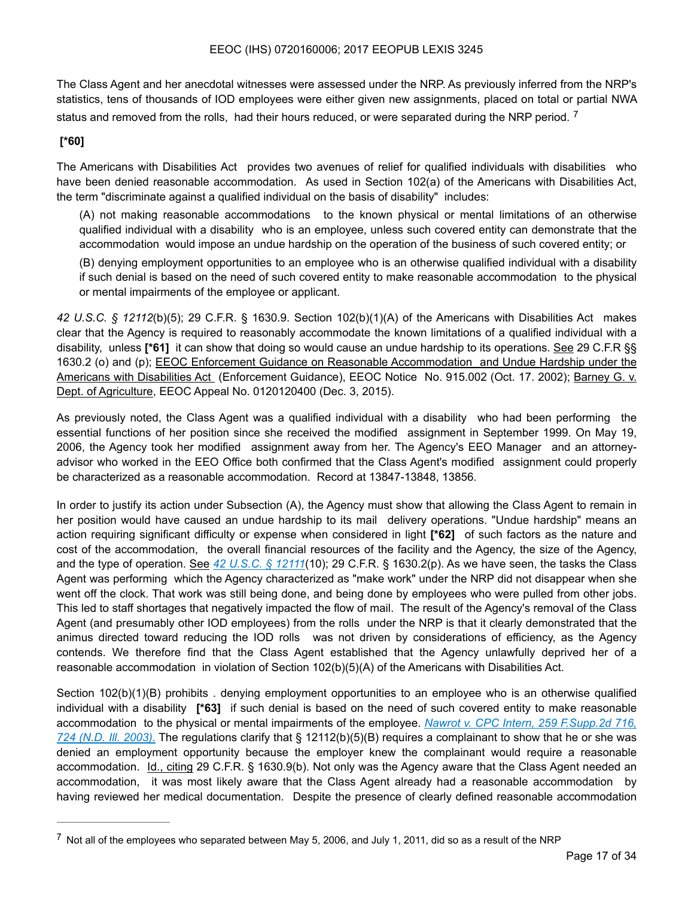The Class Agent and her anecdotal witnesses were assessed under the NRP. As previously inferred from the NRP's statistics, tens of thousands of IOD employees were either given new assignments, placed on total or partial NWA status and removed from the rolls, had their hours reduced, or were separated during the NRP period. [7]

**[*60]**

The Americans with Disabilities Act provides two avenues of relief for qualified individuals with disabilities who have been denied reasonable accommodation. As used in Section 102(a) of the Americans with Disabilities Act, the term "discriminate against a qualified individual on the basis of disability" includes:

> (A) not making reasonable accommodations to the known physical or mental limitations of an otherwise qualified individual with a disability who is an employee, unless such covered entity can demonstrate that the accommodation would impose an undue hardship on the operation of the business of such covered entity; or
>
> (B) denying employment opportunities to an employee who is an otherwise qualified individual with a disability if such denial is based on the need of such covered entity to make reasonable accommodation to the physical or mental impairments of the employee or applicant.

*42 U.S.C. § 12112*(b)(5); 29 C.F.R. § 1630.9. Section 102(b)(1)(A) of the Americans with Disabilities Act makes clear that the Agency is required to reasonably accommodate the known limitations of a qualified individual with a disability, unless **[*61]** it can show that doing so would cause an undue hardship to its operations. See 29 C.F.R §§ 1630.2 (o) and (p); EEOC Enforcement Guidance on Reasonable Accommodation and Undue Hardship under the Americans with Disabilities Act (Enforcement Guidance), EEOC Notice No. 915.002 (Oct. 17. 2002); Barney G. v. Dept. of Agriculture, EEOC Appeal No. 0120120400 (Dec. 3, 2015).

As previously noted, the Class Agent was a qualified individual with a disability who had been performing the essential functions of her position since she received the modified assignment in September 1999. On May 19, 2006, the Agency took her modified assignment away from her. The Agency's EEO Manager and an attorney-advisor who worked in the EEO Office both confirmed that the Class Agent's modified assignment could properly be characterized as a reasonable accommodation. Record at 13847-13848, 13856.

In order to justify its action under Subsection (A), the Agency must show that allowing the Class Agent to remain in her position would have caused an undue hardship to its mail delivery operations. "Undue hardship" means an action requiring significant difficulty or expense when considered in light **[*62]** of such factors as the nature and cost of the accommodation, the overall financial resources of the facility and the Agency, the size of the Agency, and the type of operation. See *42 U.S.C. § 12111*(10); 29 C.F.R. § 1630.2(p). As we have seen, the tasks the Class Agent was performing which the Agency characterized as "make work" under the NRP did not disappear when she went off the clock. That work was still being done, and being done by employees who were pulled from other jobs. This led to staff shortages that negatively impacted the flow of mail. The result of the Agency's removal of the Class Agent (and presumably other IOD employees) from the rolls under the NRP is that it clearly demonstrated that the animus directed toward reducing the IOD rolls was not driven by considerations of efficiency, as the Agency contends. We therefore find that the Class Agent established that the Agency unlawfully deprived her of a reasonable accommodation in violation of Section 102(b)(5)(A) of the Americans with Disabilities Act.

Section 102(b)(1)(B) prohibits . denying employment opportunities to an employee who is an otherwise qualified individual with a disability **[*63]** if such denial is based on the need of such covered entity to make reasonable accommodation to the physical or mental impairments of the employee. *Nawrot v. CPC Intern, 259 F.Supp.2d 716, 724 (N.D. Ill. 2003).* The regulations clarify that § 12112(b)(5)(B) requires a complainant to show that he or she was denied an employment opportunity because the employer knew the complainant would require a reasonable accommodation. Id., citing 29 C.F.R. § 1630.9(b). Not only was the Agency aware that the Class Agent needed an accommodation, it was most likely aware that the Class Agent already had a reasonable accommodation by having reviewed her medical documentation. Despite the presence of clearly defined reasonable accommodation

---

[7] Not all of the employees who separated between May 5, 2006, and July 1, 2011, did so as a result of the NRP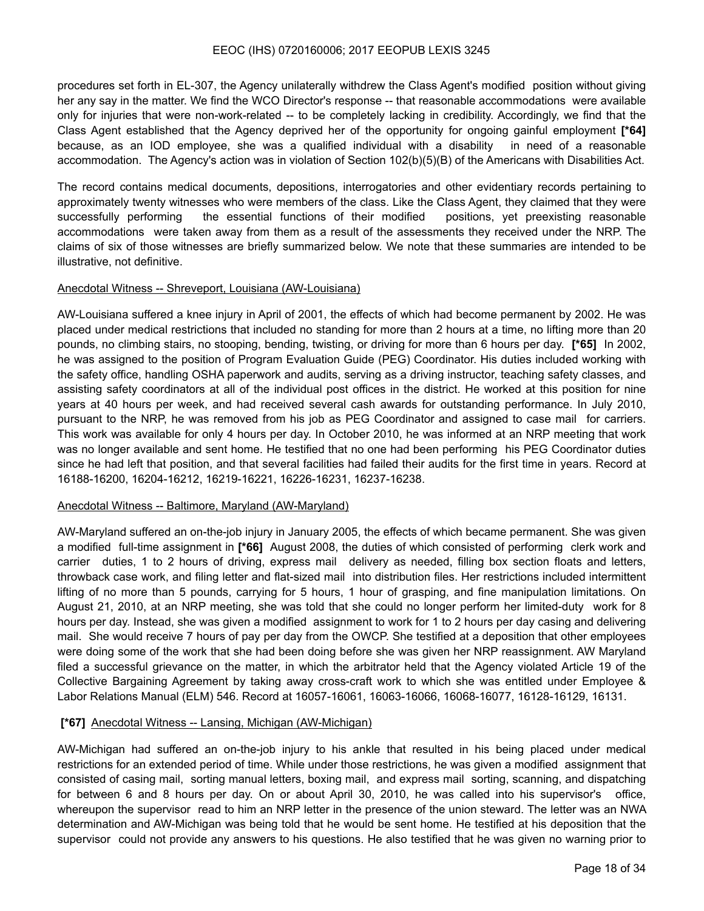procedures set forth in EL-307, the Agency unilaterally withdrew the Class Agent's modified position without giving her any say in the matter. We find the WCO Director's response -- that reasonable accommodations were available only for injuries that were non-work-related -- to be completely lacking in credibility. Accordingly, we find that the Class Agent established that the Agency deprived her of the opportunity for ongoing gainful employment **[*64]** because, as an IOD employee, she was a qualified individual with a disability in need of a reasonable accommodation. The Agency's action was in violation of Section 102(b)(5)(B) of the Americans with Disabilities Act.

The record contains medical documents, depositions, interrogatories and other evidentiary records pertaining to approximately twenty witnesses who were members of the class. Like the Class Agent, they claimed that they were successfully performing the essential functions of their modified positions, yet preexisting reasonable accommodations were taken away from them as a result of the assessments they received under the NRP. The claims of six of those witnesses are briefly summarized below. We note that these summaries are intended to be illustrative, not definitive.

Anecdotal Witness -- Shreveport, Louisiana (AW-Louisiana)

AW-Louisiana suffered a knee injury in April of 2001, the effects of which had become permanent by 2002. He was placed under medical restrictions that included no standing for more than 2 hours at a time, no lifting more than 20 pounds, no climbing stairs, no stooping, bending, twisting, or driving for more than 6 hours per day. **[*65]** In 2002, he was assigned to the position of Program Evaluation Guide (PEG) Coordinator. His duties included working with the safety office, handling OSHA paperwork and audits, serving as a driving instructor, teaching safety classes, and assisting safety coordinators at all of the individual post offices in the district. He worked at this position for nine years at 40 hours per week, and had received several cash awards for outstanding performance. In July 2010, pursuant to the NRP, he was removed from his job as PEG Coordinator and assigned to case mail for carriers. This work was available for only 4 hours per day. In October 2010, he was informed at an NRP meeting that work was no longer available and sent home. He testified that no one had been performing his PEG Coordinator duties since he had left that position, and that several facilities had failed their audits for the first time in years. Record at 16188-16200, 16204-16212, 16219-16221, 16226-16231, 16237-16238.

Anecdotal Witness -- Baltimore, Maryland (AW-Maryland)

AW-Maryland suffered an on-the-job injury in January 2005, the effects of which became permanent. She was given a modified full-time assignment in **[*66]** August 2008, the duties of which consisted of performing clerk work and carrier duties, 1 to 2 hours of driving, express mail delivery as needed, filling box section floats and letters, throwback case work, and filing letter and flat-sized mail into distribution files. Her restrictions included intermittent lifting of no more than 5 pounds, carrying for 5 hours, 1 hour of grasping, and fine manipulation limitations. On August 21, 2010, at an NRP meeting, she was told that she could no longer perform her limited-duty work for 8 hours per day. Instead, she was given a modified assignment to work for 1 to 2 hours per day casing and delivering mail. She would receive 7 hours of pay per day from the OWCP. She testified at a deposition that other employees were doing some of the work that she had been doing before she was given her NRP reassignment. AW Maryland filed a successful grievance on the matter, in which the arbitrator held that the Agency violated Article 19 of the Collective Bargaining Agreement by taking away cross-craft work to which she was entitled under Employee & Labor Relations Manual (ELM) 546. Record at 16057-16061, 16063-16066, 16068-16077, 16128-16129, 16131.

**[*67]** Anecdotal Witness -- Lansing, Michigan (AW-Michigan)

AW-Michigan had suffered an on-the-job injury to his ankle that resulted in his being placed under medical restrictions for an extended period of time. While under those restrictions, he was given a modified assignment that consisted of casing mail, sorting manual letters, boxing mail, and express mail sorting, scanning, and dispatching for between 6 and 8 hours per day. On or about April 30, 2010, he was called into his supervisor's office, whereupon the supervisor read to him an NRP letter in the presence of the union steward. The letter was an NWA determination and AW-Michigan was being told that he would be sent home. He testified at his deposition that the supervisor could not provide any answers to his questions. He also testified that he was given no warning prior to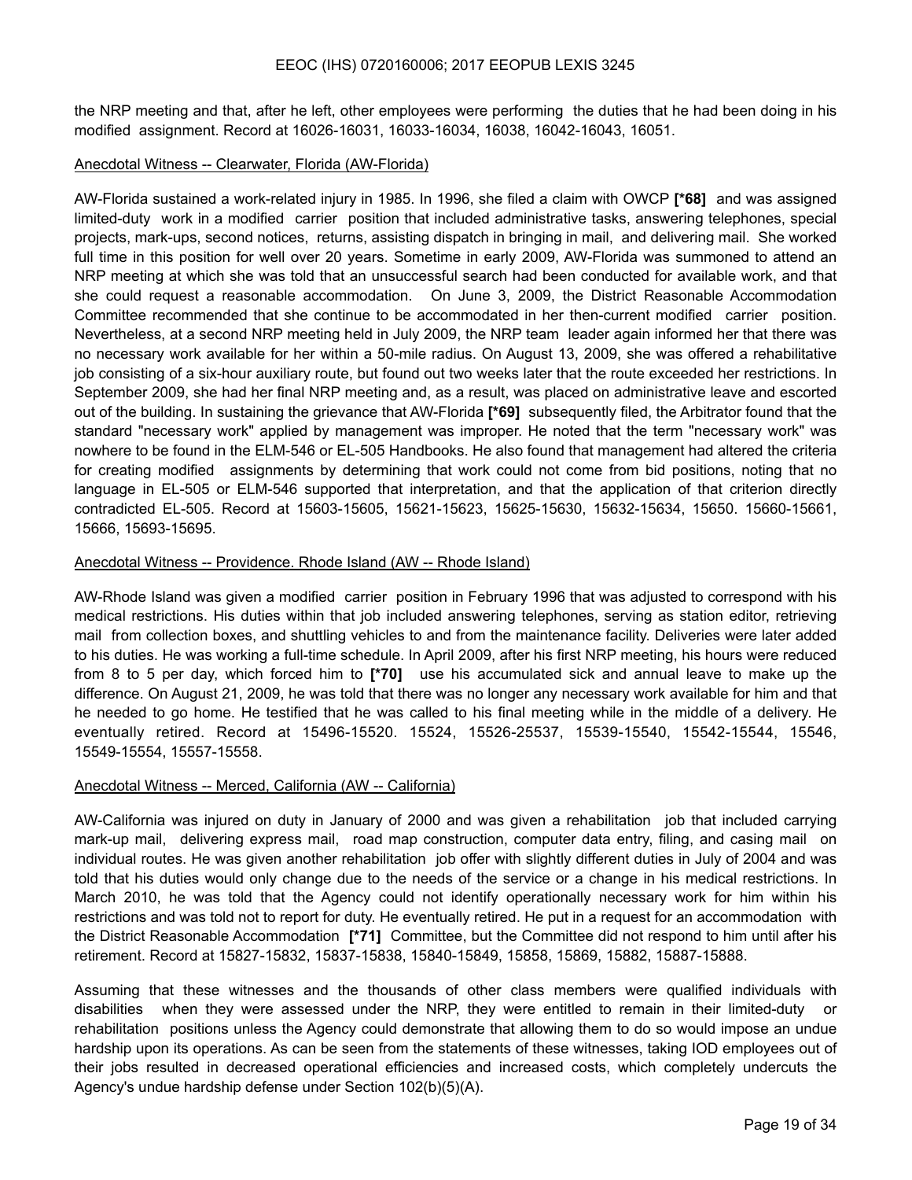the NRP meeting and that, after he left, other employees were performing the duties that he had been doing in his modified assignment. Record at 16026-16031, 16033-16034, 16038, 16042-16043, 16051.

Anecdotal Witness -- Clearwater, Florida (AW-Florida)

AW-Florida sustained a work-related injury in 1985. In 1996, she filed a claim with OWCP **[*68]** and was assigned limited-duty work in a modified carrier position that included administrative tasks, answering telephones, special projects, mark-ups, second notices, returns, assisting dispatch in bringing in mail, and delivering mail. She worked full time in this position for well over 20 years. Sometime in early 2009, AW-Florida was summoned to attend an NRP meeting at which she was told that an unsuccessful search had been conducted for available work, and that she could request a reasonable accommodation. On June 3, 2009, the District Reasonable Accommodation Committee recommended that she continue to be accommodated in her then-current modified carrier position. Nevertheless, at a second NRP meeting held in July 2009, the NRP team leader again informed her that there was no necessary work available for her within a 50-mile radius. On August 13, 2009, she was offered a rehabilitative job consisting of a six-hour auxiliary route, but found out two weeks later that the route exceeded her restrictions. In September 2009, she had her final NRP meeting and, as a result, was placed on administrative leave and escorted out of the building. In sustaining the grievance that AW-Florida **[*69]** subsequently filed, the Arbitrator found that the standard "necessary work" applied by management was improper. He noted that the term "necessary work" was nowhere to be found in the ELM-546 or EL-505 Handbooks. He also found that management had altered the criteria for creating modified assignments by determining that work could not come from bid positions, noting that no language in EL-505 or ELM-546 supported that interpretation, and that the application of that criterion directly contradicted EL-505. Record at 15603-15605, 15621-15623, 15625-15630, 15632-15634, 15650. 15660-15661, 15666, 15693-15695.

Anecdotal Witness -- Providence. Rhode Island (AW -- Rhode Island)

AW-Rhode Island was given a modified carrier position in February 1996 that was adjusted to correspond with his medical restrictions. His duties within that job included answering telephones, serving as station editor, retrieving mail from collection boxes, and shuttling vehicles to and from the maintenance facility. Deliveries were later added to his duties. He was working a full-time schedule. In April 2009, after his first NRP meeting, his hours were reduced from 8 to 5 per day, which forced him to **[*70]** use his accumulated sick and annual leave to make up the difference. On August 21, 2009, he was told that there was no longer any necessary work available for him and that he needed to go home. He testified that he was called to his final meeting while in the middle of a delivery. He eventually retired. Record at 15496-15520. 15524, 15526-25537, 15539-15540, 15542-15544, 15546, 15549-15554, 15557-15558.

Anecdotal Witness -- Merced, California (AW -- California)

AW-California was injured on duty in January of 2000 and was given a rehabilitation job that included carrying mark-up mail, delivering express mail, road map construction, computer data entry, filing, and casing mail on individual routes. He was given another rehabilitation job offer with slightly different duties in July of 2004 and was told that his duties would only change due to the needs of the service or a change in his medical restrictions. In March 2010, he was told that the Agency could not identify operationally necessary work for him within his restrictions and was told not to report for duty. He eventually retired. He put in a request for an accommodation with the District Reasonable Accommodation **[*71]** Committee, but the Committee did not respond to him until after his retirement. Record at 15827-15832, 15837-15838, 15840-15849, 15858, 15869, 15882, 15887-15888.

Assuming that these witnesses and the thousands of other class members were qualified individuals with disabilities when they were assessed under the NRP, they were entitled to remain in their limited-duty or rehabilitation positions unless the Agency could demonstrate that allowing them to do so would impose an undue hardship upon its operations. As can be seen from the statements of these witnesses, taking IOD employees out of their jobs resulted in decreased operational efficiencies and increased costs, which completely undercuts the Agency's undue hardship defense under Section 102(b)(5)(A).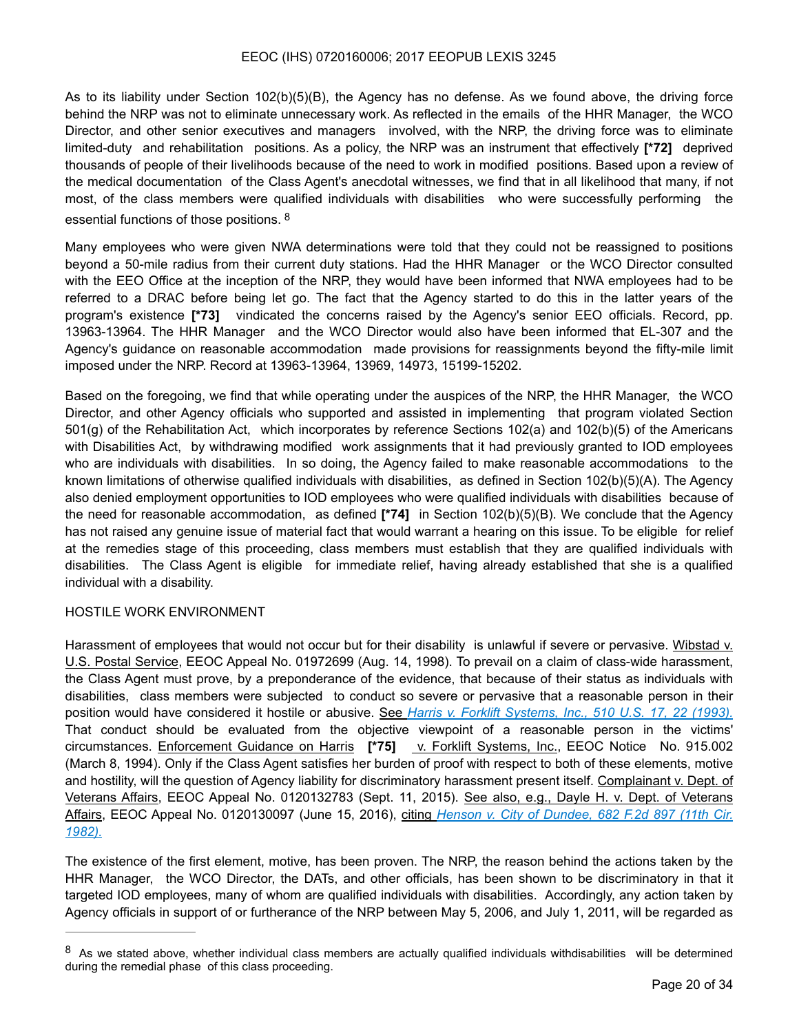As to its liability under Section 102(b)(5)(B), the Agency has no defense. As we found above, the driving force behind the NRP was not to eliminate unnecessary work. As reflected in the emails of the HHR Manager, the WCO Director, and other senior executives and managers involved, with the NRP, the driving force was to eliminate limited-duty and rehabilitation positions. As a policy, the NRP was an instrument that effectively **[*72]** deprived thousands of people of their livelihoods because of the need to work in modified positions. Based upon a review of the medical documentation of the Class Agent's anecdotal witnesses, we find that in all likelihood that many, if not most, of the class members were qualified individuals with disabilities who were successfully performing the essential functions of those positions. [8]

Many employees who were given NWA determinations were told that they could not be reassigned to positions beyond a 50-mile radius from their current duty stations. Had the HHR Manager or the WCO Director consulted with the EEO Office at the inception of the NRP, they would have been informed that NWA employees had to be referred to a DRAC before being let go. The fact that the Agency started to do this in the latter years of the program's existence **[*73]** vindicated the concerns raised by the Agency's senior EEO officials. Record, pp. 13963-13964. The HHR Manager and the WCO Director would also have been informed that EL-307 and the Agency's guidance on reasonable accommodation made provisions for reassignments beyond the fifty-mile limit imposed under the NRP. Record at 13963-13964, 13969, 14973, 15199-15202.

Based on the foregoing, we find that while operating under the auspices of the NRP, the HHR Manager, the WCO Director, and other Agency officials who supported and assisted in implementing that program violated Section 501(g) of the Rehabilitation Act, which incorporates by reference Sections 102(a) and 102(b)(5) of the Americans with Disabilities Act, by withdrawing modified work assignments that it had previously granted to IOD employees who are individuals with disabilities. In so doing, the Agency failed to make reasonable accommodations to the known limitations of otherwise qualified individuals with disabilities, as defined in Section 102(b)(5)(A). The Agency also denied employment opportunities to IOD employees who were qualified individuals with disabilities because of the need for reasonable accommodation, as defined **[*74]** in Section 102(b)(5)(B). We conclude that the Agency has not raised any genuine issue of material fact that would warrant a hearing on this issue. To be eligible for relief at the remedies stage of this proceeding, class members must establish that they are qualified individuals with disabilities. The Class Agent is eligible for immediate relief, having already established that she is a qualified individual with a disability.

HOSTILE WORK ENVIRONMENT

Harassment of employees that would not occur but for their disability is unlawful if severe or pervasive. Wibstad v. U.S. Postal Service, EEOC Appeal No. 01972699 (Aug. 14, 1998). To prevail on a claim of class-wide harassment, the Class Agent must prove, by a preponderance of the evidence, that because of their status as individuals with disabilities, class members were subjected to conduct so severe or pervasive that a reasonable person in their position would have considered it hostile or abusive. See *Harris v. Forklift Systems, Inc., 510 U.S. 17, 22 (1993).* That conduct should be evaluated from the objective viewpoint of a reasonable person in the victims' circumstances. Enforcement Guidance on Harris **[*75]** v. Forklift Systems, Inc., EEOC Notice No. 915.002 (March 8, 1994). Only if the Class Agent satisfies her burden of proof with respect to both of these elements, motive and hostility, will the question of Agency liability for discriminatory harassment present itself. Complainant v. Dept. of Veterans Affairs, EEOC Appeal No. 0120132783 (Sept. 11, 2015). See also, e.g., Dayle H. v. Dept. of Veterans Affairs, EEOC Appeal No. 0120130097 (June 15, 2016), citing *Henson v. City of Dundee, 682 F.2d 897 (11th Cir. 1982).*

The existence of the first element, motive, has been proven. The NRP, the reason behind the actions taken by the HHR Manager, the WCO Director, the DATs, and other officials, has been shown to be discriminatory in that it targeted IOD employees, many of whom are qualified individuals with disabilities. Accordingly, any action taken by Agency officials in support of or furtherance of the NRP between May 5, 2006, and July 1, 2011, will be regarded as

[8] As we stated above, whether individual class members are actually qualified individuals withdisabilities will be determined during the remedial phase of this class proceeding.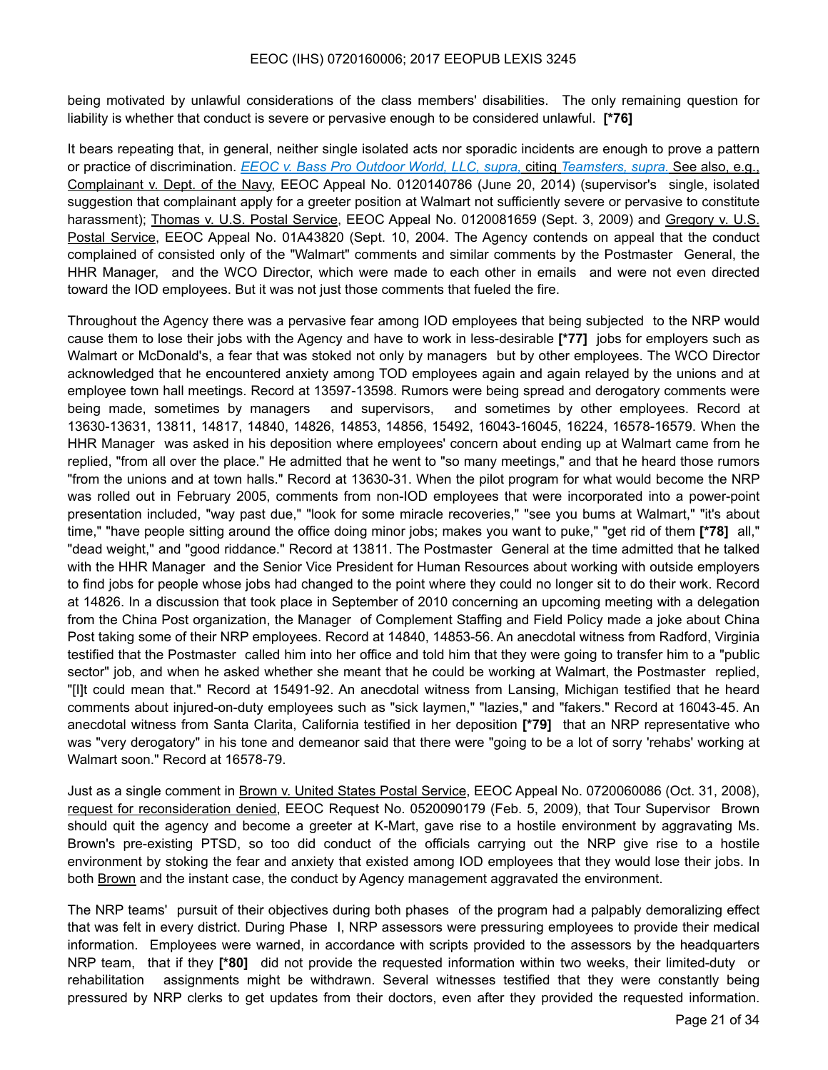being motivated by unlawful considerations of the class members' disabilities. The only remaining question for liability is whether that conduct is severe or pervasive enough to be considered unlawful. **[*76]**

It bears repeating that, in general, neither single isolated acts nor sporadic incidents are enough to prove a pattern or practice of discrimination. *EEOC v. Bass Pro Outdoor World, LLC, supra,* citing *Teamsters, supra.* See also, e.g., Complainant v. Dept. of the Navy, EEOC Appeal No. 0120140786 (June 20, 2014) (supervisor's single, isolated suggestion that complainant apply for a greeter position at Walmart not sufficiently severe or pervasive to constitute harassment); Thomas v. U.S. Postal Service, EEOC Appeal No. 0120081659 (Sept. 3, 2009) and Gregory v. U.S. Postal Service, EEOC Appeal No. 01A43820 (Sept. 10, 2004. The Agency contends on appeal that the conduct complained of consisted only of the "Walmart" comments and similar comments by the Postmaster General, the HHR Manager, and the WCO Director, which were made to each other in emails and were not even directed toward the IOD employees. But it was not just those comments that fueled the fire.

Throughout the Agency there was a pervasive fear among IOD employees that being subjected to the NRP would cause them to lose their jobs with the Agency and have to work in less-desirable **[*77]** jobs for employers such as Walmart or McDonald's, a fear that was stoked not only by managers but by other employees. The WCO Director acknowledged that he encountered anxiety among TOD employees again and again relayed by the unions and at employee town hall meetings. Record at 13597-13598. Rumors were being spread and derogatory comments were being made, sometimes by managers and supervisors, and sometimes by other employees. Record at 13630-13631, 13811, 14817, 14840, 14826, 14853, 14856, 15492, 16043-16045, 16224, 16578-16579. When the HHR Manager was asked in his deposition where employees' concern about ending up at Walmart came from he replied, "from all over the place." He admitted that he went to "so many meetings," and that he heard those rumors "from the unions and at town halls." Record at 13630-31. When the pilot program for what would become the NRP was rolled out in February 2005, comments from non-IOD employees that were incorporated into a power-point presentation included, "way past due," "look for some miracle recoveries," "see you bums at Walmart," "it's about time," "have people sitting around the office doing minor jobs; makes you want to puke," "get rid of them **[*78]** all," "dead weight," and "good riddance." Record at 13811. The Postmaster General at the time admitted that he talked with the HHR Manager and the Senior Vice President for Human Resources about working with outside employers to find jobs for people whose jobs had changed to the point where they could no longer sit to do their work. Record at 14826. In a discussion that took place in September of 2010 concerning an upcoming meeting with a delegation from the China Post organization, the Manager of Complement Staffing and Field Policy made a joke about China Post taking some of their NRP employees. Record at 14840, 14853-56. An anecdotal witness from Radford, Virginia testified that the Postmaster called him into her office and told him that they were going to transfer him to a "public sector" job, and when he asked whether she meant that he could be working at Walmart, the Postmaster replied, "[I]t could mean that." Record at 15491-92. An anecdotal witness from Lansing, Michigan testified that he heard comments about injured-on-duty employees such as "sick laymen," "lazies," and "fakers." Record at 16043-45. An anecdotal witness from Santa Clarita, California testified in her deposition **[*79]** that an NRP representative who was "very derogatory" in his tone and demeanor said that there were "going to be a lot of sorry 'rehabs' working at Walmart soon." Record at 16578-79.

Just as a single comment in Brown v. United States Postal Service, EEOC Appeal No. 0720060086 (Oct. 31, 2008), request for reconsideration denied, EEOC Request No. 0520090179 (Feb. 5, 2009), that Tour Supervisor Brown should quit the agency and become a greeter at K-Mart, gave rise to a hostile environment by aggravating Ms. Brown's pre-existing PTSD, so too did conduct of the officials carrying out the NRP give rise to a hostile environment by stoking the fear and anxiety that existed among IOD employees that they would lose their jobs. In both Brown and the instant case, the conduct by Agency management aggravated the environment.

The NRP teams' pursuit of their objectives during both phases of the program had a palpably demoralizing effect that was felt in every district. During Phase I, NRP assessors were pressuring employees to provide their medical information. Employees were warned, in accordance with scripts provided to the assessors by the headquarters NRP team, that if they **[*80]** did not provide the requested information within two weeks, their limited-duty or rehabilitation assignments might be withdrawn. Several witnesses testified that they were constantly being pressured by NRP clerks to get updates from their doctors, even after they provided the requested information.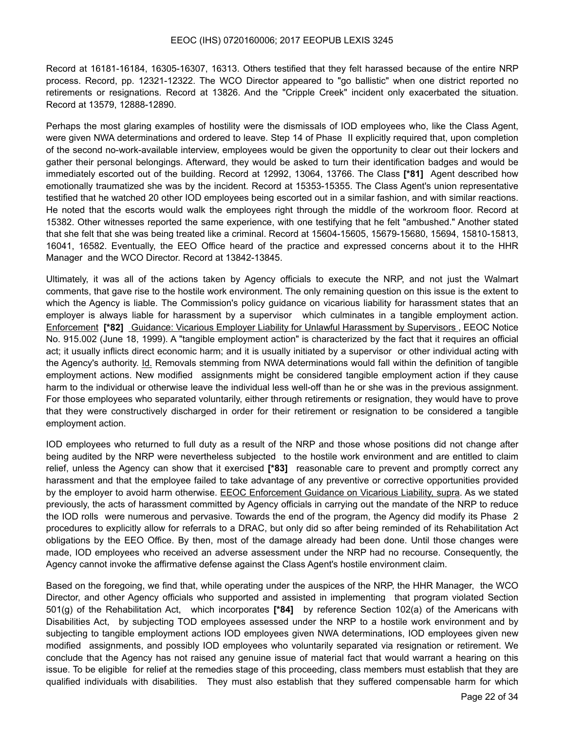Record at 16181-16184, 16305-16307, 16313. Others testified that they felt harassed because of the entire NRP process. Record, pp. 12321-12322. The WCO Director appeared to "go ballistic" when one district reported no retirements or resignations. Record at 13826. And the "Cripple Creek" incident only exacerbated the situation. Record at 13579, 12888-12890.

Perhaps the most glaring examples of hostility were the dismissals of IOD employees who, like the Class Agent, were given NWA determinations and ordered to leave. Step 14 of Phase II explicitly required that, upon completion of the second no-work-available interview, employees would be given the opportunity to clear out their lockers and gather their personal belongings. Afterward, they would be asked to turn their identification badges and would be immediately escorted out of the building. Record at 12992, 13064, 13766. The Class **[*81]** Agent described how emotionally traumatized she was by the incident. Record at 15353-15355. The Class Agent's union representative testified that he watched 20 other IOD employees being escorted out in a similar fashion, and with similar reactions. He noted that the escorts would walk the employees right through the middle of the workroom floor. Record at 15382. Other witnesses reported the same experience, with one testifying that he felt "ambushed." Another stated that she felt that she was being treated like a criminal. Record at 15604-15605, 15679-15680, 15694, 15810-15813, 16041, 16582. Eventually, the EEO Office heard of the practice and expressed concerns about it to the HHR Manager and the WCO Director. Record at 13842-13845.

Ultimately, it was all of the actions taken by Agency officials to execute the NRP, and not just the Walmart comments, that gave rise to the hostile work environment. The only remaining question on this issue is the extent to which the Agency is liable. The Commission's policy guidance on vicarious liability for harassment states that an employer is always liable for harassment by a supervisor which culminates in a tangible employment action. Enforcement **[*82]** Guidance: Vicarious Employer Liability for Unlawful Harassment by Supervisors , EEOC Notice No. 915.002 (June 18, 1999). A "tangible employment action" is characterized by the fact that it requires an official act; it usually inflicts direct economic harm; and it is usually initiated by a supervisor or other individual acting with the Agency's authority. Id. Removals stemming from NWA determinations would fall within the definition of tangible employment actions. New modified assignments might be considered tangible employment action if they cause harm to the individual or otherwise leave the individual less well-off than he or she was in the previous assignment. For those employees who separated voluntarily, either through retirements or resignation, they would have to prove that they were constructively discharged in order for their retirement or resignation to be considered a tangible employment action.

IOD employees who returned to full duty as a result of the NRP and those whose positions did not change after being audited by the NRP were nevertheless subjected to the hostile work environment and are entitled to claim relief, unless the Agency can show that it exercised **[*83]** reasonable care to prevent and promptly correct any harassment and that the employee failed to take advantage of any preventive or corrective opportunities provided by the employer to avoid harm otherwise. EEOC Enforcement Guidance on Vicarious Liability, supra. As we stated previously, the acts of harassment committed by Agency officials in carrying out the mandate of the NRP to reduce the IOD rolls were numerous and pervasive. Towards the end of the program, the Agency did modify its Phase 2 procedures to explicitly allow for referrals to a DRAC, but only did so after being reminded of its Rehabilitation Act obligations by the EEO Office. By then, most of the damage already had been done. Until those changes were made, IOD employees who received an adverse assessment under the NRP had no recourse. Consequently, the Agency cannot invoke the affirmative defense against the Class Agent's hostile environment claim.

Based on the foregoing, we find that, while operating under the auspices of the NRP, the HHR Manager, the WCO Director, and other Agency officials who supported and assisted in implementing that program violated Section 501(g) of the Rehabilitation Act, which incorporates **[*84]** by reference Section 102(a) of the Americans with Disabilities Act, by subjecting TOD employees assessed under the NRP to a hostile work environment and by subjecting to tangible employment actions IOD employees given NWA determinations, IOD employees given new modified assignments, and possibly IOD employees who voluntarily separated via resignation or retirement. We conclude that the Agency has not raised any genuine issue of material fact that would warrant a hearing on this issue. To be eligible for relief at the remedies stage of this proceeding, class members must establish that they are qualified individuals with disabilities. They must also establish that they suffered compensable harm for which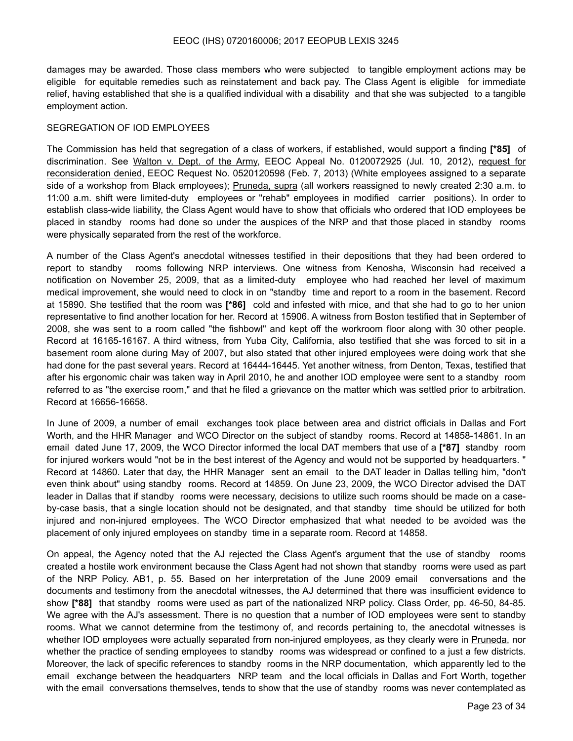damages may be awarded. Those class members who were subjected to tangible employment actions may be eligible for equitable remedies such as reinstatement and back pay. The Class Agent is eligible for immediate relief, having established that she is a qualified individual with a disability and that she was subjected to a tangible employment action.

SEGREGATION OF IOD EMPLOYEES

The Commission has held that segregation of a class of workers, if established, would support a finding **[*85]** of discrimination. See Walton v. Dept. of the Army, EEOC Appeal No. 0120072925 (Jul. 10, 2012), request for reconsideration denied, EEOC Request No. 0520120598 (Feb. 7, 2013) (White employees assigned to a separate side of a workshop from Black employees); Pruneda, supra (all workers reassigned to newly created 2:30 a.m. to 11:00 a.m. shift were limited-duty employees or "rehab" employees in modified carrier positions). In order to establish class-wide liability, the Class Agent would have to show that officials who ordered that IOD employees be placed in standby rooms had done so under the auspices of the NRP and that those placed in standby rooms were physically separated from the rest of the workforce.

A number of the Class Agent's anecdotal witnesses testified in their depositions that they had been ordered to report to standby rooms following NRP interviews. One witness from Kenosha, Wisconsin had received a notification on November 25, 2009, that as a limited-duty employee who had reached her level of maximum medical improvement, she would need to clock in on "standby time and report to a room in the basement. Record at 15890. She testified that the room was **[*86]** cold and infested with mice, and that she had to go to her union representative to find another location for her. Record at 15906. A witness from Boston testified that in September of 2008, she was sent to a room called "the fishbowl" and kept off the workroom floor along with 30 other people. Record at 16165-16167. A third witness, from Yuba City, California, also testified that she was forced to sit in a basement room alone during May of 2007, but also stated that other injured employees were doing work that she had done for the past several years. Record at 16444-16445. Yet another witness, from Denton, Texas, testified that after his ergonomic chair was taken way in April 2010, he and another IOD employee were sent to a standby room referred to as "the exercise room," and that he filed a grievance on the matter which was settled prior to arbitration. Record at 16656-16658.

In June of 2009, a number of email exchanges took place between area and district officials in Dallas and Fort Worth, and the HHR Manager and WCO Director on the subject of standby rooms. Record at 14858-14861. In an email dated June 17, 2009, the WCO Director informed the local DAT members that use of a **[*87]** standby room for injured workers would "not be in the best interest of the Agency and would not be supported by headquarters. " Record at 14860. Later that day, the HHR Manager sent an email to the DAT leader in Dallas telling him, "don't even think about" using standby rooms. Record at 14859. On June 23, 2009, the WCO Director advised the DAT leader in Dallas that if standby rooms were necessary, decisions to utilize such rooms should be made on a case-by-case basis, that a single location should not be designated, and that standby time should be utilized for both injured and non-injured employees. The WCO Director emphasized that what needed to be avoided was the placement of only injured employees on standby time in a separate room. Record at 14858.

On appeal, the Agency noted that the AJ rejected the Class Agent's argument that the use of standby rooms created a hostile work environment because the Class Agent had not shown that standby rooms were used as part of the NRP Policy. AB1, p. 55. Based on her interpretation of the June 2009 email conversations and the documents and testimony from the anecdotal witnesses, the AJ determined that there was insufficient evidence to show **[*88]** that standby rooms were used as part of the nationalized NRP policy. Class Order, pp. 46-50, 84-85. We agree with the AJ's assessment. There is no question that a number of IOD employees were sent to standby rooms. What we cannot determine from the testimony of, and records pertaining to, the anecdotal witnesses is whether IOD employees were actually separated from non-injured employees, as they clearly were in Pruneda, nor whether the practice of sending employees to standby rooms was widespread or confined to a just a few districts. Moreover, the lack of specific references to standby rooms in the NRP documentation, which apparently led to the email exchange between the headquarters NRP team and the local officials in Dallas and Fort Worth, together with the email conversations themselves, tends to show that the use of standby rooms was never contemplated as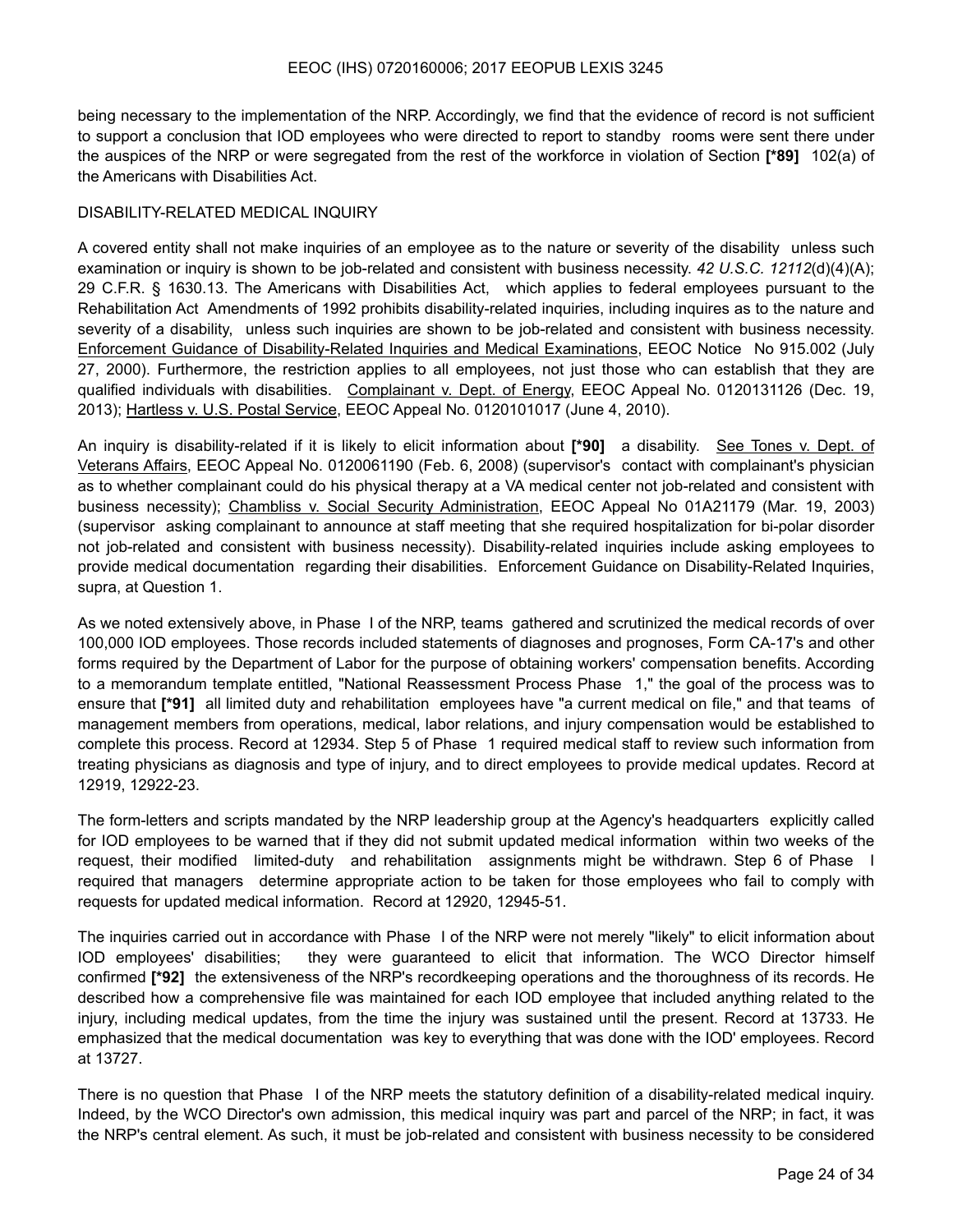being necessary to the implementation of the NRP. Accordingly, we find that the evidence of record is not sufficient to support a conclusion that IOD employees who were directed to report to standby rooms were sent there under the auspices of the NRP or were segregated from the rest of the workforce in violation of Section **[*89]** 102(a) of the Americans with Disabilities Act.

DISABILITY-RELATED MEDICAL INQUIRY

A covered entity shall not make inquiries of an employee as to the nature or severity of the disability unless such examination or inquiry is shown to be job-related and consistent with business necessity. *42 U.S.C. 12112*(d)(4)(A); 29 C.F.R. § 1630.13. The Americans with Disabilities Act, which applies to federal employees pursuant to the Rehabilitation Act Amendments of 1992 prohibits disability-related inquiries, including inquires as to the nature and severity of a disability, unless such inquiries are shown to be job-related and consistent with business necessity. Enforcement Guidance of Disability-Related Inquiries and Medical Examinations, EEOC Notice No 915.002 (July 27, 2000). Furthermore, the restriction applies to all employees, not just those who can establish that they are qualified individuals with disabilities. Complainant v. Dept. of Energy, EEOC Appeal No. 0120131126 (Dec. 19, 2013); Hartless v. U.S. Postal Service, EEOC Appeal No. 0120101017 (June 4, 2010).

An inquiry is disability-related if it is likely to elicit information about **[*90]** a disability. See Tones v. Dept. of Veterans Affairs, EEOC Appeal No. 0120061190 (Feb. 6, 2008) (supervisor's contact with complainant's physician as to whether complainant could do his physical therapy at a VA medical center not job-related and consistent with business necessity); Chambliss v. Social Security Administration, EEOC Appeal No 01A21179 (Mar. 19, 2003) (supervisor asking complainant to announce at staff meeting that she required hospitalization for bi-polar disorder not job-related and consistent with business necessity). Disability-related inquiries include asking employees to provide medical documentation regarding their disabilities. Enforcement Guidance on Disability-Related Inquiries, supra, at Question 1.

As we noted extensively above, in Phase I of the NRP, teams gathered and scrutinized the medical records of over 100,000 IOD employees. Those records included statements of diagnoses and prognoses, Form CA-17's and other forms required by the Department of Labor for the purpose of obtaining workers' compensation benefits. According to a memorandum template entitled, "National Reassessment Process Phase 1," the goal of the process was to ensure that **[*91]** all limited duty and rehabilitation employees have "a current medical on file," and that teams of management members from operations, medical, labor relations, and injury compensation would be established to complete this process. Record at 12934. Step 5 of Phase 1 required medical staff to review such information from treating physicians as diagnosis and type of injury, and to direct employees to provide medical updates. Record at 12919, 12922-23.

The form-letters and scripts mandated by the NRP leadership group at the Agency's headquarters explicitly called for IOD employees to be warned that if they did not submit updated medical information within two weeks of the request, their modified limited-duty and rehabilitation assignments might be withdrawn. Step 6 of Phase I required that managers determine appropriate action to be taken for those employees who fail to comply with requests for updated medical information. Record at 12920, 12945-51.

The inquiries carried out in accordance with Phase I of the NRP were not merely "likely" to elicit information about IOD employees' disabilities; they were guaranteed to elicit that information. The WCO Director himself confirmed **[*92]** the extensiveness of the NRP's recordkeeping operations and the thoroughness of its records. He described how a comprehensive file was maintained for each IOD employee that included anything related to the injury, including medical updates, from the time the injury was sustained until the present. Record at 13733. He emphasized that the medical documentation was key to everything that was done with the IOD' employees. Record at 13727.

There is no question that Phase I of the NRP meets the statutory definition of a disability-related medical inquiry. Indeed, by the WCO Director's own admission, this medical inquiry was part and parcel of the NRP; in fact, it was the NRP's central element. As such, it must be job-related and consistent with business necessity to be considered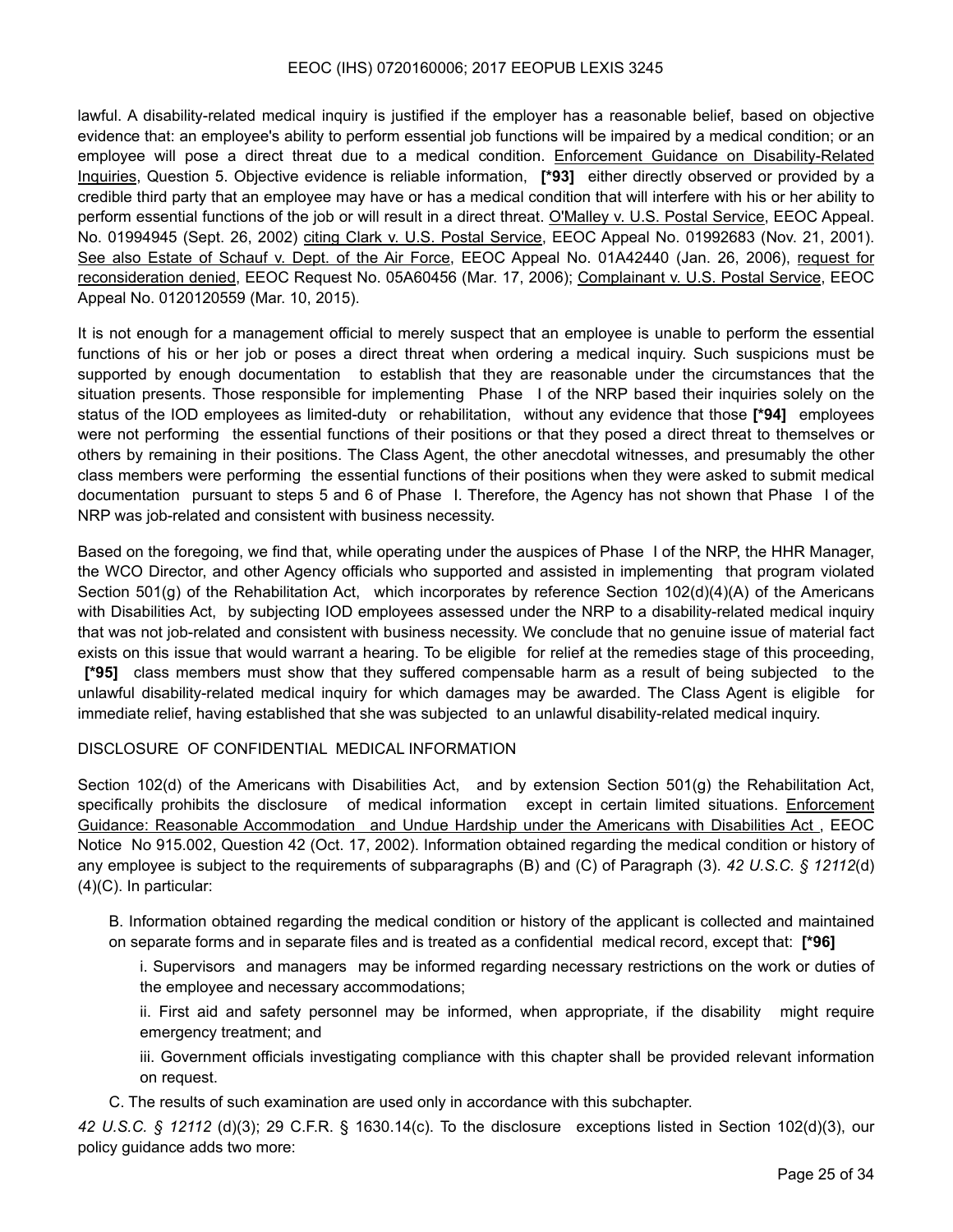lawful. A disability-related medical inquiry is justified if the employer has a reasonable belief, based on objective evidence that: an employee's ability to perform essential job functions will be impaired by a medical condition; or an employee will pose a direct threat due to a medical condition. Enforcement Guidance on Disability-Related Inquiries, Question 5. Objective evidence is reliable information, **[*93]** either directly observed or provided by a credible third party that an employee may have or has a medical condition that will interfere with his or her ability to perform essential functions of the job or will result in a direct threat. O'Malley v. U.S. Postal Service, EEOC Appeal. No. 01994945 (Sept. 26, 2002) citing Clark v. U.S. Postal Service, EEOC Appeal No. 01992683 (Nov. 21, 2001). See also Estate of Schauf v. Dept. of the Air Force, EEOC Appeal No. 01A42440 (Jan. 26, 2006), request for reconsideration denied, EEOC Request No. 05A60456 (Mar. 17, 2006); Complainant v. U.S. Postal Service, EEOC Appeal No. 0120120559 (Mar. 10, 2015).

It is not enough for a management official to merely suspect that an employee is unable to perform the essential functions of his or her job or poses a direct threat when ordering a medical inquiry. Such suspicions must be supported by enough documentation to establish that they are reasonable under the circumstances that the situation presents. Those responsible for implementing Phase I of the NRP based their inquiries solely on the status of the IOD employees as limited-duty or rehabilitation, without any evidence that those **[*94]** employees were not performing the essential functions of their positions or that they posed a direct threat to themselves or others by remaining in their positions. The Class Agent, the other anecdotal witnesses, and presumably the other class members were performing the essential functions of their positions when they were asked to submit medical documentation pursuant to steps 5 and 6 of Phase I. Therefore, the Agency has not shown that Phase I of the NRP was job-related and consistent with business necessity.

Based on the foregoing, we find that, while operating under the auspices of Phase I of the NRP, the HHR Manager, the WCO Director, and other Agency officials who supported and assisted in implementing that program violated Section 501(g) of the Rehabilitation Act, which incorporates by reference Section 102(d)(4)(A) of the Americans with Disabilities Act, by subjecting IOD employees assessed under the NRP to a disability-related medical inquiry that was not job-related and consistent with business necessity. We conclude that no genuine issue of material fact exists on this issue that would warrant a hearing. To be eligible for relief at the remedies stage of this proceeding, **[*95]** class members must show that they suffered compensable harm as a result of being subjected to the unlawful disability-related medical inquiry for which damages may be awarded. The Class Agent is eligible for immediate relief, having established that she was subjected to an unlawful disability-related medical inquiry.

DISCLOSURE OF CONFIDENTIAL MEDICAL INFORMATION

Section 102(d) of the Americans with Disabilities Act, and by extension Section 501(g) the Rehabilitation Act, specifically prohibits the disclosure of medical information except in certain limited situations. Enforcement Guidance: Reasonable Accommodation and Undue Hardship under the Americans with Disabilities Act , EEOC Notice No 915.002, Question 42 (Oct. 17, 2002). Information obtained regarding the medical condition or history of any employee is subject to the requirements of subparagraphs (B) and (C) of Paragraph (3). *42 U.S.C. § 12112*(d)(4)(C). In particular:

> B. Information obtained regarding the medical condition or history of the applicant is collected and maintained on separate forms and in separate files and is treated as a confidential medical record, except that: **[*96]**
>
> > i. Supervisors and managers may be informed regarding necessary restrictions on the work or duties of the employee and necessary accommodations;
> >
> > ii. First aid and safety personnel may be informed, when appropriate, if the disability might require emergency treatment; and
> >
> > iii. Government officials investigating compliance with this chapter shall be provided relevant information on request.
>
> C. The results of such examination are used only in accordance with this subchapter.

*42 U.S.C. § 12112* (d)(3); 29 C.F.R. § 1630.14(c). To the disclosure exceptions listed in Section 102(d)(3), our policy guidance adds two more: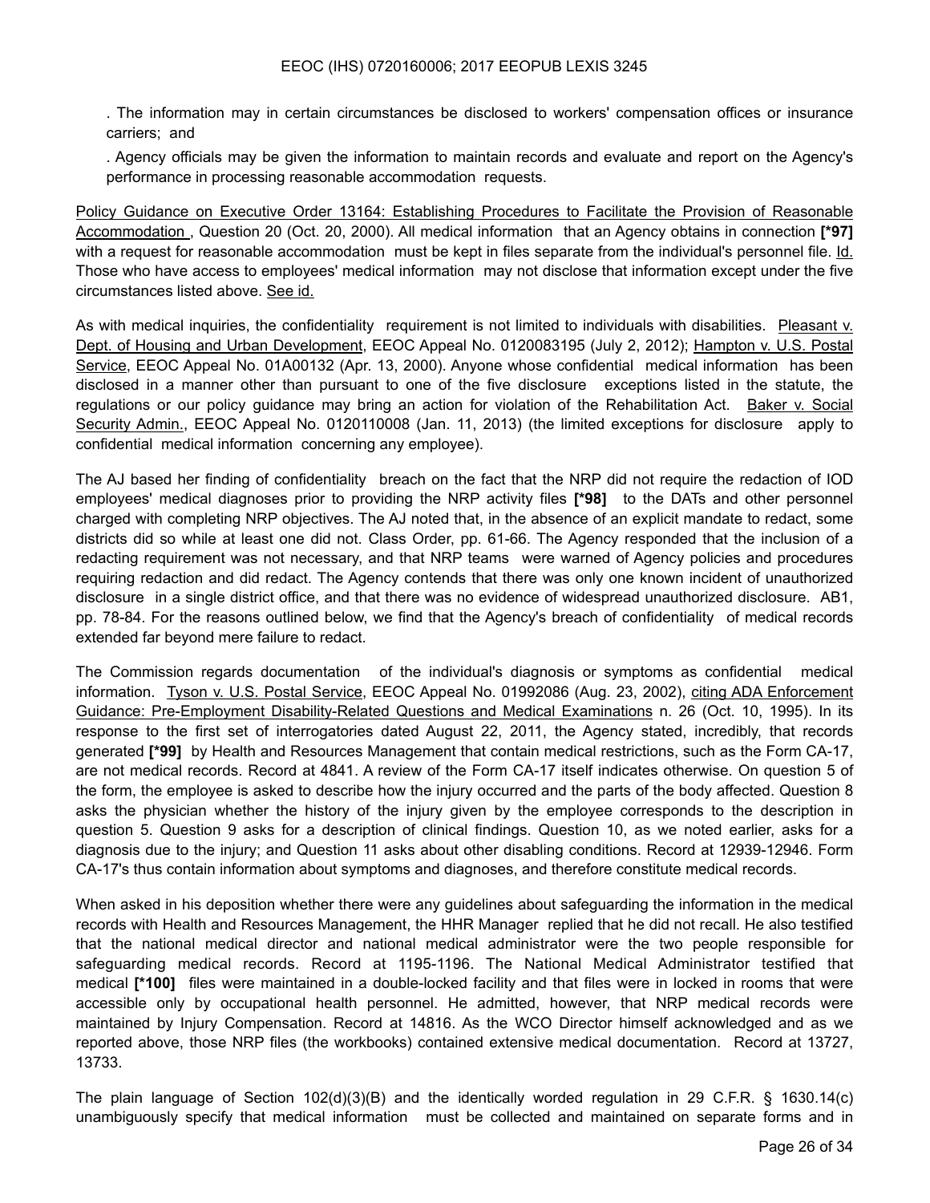. The information may in certain circumstances be disclosed to workers' compensation offices or insurance carriers; and

. Agency officials may be given the information to maintain records and evaluate and report on the Agency's performance in processing reasonable accommodation requests.

Policy Guidance on Executive Order 13164: Establishing Procedures to Facilitate the Provision of Reasonable Accommodation , Question 20 (Oct. 20, 2000). All medical information that an Agency obtains in connection **[*97]** with a request for reasonable accommodation must be kept in files separate from the individual's personnel file. Id. Those who have access to employees' medical information may not disclose that information except under the five circumstances listed above. See id.

As with medical inquiries, the confidentiality requirement is not limited to individuals with disabilities. Pleasant v. Dept. of Housing and Urban Development, EEOC Appeal No. 0120083195 (July 2, 2012); Hampton v. U.S. Postal Service, EEOC Appeal No. 01A00132 (Apr. 13, 2000). Anyone whose confidential medical information has been disclosed in a manner other than pursuant to one of the five disclosure exceptions listed in the statute, the regulations or our policy guidance may bring an action for violation of the Rehabilitation Act. Baker v. Social Security Admin., EEOC Appeal No. 0120110008 (Jan. 11, 2013) (the limited exceptions for disclosure apply to confidential medical information concerning any employee).

The AJ based her finding of confidentiality breach on the fact that the NRP did not require the redaction of IOD employees' medical diagnoses prior to providing the NRP activity files **[*98]** to the DATs and other personnel charged with completing NRP objectives. The AJ noted that, in the absence of an explicit mandate to redact, some districts did so while at least one did not. Class Order, pp. 61-66. The Agency responded that the inclusion of a redacting requirement was not necessary, and that NRP teams were warned of Agency policies and procedures requiring redaction and did redact. The Agency contends that there was only one known incident of unauthorized disclosure in a single district office, and that there was no evidence of widespread unauthorized disclosure. AB1, pp. 78-84. For the reasons outlined below, we find that the Agency's breach of confidentiality of medical records extended far beyond mere failure to redact.

The Commission regards documentation of the individual's diagnosis or symptoms as confidential medical information. Tyson v. U.S. Postal Service, EEOC Appeal No. 01992086 (Aug. 23, 2002), citing ADA Enforcement Guidance: Pre-Employment Disability-Related Questions and Medical Examinations n. 26 (Oct. 10, 1995). In its response to the first set of interrogatories dated August 22, 2011, the Agency stated, incredibly, that records generated **[*99]** by Health and Resources Management that contain medical restrictions, such as the Form CA-17, are not medical records. Record at 4841. A review of the Form CA-17 itself indicates otherwise. On question 5 of the form, the employee is asked to describe how the injury occurred and the parts of the body affected. Question 8 asks the physician whether the history of the injury given by the employee corresponds to the description in question 5. Question 9 asks for a description of clinical findings. Question 10, as we noted earlier, asks for a diagnosis due to the injury; and Question 11 asks about other disabling conditions. Record at 12939-12946. Form CA-17's thus contain information about symptoms and diagnoses, and therefore constitute medical records.

When asked in his deposition whether there were any guidelines about safeguarding the information in the medical records with Health and Resources Management, the HHR Manager replied that he did not recall. He also testified that the national medical director and national medical administrator were the two people responsible for safeguarding medical records. Record at 1195-1196. The National Medical Administrator testified that medical **[*100]** files were maintained in a double-locked facility and that files were in locked in rooms that were accessible only by occupational health personnel. He admitted, however, that NRP medical records were maintained by Injury Compensation. Record at 14816. As the WCO Director himself acknowledged and as we reported above, those NRP files (the workbooks) contained extensive medical documentation. Record at 13727, 13733.

The plain language of Section 102(d)(3)(B) and the identically worded regulation in 29 C.F.R. § 1630.14(c) unambiguously specify that medical information must be collected and maintained on separate forms and in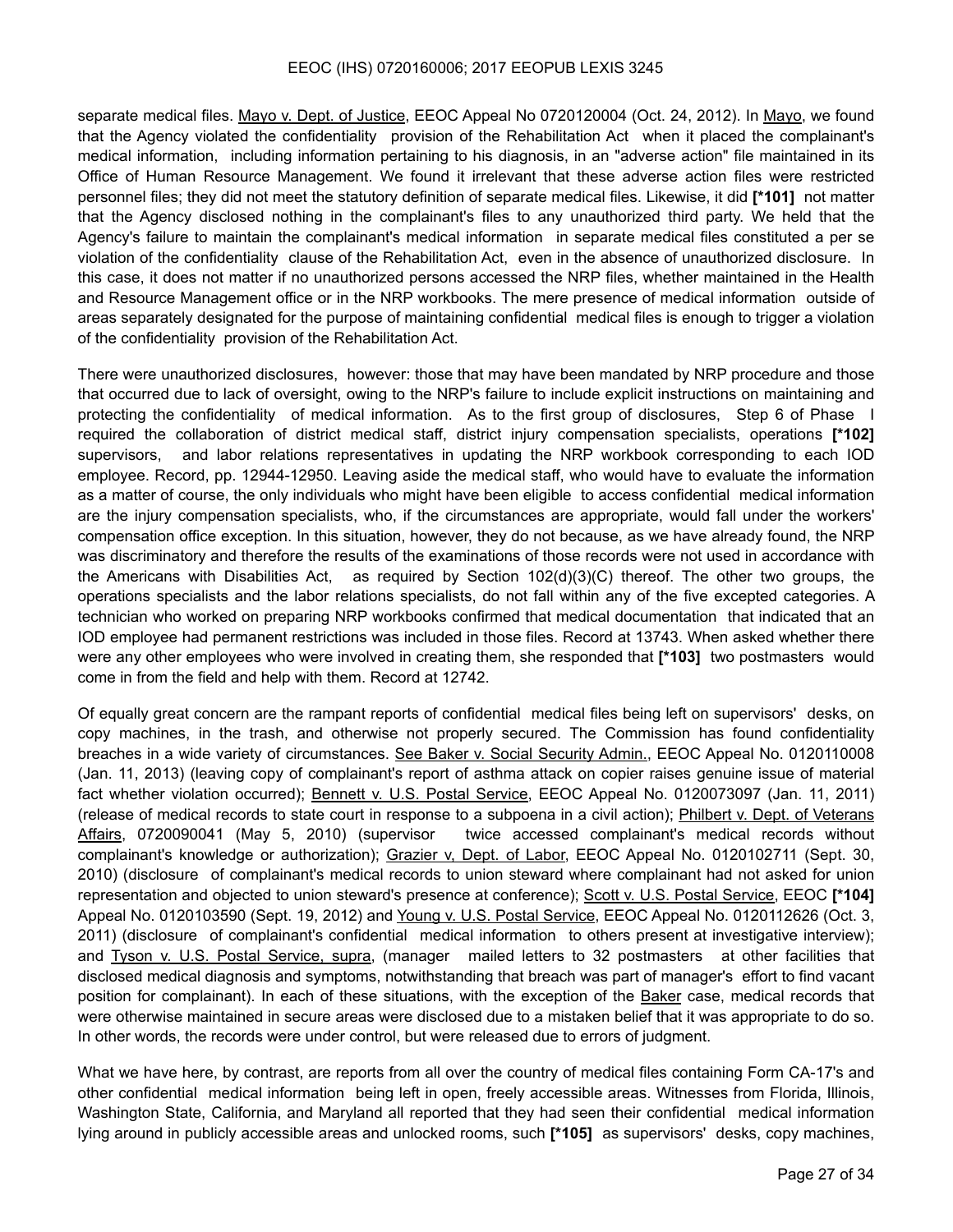separate medical files. Mayo v. Dept. of Justice, EEOC Appeal No 0720120004 (Oct. 24, 2012). In Mayo, we found that the Agency violated the confidentiality provision of the Rehabilitation Act when it placed the complainant's medical information, including information pertaining to his diagnosis, in an "adverse action" file maintained in its Office of Human Resource Management. We found it irrelevant that these adverse action files were restricted personnel files; they did not meet the statutory definition of separate medical files. Likewise, it did **[*101]** not matter that the Agency disclosed nothing in the complainant's files to any unauthorized third party. We held that the Agency's failure to maintain the complainant's medical information in separate medical files constituted a per se violation of the confidentiality clause of the Rehabilitation Act, even in the absence of unauthorized disclosure. In this case, it does not matter if no unauthorized persons accessed the NRP files, whether maintained in the Health and Resource Management office or in the NRP workbooks. The mere presence of medical information outside of areas separately designated for the purpose of maintaining confidential medical files is enough to trigger a violation of the confidentiality provision of the Rehabilitation Act.

There were unauthorized disclosures, however: those that may have been mandated by NRP procedure and those that occurred due to lack of oversight, owing to the NRP's failure to include explicit instructions on maintaining and protecting the confidentiality of medical information. As to the first group of disclosures, Step 6 of Phase I required the collaboration of district medical staff, district injury compensation specialists, operations **[*102]** supervisors, and labor relations representatives in updating the NRP workbook corresponding to each IOD employee. Record, pp. 12944-12950. Leaving aside the medical staff, who would have to evaluate the information as a matter of course, the only individuals who might have been eligible to access confidential medical information are the injury compensation specialists, who, if the circumstances are appropriate, would fall under the workers' compensation office exception. In this situation, however, they do not because, as we have already found, the NRP was discriminatory and therefore the results of the examinations of those records were not used in accordance with the Americans with Disabilities Act, as required by Section 102(d)(3)(C) thereof. The other two groups, the operations specialists and the labor relations specialists, do not fall within any of the five excepted categories. A technician who worked on preparing NRP workbooks confirmed that medical documentation that indicated that an IOD employee had permanent restrictions was included in those files. Record at 13743. When asked whether there were any other employees who were involved in creating them, she responded that **[*103]** two postmasters would come in from the field and help with them. Record at 12742.

Of equally great concern are the rampant reports of confidential medical files being left on supervisors' desks, on copy machines, in the trash, and otherwise not properly secured. The Commission has found confidentiality breaches in a wide variety of circumstances. See Baker v. Social Security Admin., EEOC Appeal No. 0120110008 (Jan. 11, 2013) (leaving copy of complainant's report of asthma attack on copier raises genuine issue of material fact whether violation occurred); Bennett v. U.S. Postal Service, EEOC Appeal No. 0120073097 (Jan. 11, 2011) (release of medical records to state court in response to a subpoena in a civil action); Philbert v. Dept. of Veterans Affairs, 0720090041 (May 5, 2010) (supervisor twice accessed complainant's medical records without complainant's knowledge or authorization); Grazier v, Dept. of Labor, EEOC Appeal No. 0120102711 (Sept. 30, 2010) (disclosure of complainant's medical records to union steward where complainant had not asked for union representation and objected to union steward's presence at conference); Scott v. U.S. Postal Service, EEOC **[*104]** Appeal No. 0120103590 (Sept. 19, 2012) and Young v. U.S. Postal Service, EEOC Appeal No. 0120112626 (Oct. 3, 2011) (disclosure of complainant's confidential medical information to others present at investigative interview); and Tyson v. U.S. Postal Service, supra, (manager mailed letters to 32 postmasters at other facilities that disclosed medical diagnosis and symptoms, notwithstanding that breach was part of manager's effort to find vacant position for complainant). In each of these situations, with the exception of the Baker case, medical records that were otherwise maintained in secure areas were disclosed due to a mistaken belief that it was appropriate to do so. In other words, the records were under control, but were released due to errors of judgment.

What we have here, by contrast, are reports from all over the country of medical files containing Form CA-17's and other confidential medical information being left in open, freely accessible areas. Witnesses from Florida, Illinois, Washington State, California, and Maryland all reported that they had seen their confidential medical information lying around in publicly accessible areas and unlocked rooms, such **[*105]** as supervisors' desks, copy machines,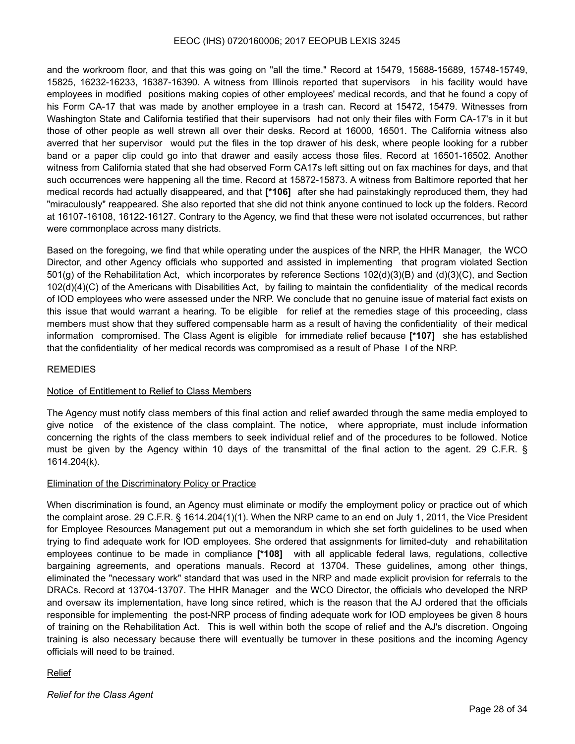and the workroom floor, and that this was going on "all the time." Record at 15479, 15688-15689, 15748-15749, 15825, 16232-16233, 16387-16390. A witness from Illinois reported that supervisors in his facility would have employees in modified positions making copies of other employees' medical records, and that he found a copy of his Form CA-17 that was made by another employee in a trash can. Record at 15472, 15479. Witnesses from Washington State and California testified that their supervisors had not only their files with Form CA-17's in it but those of other people as well strewn all over their desks. Record at 16000, 16501. The California witness also averred that her supervisor would put the files in the top drawer of his desk, where people looking for a rubber band or a paper clip could go into that drawer and easily access those files. Record at 16501-16502. Another witness from California stated that she had observed Form CA17s left sitting out on fax machines for days, and that such occurrences were happening all the time. Record at 15872-15873. A witness from Baltimore reported that her medical records had actually disappeared, and that **[*106]** after she had painstakingly reproduced them, they had "miraculously" reappeared. She also reported that she did not think anyone continued to lock up the folders. Record at 16107-16108, 16122-16127. Contrary to the Agency, we find that these were not isolated occurrences, but rather were commonplace across many districts.

Based on the foregoing, we find that while operating under the auspices of the NRP, the HHR Manager, the WCO Director, and other Agency officials who supported and assisted in implementing that program violated Section 501(g) of the Rehabilitation Act, which incorporates by reference Sections 102(d)(3)(B) and (d)(3)(C), and Section 102(d)(4)(C) of the Americans with Disabilities Act, by failing to maintain the confidentiality of the medical records of IOD employees who were assessed under the NRP. We conclude that no genuine issue of material fact exists on this issue that would warrant a hearing. To be eligible for relief at the remedies stage of this proceeding, class members must show that they suffered compensable harm as a result of having the confidentiality of their medical information compromised. The Class Agent is eligible for immediate relief because **[*107]** she has established that the confidentiality of her medical records was compromised as a result of Phase I of the NRP.

REMEDIES

<u>Notice of Entitlement to Relief to Class Members</u>

The Agency must notify class members of this final action and relief awarded through the same media employed to give notice of the existence of the class complaint. The notice, where appropriate, must include information concerning the rights of the class members to seek individual relief and of the procedures to be followed. Notice must be given by the Agency within 10 days of the transmittal of the final action to the agent. 29 C.F.R. § 1614.204(k).

<u>Elimination of the Discriminatory Policy or Practice</u>

When discrimination is found, an Agency must eliminate or modify the employment policy or practice out of which the complaint arose. 29 C.F.R. § 1614.204(1)(1). When the NRP came to an end on July 1, 2011, the Vice President for Employee Resources Management put out a memorandum in which she set forth guidelines to be used when trying to find adequate work for IOD employees. She ordered that assignments for limited-duty and rehabilitation employees continue to be made in compliance **[*108]** with all applicable federal laws, regulations, collective bargaining agreements, and operations manuals. Record at 13704. These guidelines, among other things, eliminated the "necessary work" standard that was used in the NRP and made explicit provision for referrals to the DRACs. Record at 13704-13707. The HHR Manager and the WCO Director, the officials who developed the NRP and oversaw its implementation, have long since retired, which is the reason that the AJ ordered that the officials responsible for implementing the post-NRP process of finding adequate work for IOD employees be given 8 hours of training on the Rehabilitation Act. This is well within both the scope of relief and the AJ's discretion. Ongoing training is also necessary because there will eventually be turnover in these positions and the incoming Agency officials will need to be trained.

<u>Relief</u>

*Relief for the Class Agent*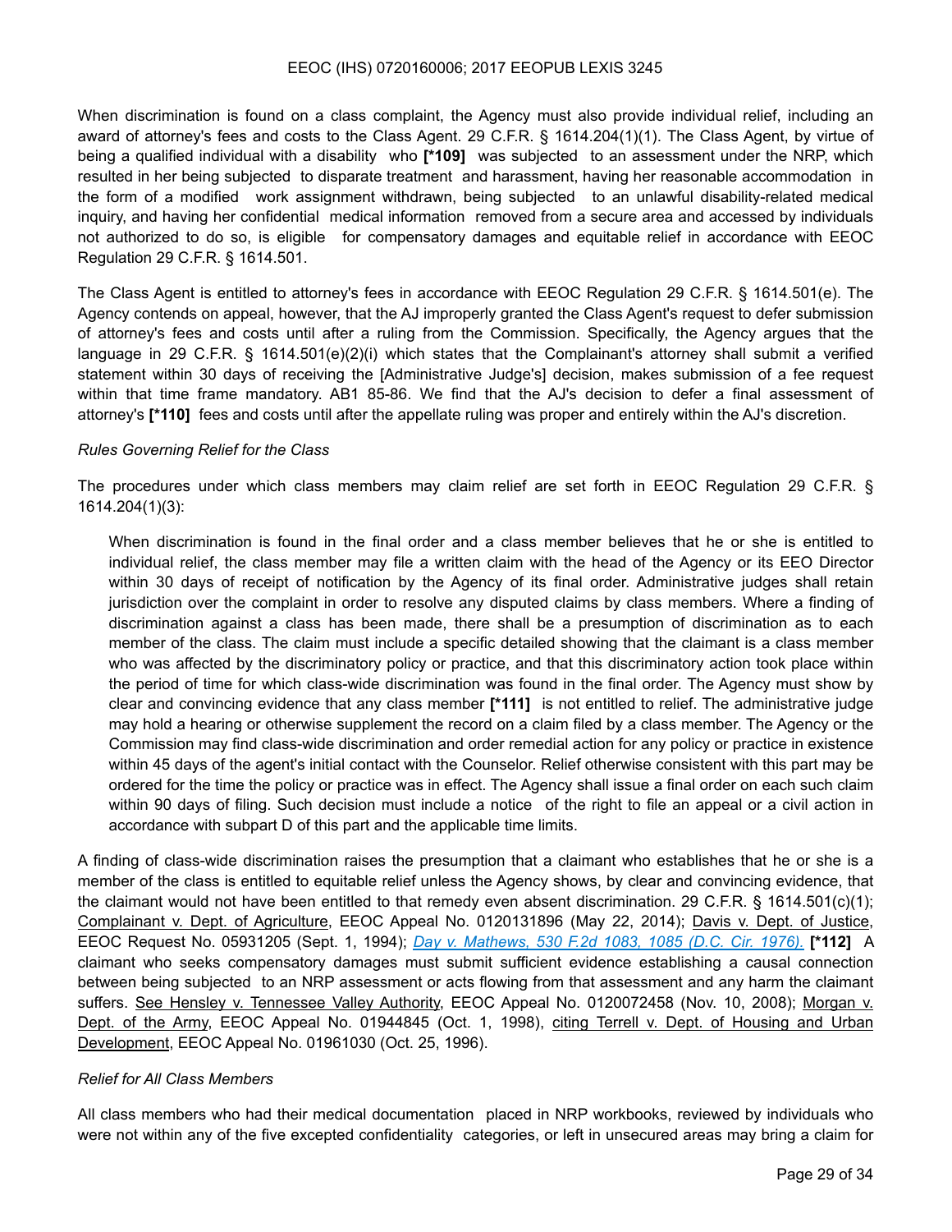When discrimination is found on a class complaint, the Agency must also provide individual relief, including an award of attorney's fees and costs to the Class Agent. 29 C.F.R. § 1614.204(1)(1). The Class Agent, by virtue of being a qualified individual with a disability who **[*109]** was subjected to an assessment under the NRP, which resulted in her being subjected to disparate treatment and harassment, having her reasonable accommodation in the form of a modified work assignment withdrawn, being subjected to an unlawful disability-related medical inquiry, and having her confidential medical information removed from a secure area and accessed by individuals not authorized to do so, is eligible for compensatory damages and equitable relief in accordance with EEOC Regulation 29 C.F.R. § 1614.501.

The Class Agent is entitled to attorney's fees in accordance with EEOC Regulation 29 C.F.R. § 1614.501(e). The Agency contends on appeal, however, that the AJ improperly granted the Class Agent's request to defer submission of attorney's fees and costs until after a ruling from the Commission. Specifically, the Agency argues that the language in 29 C.F.R. § 1614.501(e)(2)(i) which states that the Complainant's attorney shall submit a verified statement within 30 days of receiving the [Administrative Judge's] decision, makes submission of a fee request within that time frame mandatory. AB1 85-86. We find that the AJ's decision to defer a final assessment of attorney's **[*110]** fees and costs until after the appellate ruling was proper and entirely within the AJ's discretion.

*Rules Governing Relief for the Class*

The procedures under which class members may claim relief are set forth in EEOC Regulation 29 C.F.R. § 1614.204(1)(3):

> When discrimination is found in the final order and a class member believes that he or she is entitled to individual relief, the class member may file a written claim with the head of the Agency or its EEO Director within 30 days of receipt of notification by the Agency of its final order. Administrative judges shall retain jurisdiction over the complaint in order to resolve any disputed claims by class members. Where a finding of discrimination against a class has been made, there shall be a presumption of discrimination as to each member of the class. The claim must include a specific detailed showing that the claimant is a class member who was affected by the discriminatory policy or practice, and that this discriminatory action took place within the period of time for which class-wide discrimination was found in the final order. The Agency must show by clear and convincing evidence that any class member **[*111]** is not entitled to relief. The administrative judge may hold a hearing or otherwise supplement the record on a claim filed by a class member. The Agency or the Commission may find class-wide discrimination and order remedial action for any policy or practice in existence within 45 days of the agent's initial contact with the Counselor. Relief otherwise consistent with this part may be ordered for the time the policy or practice was in effect. The Agency shall issue a final order on each such claim within 90 days of filing. Such decision must include a notice of the right to file an appeal or a civil action in accordance with subpart D of this part and the applicable time limits.

A finding of class-wide discrimination raises the presumption that a claimant who establishes that he or she is a member of the class is entitled to equitable relief unless the Agency shows, by clear and convincing evidence, that the claimant would not have been entitled to that remedy even absent discrimination. 29 C.F.R. § 1614.501(c)(1); Complainant v. Dept. of Agriculture, EEOC Appeal No. 0120131896 (May 22, 2014); Davis v. Dept. of Justice, EEOC Request No. 05931205 (Sept. 1, 1994); *Day v. Mathews, 530 F.2d 1083, 1085 (D.C. Cir. 1976).* **[*112]** A claimant who seeks compensatory damages must submit sufficient evidence establishing a causal connection between being subjected to an NRP assessment or acts flowing from that assessment and any harm the claimant suffers. See Hensley v. Tennessee Valley Authority, EEOC Appeal No. 0120072458 (Nov. 10, 2008); Morgan v. Dept. of the Army, EEOC Appeal No. 01944845 (Oct. 1, 1998), citing Terrell v. Dept. of Housing and Urban Development, EEOC Appeal No. 01961030 (Oct. 25, 1996).

*Relief for All Class Members*

All class members who had their medical documentation placed in NRP workbooks, reviewed by individuals who were not within any of the five excepted confidentiality categories, or left in unsecured areas may bring a claim for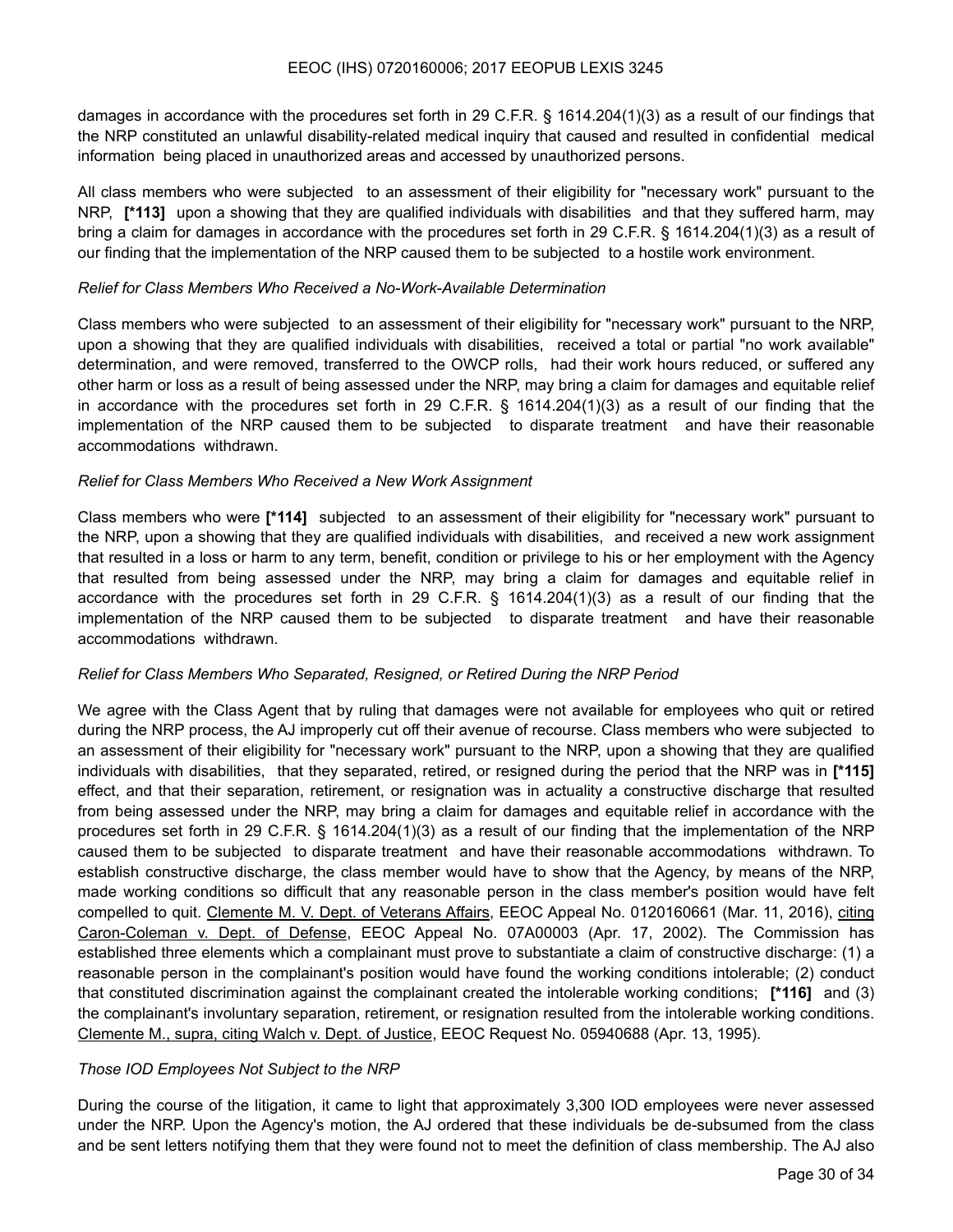damages in accordance with the procedures set forth in 29 C.F.R. § 1614.204(1)(3) as a result of our findings that the NRP constituted an unlawful disability-related medical inquiry that caused and resulted in confidential medical information being placed in unauthorized areas and accessed by unauthorized persons.

All class members who were subjected to an assessment of their eligibility for "necessary work" pursuant to the NRP, **[*113]** upon a showing that they are qualified individuals with disabilities and that they suffered harm, may bring a claim for damages in accordance with the procedures set forth in 29 C.F.R. § 1614.204(1)(3) as a result of our finding that the implementation of the NRP caused them to be subjected to a hostile work environment.

*Relief for Class Members Who Received a No-Work-Available Determination*

Class members who were subjected to an assessment of their eligibility for "necessary work" pursuant to the NRP, upon a showing that they are qualified individuals with disabilities, received a total or partial "no work available" determination, and were removed, transferred to the OWCP rolls, had their work hours reduced, or suffered any other harm or loss as a result of being assessed under the NRP, may bring a claim for damages and equitable relief in accordance with the procedures set forth in 29 C.F.R. § 1614.204(1)(3) as a result of our finding that the implementation of the NRP caused them to be subjected to disparate treatment and have their reasonable accommodations withdrawn.

*Relief for Class Members Who Received a New Work Assignment*

Class members who were **[*114]** subjected to an assessment of their eligibility for "necessary work" pursuant to the NRP, upon a showing that they are qualified individuals with disabilities, and received a new work assignment that resulted in a loss or harm to any term, benefit, condition or privilege to his or her employment with the Agency that resulted from being assessed under the NRP, may bring a claim for damages and equitable relief in accordance with the procedures set forth in 29 C.F.R. § 1614.204(1)(3) as a result of our finding that the implementation of the NRP caused them to be subjected to disparate treatment and have their reasonable accommodations withdrawn.

*Relief for Class Members Who Separated, Resigned, or Retired During the NRP Period*

We agree with the Class Agent that by ruling that damages were not available for employees who quit or retired during the NRP process, the AJ improperly cut off their avenue of recourse. Class members who were subjected to an assessment of their eligibility for "necessary work" pursuant to the NRP, upon a showing that they are qualified individuals with disabilities, that they separated, retired, or resigned during the period that the NRP was in **[*115]** effect, and that their separation, retirement, or resignation was in actuality a constructive discharge that resulted from being assessed under the NRP, may bring a claim for damages and equitable relief in accordance with the procedures set forth in 29 C.F.R. § 1614.204(1)(3) as a result of our finding that the implementation of the NRP caused them to be subjected to disparate treatment and have their reasonable accommodations withdrawn. To establish constructive discharge, the class member would have to show that the Agency, by means of the NRP, made working conditions so difficult that any reasonable person in the class member's position would have felt compelled to quit. Clemente M. V. Dept. of Veterans Affairs, EEOC Appeal No. 0120160661 (Mar. 11, 2016), citing Caron-Coleman v. Dept. of Defense, EEOC Appeal No. 07A00003 (Apr. 17, 2002). The Commission has established three elements which a complainant must prove to substantiate a claim of constructive discharge: (1) a reasonable person in the complainant's position would have found the working conditions intolerable; (2) conduct that constituted discrimination against the complainant created the intolerable working conditions; **[*116]** and (3) the complainant's involuntary separation, retirement, or resignation resulted from the intolerable working conditions. Clemente M., supra, citing Walch v. Dept. of Justice, EEOC Request No. 05940688 (Apr. 13, 1995).

*Those IOD Employees Not Subject to the NRP*

During the course of the litigation, it came to light that approximately 3,300 IOD employees were never assessed under the NRP. Upon the Agency's motion, the AJ ordered that these individuals be de-subsumed from the class and be sent letters notifying them that they were found not to meet the definition of class membership. The AJ also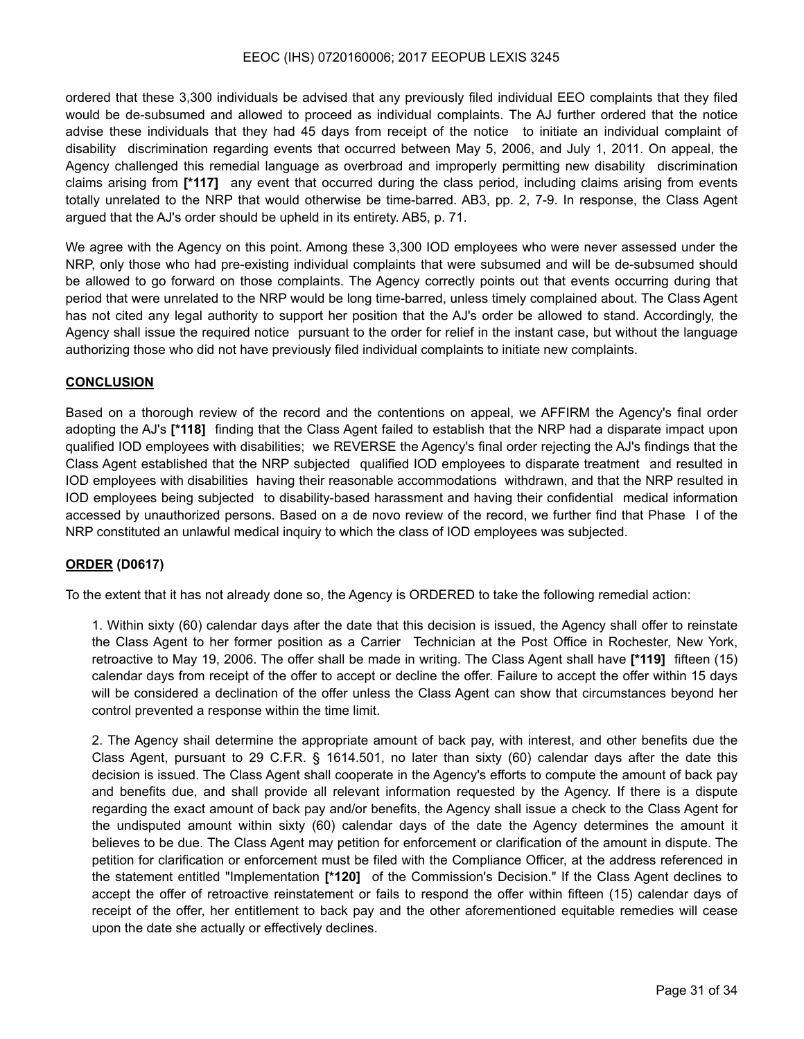ordered that these 3,300 individuals be advised that any previously filed individual EEO complaints that they filed would be de-subsumed and allowed to proceed as individual complaints. The AJ further ordered that the notice advise these individuals that they had 45 days from receipt of the notice to initiate an individual complaint of disability discrimination regarding events that occurred between May 5, 2006, and July 1, 2011. On appeal, the Agency challenged this remedial language as overbroad and improperly permitting new disability discrimination claims arising from **[*117]** any event that occurred during the class period, including claims arising from events totally unrelated to the NRP that would otherwise be time-barred. AB3, pp. 2, 7-9. In response, the Class Agent argued that the AJ's order should be upheld in its entirety. AB5, p. 71.

We agree with the Agency on this point. Among these 3,300 IOD employees who were never assessed under the NRP, only those who had pre-existing individual complaints that were subsumed and will be de-subsumed should be allowed to go forward on those complaints. The Agency correctly points out that events occurring during that period that were unrelated to the NRP would be long time-barred, unless timely complained about. The Class Agent has not cited any legal authority to support her position that the AJ's order be allowed to stand. Accordingly, the Agency shall issue the required notice pursuant to the order for relief in the instant case, but without the language authorizing those who did not have previously filed individual complaints to initiate new complaints.

**CONCLUSION**

Based on a thorough review of the record and the contentions on appeal, we AFFIRM the Agency's final order adopting the AJ's **[*118]** finding that the Class Agent failed to establish that the NRP had a disparate impact upon qualified IOD employees with disabilities; we REVERSE the Agency's final order rejecting the AJ's findings that the Class Agent established that the NRP subjected qualified IOD employees to disparate treatment and resulted in IOD employees with disabilities having their reasonable accommodations withdrawn, and that the NRP resulted in IOD employees being subjected to disability-based harassment and having their confidential medical information accessed by unauthorized persons. Based on a de novo review of the record, we further find that Phase I of the NRP constituted an unlawful medical inquiry to which the class of IOD employees was subjected.

**ORDER (D0617)**

To the extent that it has not already done so, the Agency is ORDERED to take the following remedial action:

1. Within sixty (60) calendar days after the date that this decision is issued, the Agency shall offer to reinstate the Class Agent to her former position as a Carrier Technician at the Post Office in Rochester, New York, retroactive to May 19, 2006. The offer shall be made in writing. The Class Agent shall have **[*119]** fifteen (15) calendar days from receipt of the offer to accept or decline the offer. Failure to accept the offer within 15 days will be considered a declination of the offer unless the Class Agent can show that circumstances beyond her control prevented a response within the time limit.

2. The Agency shall determine the appropriate amount of back pay, with interest, and other benefits due the Class Agent, pursuant to 29 C.F.R. § 1614.501, no later than sixty (60) calendar days after the date this decision is issued. The Class Agent shall cooperate in the Agency's efforts to compute the amount of back pay and benefits due, and shall provide all relevant information requested by the Agency. If there is a dispute regarding the exact amount of back pay and/or benefits, the Agency shall issue a check to the Class Agent for the undisputed amount within sixty (60) calendar days of the date the Agency determines the amount it believes to be due. The Class Agent may petition for enforcement or clarification of the amount in dispute. The petition for clarification or enforcement must be filed with the Compliance Officer, at the address referenced in the statement entitled "Implementation **[*120]** of the Commission's Decision." If the Class Agent declines to accept the offer of retroactive reinstatement or fails to respond the offer within fifteen (15) calendar days of receipt of the offer, her entitlement to back pay and the other aforementioned equitable remedies will cease upon the date she actually or effectively declines.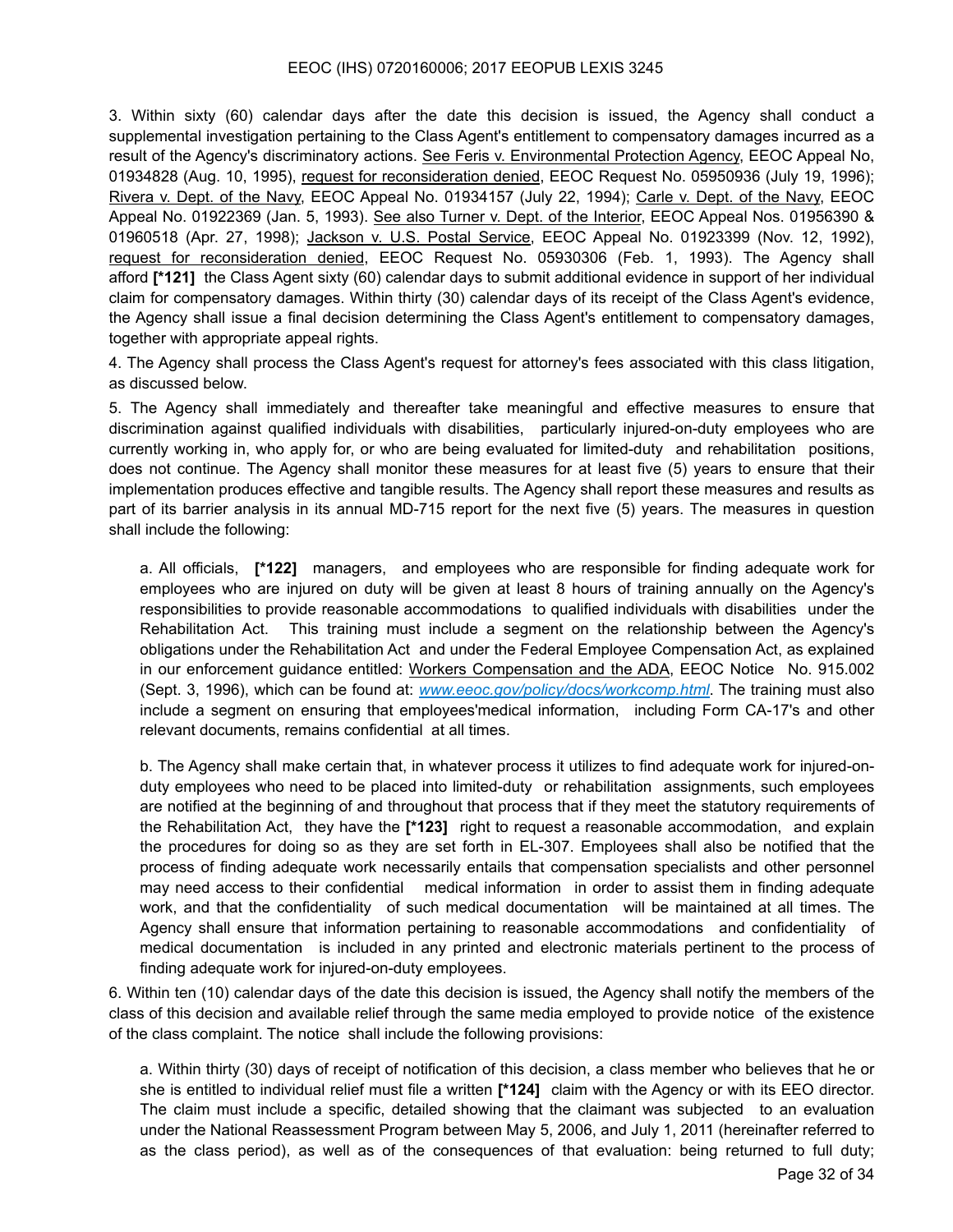3. Within sixty (60) calendar days after the date this decision is issued, the Agency shall conduct a supplemental investigation pertaining to the Class Agent's entitlement to compensatory damages incurred as a result of the Agency's discriminatory actions. See Feris v. Environmental Protection Agency, EEOC Appeal No, 01934828 (Aug. 10, 1995), request for reconsideration denied, EEOC Request No. 05950936 (July 19, 1996); Rivera v. Dept. of the Navy, EEOC Appeal No. 01934157 (July 22, 1994); Carle v. Dept. of the Navy, EEOC Appeal No. 01922369 (Jan. 5, 1993). See also Turner v. Dept. of the Interior, EEOC Appeal Nos. 01956390 & 01960518 (Apr. 27, 1998); Jackson v. U.S. Postal Service, EEOC Appeal No. 01923399 (Nov. 12, 1992), request for reconsideration denied, EEOC Request No. 05930306 (Feb. 1, 1993). The Agency shall afford **[*121]** the Class Agent sixty (60) calendar days to submit additional evidence in support of her individual claim for compensatory damages. Within thirty (30) calendar days of its receipt of the Class Agent's evidence, the Agency shall issue a final decision determining the Class Agent's entitlement to compensatory damages, together with appropriate appeal rights.

4. The Agency shall process the Class Agent's request for attorney's fees associated with this class litigation, as discussed below.

5. The Agency shall immediately and thereafter take meaningful and effective measures to ensure that discrimination against qualified individuals with disabilities, particularly injured-on-duty employees who are currently working in, who apply for, or who are being evaluated for limited-duty and rehabilitation positions, does not continue. The Agency shall monitor these measures for at least five (5) years to ensure that their implementation produces effective and tangible results. The Agency shall report these measures and results as part of its barrier analysis in its annual MD-715 report for the next five (5) years. The measures in question shall include the following:

> a. All officials, **[*122]** managers, and employees who are responsible for finding adequate work for employees who are injured on duty will be given at least 8 hours of training annually on the Agency's responsibilities to provide reasonable accommodations to qualified individuals with disabilities under the Rehabilitation Act. This training must include a segment on the relationship between the Agency's obligations under the Rehabilitation Act and under the Federal Employee Compensation Act, as explained in our enforcement guidance entitled: Workers Compensation and the ADA, EEOC Notice No. 915.002 (Sept. 3, 1996), which can be found at: *www.eeoc.gov/policy/docs/workcomp.html*. The training must also include a segment on ensuring that employees'medical information, including Form CA-17's and other relevant documents, remains confidential at all times.
>
> b. The Agency shall make certain that, in whatever process it utilizes to find adequate work for injured-on-duty employees who need to be placed into limited-duty or rehabilitation assignments, such employees are notified at the beginning of and throughout that process that if they meet the statutory requirements of the Rehabilitation Act, they have the **[*123]** right to request a reasonable accommodation, and explain the procedures for doing so as they are set forth in EL-307. Employees shall also be notified that the process of finding adequate work necessarily entails that compensation specialists and other personnel may need access to their confidential medical information in order to assist them in finding adequate work, and that the confidentiality of such medical documentation will be maintained at all times. The Agency shall ensure that information pertaining to reasonable accommodations and confidentiality of medical documentation is included in any printed and electronic materials pertinent to the process of finding adequate work for injured-on-duty employees.

6. Within ten (10) calendar days of the date this decision is issued, the Agency shall notify the members of the class of this decision and available relief through the same media employed to provide notice of the existence of the class complaint. The notice shall include the following provisions:

> a. Within thirty (30) days of receipt of notification of this decision, a class member who believes that he or she is entitled to individual relief must file a written **[*124]** claim with the Agency or with its EEO director. The claim must include a specific, detailed showing that the claimant was subjected to an evaluation under the National Reassessment Program between May 5, 2006, and July 1, 2011 (hereinafter referred to as the class period), as well as of the consequences of that evaluation: being returned to full duty;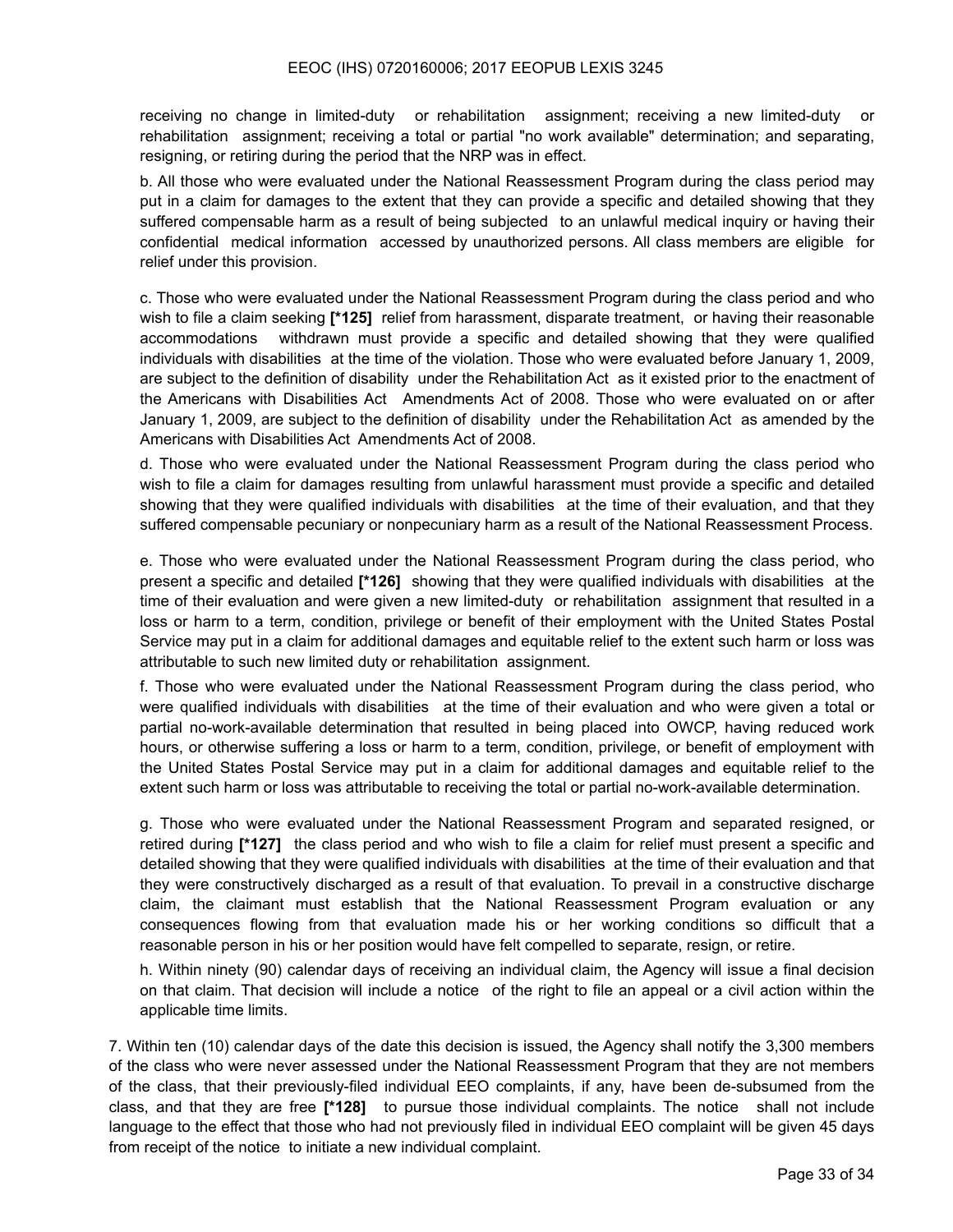receiving no change in limited-duty or rehabilitation assignment; receiving a new limited-duty or rehabilitation assignment; receiving a total or partial "no work available" determination; and separating, resigning, or retiring during the period that the NRP was in effect.

b. All those who were evaluated under the National Reassessment Program during the class period may put in a claim for damages to the extent that they can provide a specific and detailed showing that they suffered compensable harm as a result of being subjected to an unlawful medical inquiry or having their confidential medical information accessed by unauthorized persons. All class members are eligible for relief under this provision.

c. Those who were evaluated under the National Reassessment Program during the class period and who wish to file a claim seeking **[*125]** relief from harassment, disparate treatment, or having their reasonable accommodations withdrawn must provide a specific and detailed showing that they were qualified individuals with disabilities at the time of the violation. Those who were evaluated before January 1, 2009, are subject to the definition of disability under the Rehabilitation Act as it existed prior to the enactment of the Americans with Disabilities Act Amendments Act of 2008. Those who were evaluated on or after January 1, 2009, are subject to the definition of disability under the Rehabilitation Act as amended by the Americans with Disabilities Act Amendments Act of 2008.

d. Those who were evaluated under the National Reassessment Program during the class period who wish to file a claim for damages resulting from unlawful harassment must provide a specific and detailed showing that they were qualified individuals with disabilities at the time of their evaluation, and that they suffered compensable pecuniary or nonpecuniary harm as a result of the National Reassessment Process.

e. Those who were evaluated under the National Reassessment Program during the class period, who present a specific and detailed **[*126]** showing that they were qualified individuals with disabilities at the time of their evaluation and were given a new limited-duty or rehabilitation assignment that resulted in a loss or harm to a term, condition, privilege or benefit of their employment with the United States Postal Service may put in a claim for additional damages and equitable relief to the extent such harm or loss was attributable to such new limited duty or rehabilitation assignment.

f. Those who were evaluated under the National Reassessment Program during the class period, who were qualified individuals with disabilities at the time of their evaluation and who were given a total or partial no-work-available determination that resulted in being placed into OWCP, having reduced work hours, or otherwise suffering a loss or harm to a term, condition, privilege, or benefit of employment with the United States Postal Service may put in a claim for additional damages and equitable relief to the extent such harm or loss was attributable to receiving the total or partial no-work-available determination.

g. Those who were evaluated under the National Reassessment Program and separated resigned, or retired during **[*127]** the class period and who wish to file a claim for relief must present a specific and detailed showing that they were qualified individuals with disabilities at the time of their evaluation and that they were constructively discharged as a result of that evaluation. To prevail in a constructive discharge claim, the claimant must establish that the National Reassessment Program evaluation or any consequences flowing from that evaluation made his or her working conditions so difficult that a reasonable person in his or her position would have felt compelled to separate, resign, or retire.

h. Within ninety (90) calendar days of receiving an individual claim, the Agency will issue a final decision on that claim. That decision will include a notice of the right to file an appeal or a civil action within the applicable time limits.

7. Within ten (10) calendar days of the date this decision is issued, the Agency shall notify the 3,300 members of the class who were never assessed under the National Reassessment Program that they are not members of the class, that their previously-filed individual EEO complaints, if any, have been de-subsumed from the class, and that they are free **[*128]** to pursue those individual complaints. The notice shall not include language to the effect that those who had not previously filed in individual EEO complaint will be given 45 days from receipt of the notice to initiate a new individual complaint.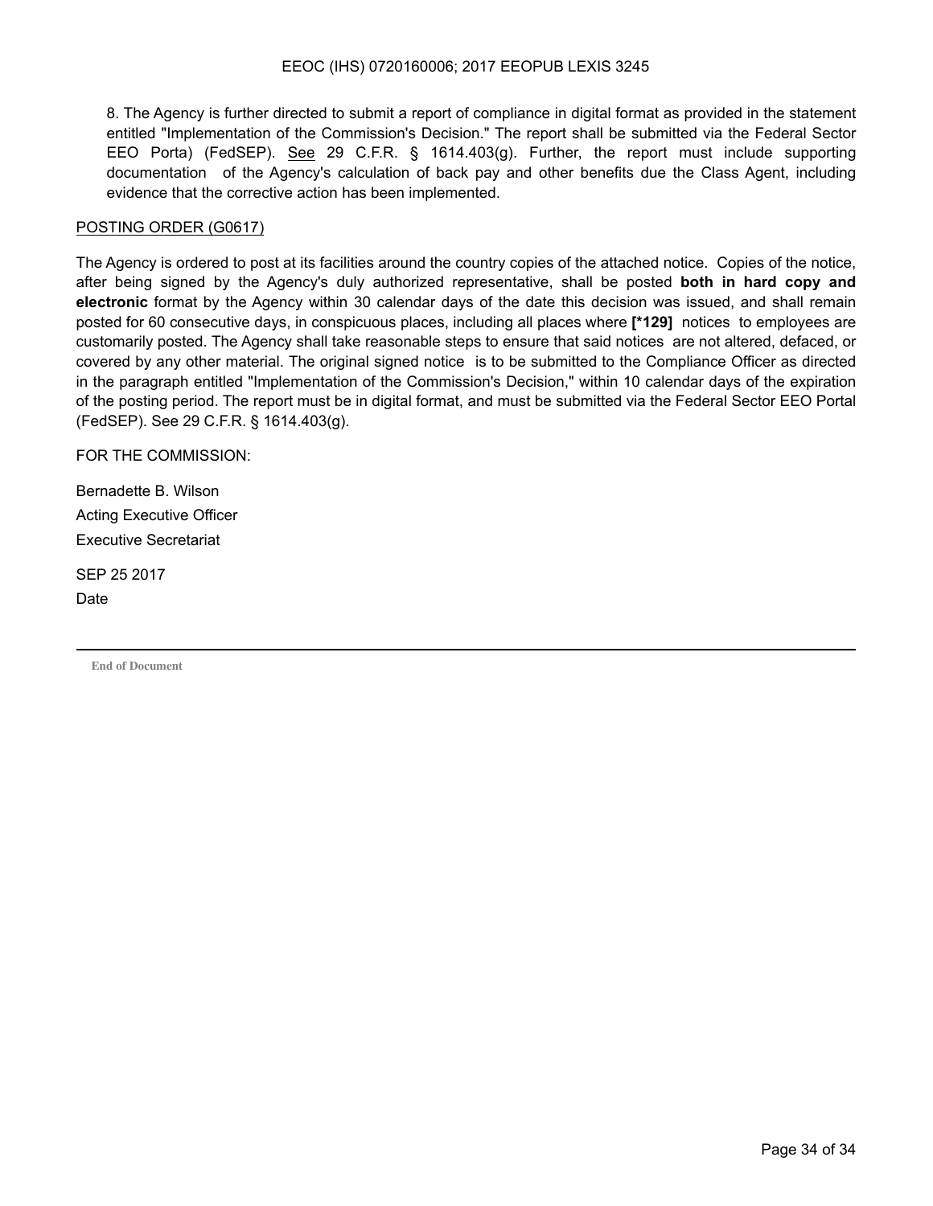8. The Agency is further directed to submit a report of compliance in digital format as provided in the statement entitled "Implementation of the Commission's Decision." The report shall be submitted via the Federal Sector EEO Porta) (FedSEP). See 29 C.F.R. § 1614.403(g). Further, the report must include supporting documentation of the Agency's calculation of back pay and other benefits due the Class Agent, including evidence that the corrective action has been implemented.

POSTING ORDER (G0617)

The Agency is ordered to post at its facilities around the country copies of the attached notice. Copies of the notice, after being signed by the Agency's duly authorized representative, shall be posted **both in hard copy and electronic** format by the Agency within 30 calendar days of the date this decision was issued, and shall remain posted for 60 consecutive days, in conspicuous places, including all places where **[*129]** notices to employees are customarily posted. The Agency shall take reasonable steps to ensure that said notices are not altered, defaced, or covered by any other material. The original signed notice is to be submitted to the Compliance Officer as directed in the paragraph entitled "Implementation of the Commission's Decision," within 10 calendar days of the expiration of the posting period. The report must be in digital format, and must be submitted via the Federal Sector EEO Portal (FedSEP). See 29 C.F.R. § 1614.403(g).

FOR THE COMMISSION:

Bernadette B. Wilson

Acting Executive Officer

Executive Secretariat

SEP 25 2017

Date

---

End of Document